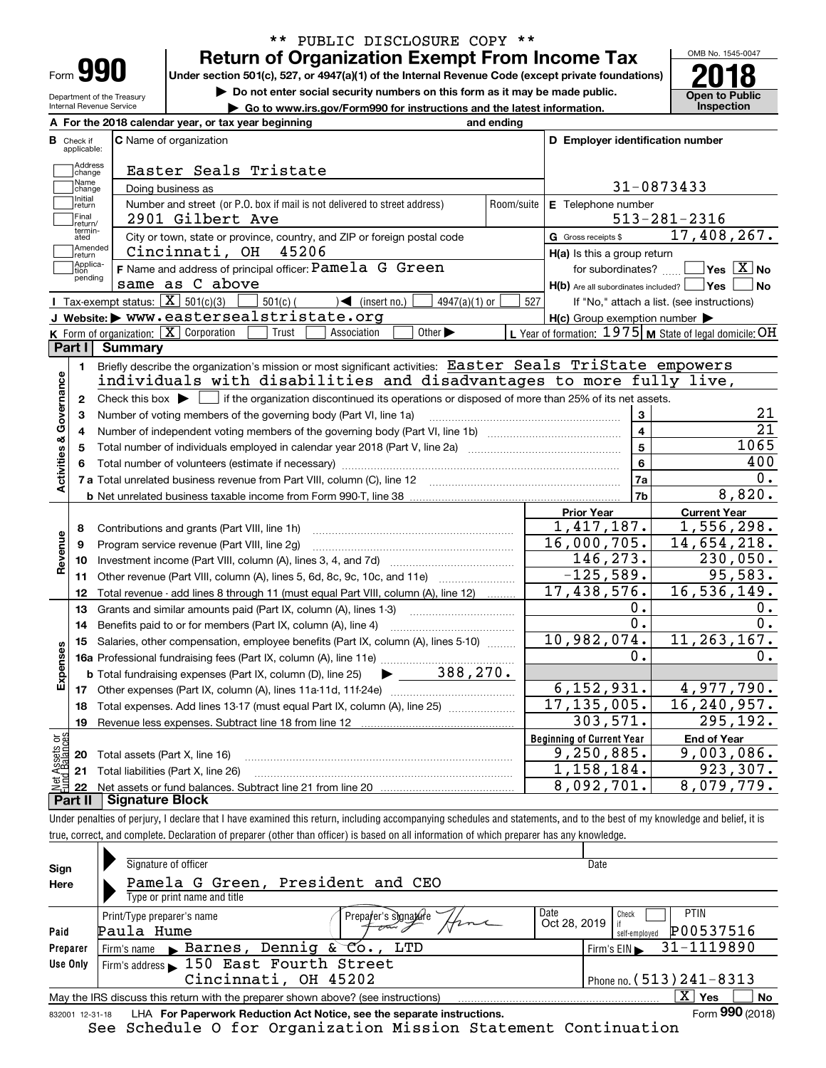\*\* PUBLIC DISCLOSURE COPY \*\*

# Form 990 — Return of Organization Exempt From Income Tax

Under section 501(c), 527, or 4947(a)(1) of the Internal Revenue Code (except private foundations)

▶ Do not enter social security numbers on this form as it may be made public.

▶ Go to www.irs.gov/Form990 for instructions and the latest information.

OMB No. 1545-0047 | **2018** | Open to Public Inspection

Department of the Treasury, Internal Revenue Service

**A** For the 2018 calendar year, or tax year beginning and ending

**B** Check if applicable: Address change, Name change, Initial return, Final return/terminated, Amended return, Application pending

**C** Name of organization: Easter Seals Tristate

Doing business as

Number and street (or P.O. box if mail is not delivered to street address): 2901 Gilbert Ave — Room/suite

City or town, state or province, country, and ZIP or foreign postal code: Cincinnati, OH 45206

**D** Employer identification number: 31-0873433

**E** Telephone number: 513-281-2316

**G** Gross receipts $ 17,408,267.

**F** Name and address of principal officer: Pamela G Green, same as C above

**H(a)** Is this a group return for subordinates? ☐ Yes ☒ No

**H(b)** Are all subordinates included? ☐ Yes ☐ No — If "No," attach a list. (see instructions)

**H(c)** Group exemption number ▶

**I** Tax-exempt status: ☒ 501(c)(3) ☐ 501(c)( ) ◀ (insert no.) ☐ 4947(a)(1) or ☐ 527

**J** Website: ▶ www.easterseals tristate.org

**K** Form of organization: ☒ Corporation ☐ Trust ☐ Association ☐ Other ▶

**L** Year of formation: 1975 **M** State of legal domicile: OH

## Part I Summary

**Activities & Governance**

1 Briefly describe the organization's mission or most significant activities: Easter Seals TriState empowers individuals with disabilities and disadvantages to more fully live,

2 Check this box ▶ ☐ if the organization discontinued its operations or disposed of more than 25% of its net assets.

| | | | |
|---|---|---|---|
| 3 | Number of voting members of the governing body (Part VI, line 1a) | 3 | 21 |
| 4 | Number of independent voting members of the governing body (Part VI, line 1b) | 4 | 21 |
| 5 | Total number of individuals employed in calendar year 2018 (Part V, line 2a) | 5 | 1065 |
| 6 | Total number of volunteers (estimate if necessary) | 6 | 400 |
| 7a | Total unrelated business revenue from Part VIII, column (C), line 12 | 7a | 0. |
| b | Net unrelated business taxable income from Form 990-T, line 38 | 7b | 8,820. |

| | | Prior Year | Current Year |
|---|---|---|---|
| **Revenue** | | | |
| 8 | Contributions and grants (Part VIII, line 1h) | 1,417,187. | 1,556,298. |
| 9 | Program service revenue (Part VIII, line 2g) | 16,000,705. | 14,654,218. |
| 10 | Investment income (Part VIII, column (A), lines 3, 4, and 7d) | 146,273. | 230,050. |
| 11 | Other revenue (Part VIII, column (A), lines 5, 6d, 8c, 9c, 10c, and 11e) | -125,589. | 95,583. |
| 12 | Total revenue - add lines 8 through 11 (must equal Part VIII, column (A), line 12) | 17,438,576. | 16,536,149. |
| **Expenses** | | | |
| 13 | Grants and similar amounts paid (Part IX, column (A), lines 1-3) | 0. | 0. |
| 14 | Benefits paid to or for members (Part IX, column (A), line 4) | 0. | 0. |
| 15 | Salaries, other compensation, employee benefits (Part IX, column (A), lines 5-10) | 10,982,074. | 11,263,167. |
| 16a | Professional fundraising fees (Part IX, column (A), line 11e) | 0. | 0. |
| b | Total fundraising expenses (Part IX, column (D), line 25) ▶ 388,270. | | |
| 17 | Other expenses (Part IX, column (A), lines 11a-11d, 11f-24e) | 6,152,931. | 4,977,790. |
| 18 | Total expenses. Add lines 13-17 (must equal Part IX, column (A), line 25) | 17,135,005. | 16,240,957. |
| 19 | Revenue less expenses. Subtract line 18 from line 12 | 303,571. | 295,192. |

| **Net Assets or Fund Balances** | | Beginning of Current Year | End of Year |
|---|---|---|---|
| 20 | Total assets (Part X, line 16) | 9,250,885. | 9,003,086. |
| 21 | Total liabilities (Part X, line 26) | 1,158,184. | 923,307. |
| 22 | Net assets or fund balances. Subtract line 21 from line 20 | 8,092,701. | 8,079,779. |

## Part II Signature Block

Under penalties of perjury, I declare that I have examined this return, including accompanying schedules and statements, and to the best of my knowledge and belief, it is true, correct, and complete. Declaration of preparer (other than officer) is based on all information of which preparer has any knowledge.

**Sign Here**

Signature of officer — Date

Pamela G Green, President and CEO

Type or print name and title

**Paid Preparer Use Only**

| Print/Type preparer's name | Preparer's signature | Date | Check if self-employed | PTIN |
|---|---|---|---|---|
| Paula Hume | | Oct 28, 2019 | ☐ | P00537516 |

Firm's name ▶ Barnes, Dennig & Co., LTD — Firm's EIN ▶ 31-1119890

Firm's address ▶ 150 East Fourth Street, Cincinnati, OH 45202 — Phone no. (513)241-8313

May the IRS discuss this return with the preparer shown above? (see instructions) ☒ Yes ☐ No

832001 12-31-18 LHA For Paperwork Reduction Act Notice, see the separate instructions. Form **990** (2018)

See Schedule O for Organization Mission Statement Continuation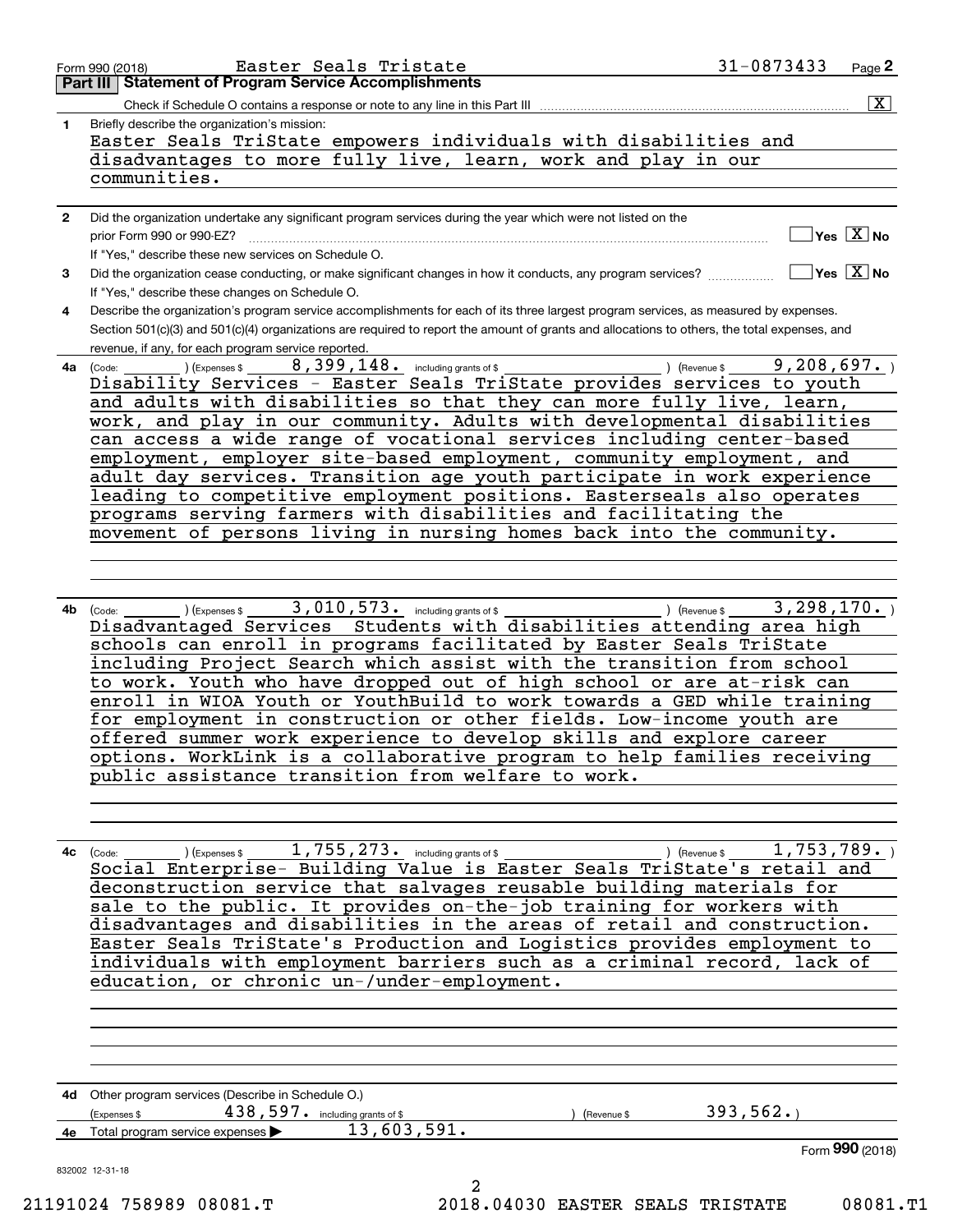Form 990 (2018) Easter Seals Tristate 31-0873433 Page 2

## Part III Statement of Program Service Accomplishments

Check if Schedule O contains a response or note to any line in this Part III [X]

**1** Briefly describe the organization's mission:

Easter Seals TriState empowers individuals with disabilities and disadvantages to more fully live, learn, work and play in our communities.

**2** Did the organization undertake any significant program services during the year which were not listed on the prior Form 990 or 990-EZ? [ ] Yes [X] No

If "Yes," describe these new services on Schedule O.

**3** Did the organization cease conducting, or make significant changes in how it conducts, any program services? [ ] Yes [X] No

If "Yes," describe these changes on Schedule O.

**4** Describe the organization's program service accomplishments for each of its three largest program services, as measured by expenses. Section 501(c)(3) and 501(c)(4) organizations are required to report the amount of grants and allocations to others, the total expenses, and revenue, if any, for each program service reported.

**4a** (Code: ) (Expenses $ 8,399,148. including grants of $ ) (Revenue $ 9,208,697. )

Disability Services - Easter Seals TriState provides services to youth and adults with disabilities so that they can more fully live, learn, work, and play in our community. Adults with developmental disabilities can access a wide range of vocational services including center-based employment, employer site-based employment, community employment, and adult day services. Transition age youth participate in work experience leading to competitive employment positions. Easterseals also operates programs serving farmers with disabilities and facilitating the movement of persons living in nursing homes back into the community.

**4b** (Code: ) (Expenses $ 3,010,573. including grants of $ ) (Revenue $ 3,298,170. )

Disadvantaged Services Students with disabilities attending area high schools can enroll in programs facilitated by Easter Seals TriState including Project Search which assist with the transition from school to work. Youth who have dropped out of high school or are at-risk can enroll in WIOA Youth or YouthBuild to work towards a GED while training for employment in construction or other fields. Low-income youth are offered summer work experience to develop skills and explore career options. WorkLink is a collaborative program to help families receiving public assistance transition from welfare to work.

**4c** (Code: ) (Expenses $ 1,755,273. including grants of $ ) (Revenue $ 1,753,789. )

Social Enterprise- Building Value is Easter Seals TriState's retail and deconstruction service that salvages reusable building materials for sale to the public. It provides on-the-job training for workers with disadvantages and disabilities in the areas of retail and construction. Easter Seals TriState's Production and Logistics provides employment to individuals with employment barriers such as a criminal record, lack of education, or chronic un-/under-employment.

**4d** Other program services (Describe in Schedule O.)

(Expenses $ 438,597. including grants of $ ) (Revenue $ 393,562.)

**4e** Total program service expenses ▶ 13,603,591.

Form **990** (2018)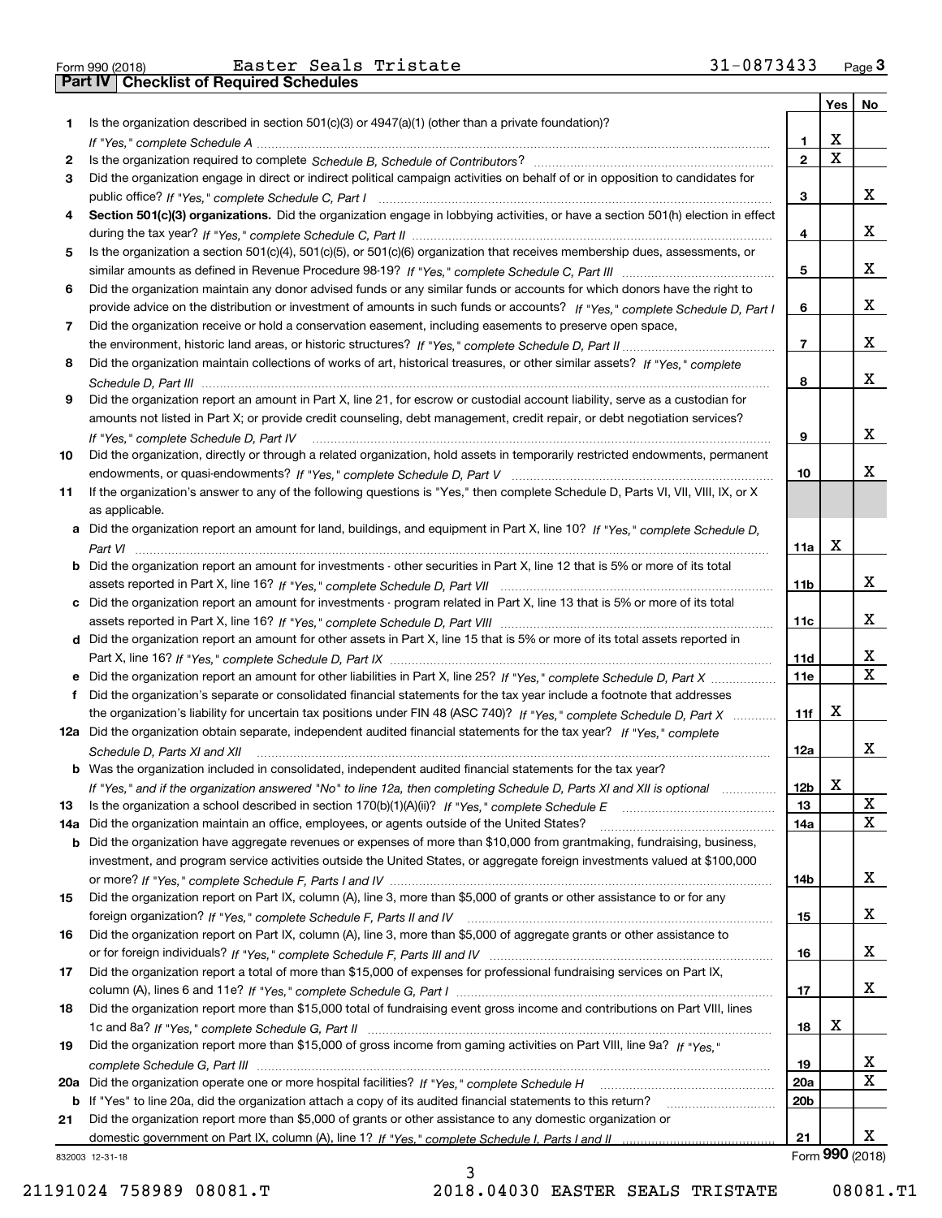Form 990 (2018) Easter Seals Tristate 31-0873433 Page **3**

## Part IV Checklist of Required Schedules

| | | | Yes | No |
|---|---|---|---|---|
| 1 | Is the organization described in section 501(c)(3) or 4947(a)(1) (other than a private foundation)? *If "Yes," complete Schedule A* | 1 | X | |
| 2 | Is the organization required to complete *Schedule B, Schedule of Contributors*? | 2 | X | |
| 3 | Did the organization engage in direct or indirect political campaign activities on behalf of or in opposition to candidates for public office? *If "Yes," complete Schedule C, Part I* | 3 | | X |
| 4 | **Section 501(c)(3) organizations.** Did the organization engage in lobbying activities, or have a section 501(h) election in effect during the tax year? *If "Yes," complete Schedule C, Part II* | 4 | | X |
| 5 | Is the organization a section 501(c)(4), 501(c)(5), or 501(c)(6) organization that receives membership dues, assessments, or similar amounts as defined in Revenue Procedure 98-19? *If "Yes," complete Schedule C, Part III* | 5 | | X |
| 6 | Did the organization maintain any donor advised funds or any similar funds or accounts for which donors have the right to provide advice on the distribution or investment of amounts in such funds or accounts? *If "Yes," complete Schedule D, Part I* | 6 | | X |
| 7 | Did the organization receive or hold a conservation easement, including easements to preserve open space, the environment, historic land areas, or historic structures? *If "Yes," complete Schedule D, Part II* | 7 | | X |
| 8 | Did the organization maintain collections of works of art, historical treasures, or other similar assets? *If "Yes," complete Schedule D, Part III* | 8 | | X |
| 9 | Did the organization report an amount in Part X, line 21, for escrow or custodial account liability, serve as a custodian for amounts not listed in Part X; or provide credit counseling, debt management, credit repair, or debt negotiation services? *If "Yes," complete Schedule D, Part IV* | 9 | | X |
| 10 | Did the organization, directly or through a related organization, hold assets in temporarily restricted endowments, permanent endowments, or quasi-endowments? *If "Yes," complete Schedule D, Part V* | 10 | | X |
| 11 | If the organization's answer to any of the following questions is "Yes," then complete Schedule D, Parts VI, VII, VIII, IX, or X as applicable. | | | |
| a | Did the organization report an amount for land, buildings, and equipment in Part X, line 10? *If "Yes," complete Schedule D, Part VI* | 11a | X | |
| b | Did the organization report an amount for investments - other securities in Part X, line 12 that is 5% or more of its total assets reported in Part X, line 16? *If "Yes," complete Schedule D, Part VII* | 11b | | X |
| c | Did the organization report an amount for investments - program related in Part X, line 13 that is 5% or more of its total assets reported in Part X, line 16? *If "Yes," complete Schedule D, Part VIII* | 11c | | X |
| d | Did the organization report an amount for other assets in Part X, line 15 that is 5% or more of its total assets reported in Part X, line 16? *If "Yes," complete Schedule D, Part IX* | 11d | | X |
| e | Did the organization report an amount for other liabilities in Part X, line 25? *If "Yes," complete Schedule D, Part X* | 11e | | X |
| f | Did the organization's separate or consolidated financial statements for the tax year include a footnote that addresses the organization's liability for uncertain tax positions under FIN 48 (ASC 740)? *If "Yes," complete Schedule D, Part X* | 11f | X | |
| 12a | Did the organization obtain separate, independent audited financial statements for the tax year? *If "Yes," complete Schedule D, Parts XI and XII* | 12a | | X |
| b | Was the organization included in consolidated, independent audited financial statements for the tax year? *If "Yes," and if the organization answered "No" to line 12a, then completing Schedule D, Parts XI and XII is optional* | 12b | X | |
| 13 | Is the organization a school described in section 170(b)(1)(A)(ii)? *If "Yes," complete Schedule E* | 13 | | X |
| 14a | Did the organization maintain an office, employees, or agents outside of the United States? | 14a | | X |
| b | Did the organization have aggregate revenues or expenses of more than $10,000 from grantmaking, fundraising, business, investment, and program service activities outside the United States, or aggregate foreign investments valued at $100,000 or more? *If "Yes," complete Schedule F, Parts I and IV* | 14b | | X |
| 15 | Did the organization report on Part IX, column (A), line 3, more than $5,000 of grants or other assistance to or for any foreign organization? *If "Yes," complete Schedule F, Parts II and IV* | 15 | | X |
| 16 | Did the organization report on Part IX, column (A), line 3, more than $5,000 of aggregate grants or other assistance to or for foreign individuals? *If "Yes," complete Schedule F, Parts III and IV* | 16 | | X |
| 17 | Did the organization report a total of more than $15,000 of expenses for professional fundraising services on Part IX, column (A), lines 6 and 11e? *If "Yes," complete Schedule G, Part I* | 17 | | X |
| 18 | Did the organization report more than $15,000 total of fundraising event gross income and contributions on Part VIII, lines 1c and 8a? *If "Yes," complete Schedule G, Part II* | 18 | X | |
| 19 | Did the organization report more than $15,000 of gross income from gaming activities on Part VIII, line 9a? *If "Yes," complete Schedule G, Part III* | 19 | | X |
| 20a | Did the organization operate one or more hospital facilities? *If "Yes," complete Schedule H* | 20a | | X |
| b | If "Yes" to line 20a, did the organization attach a copy of its audited financial statements to this return? | 20b | | |
| 21 | Did the organization report more than $5,000 of grants or other assistance to any domestic organization or domestic government on Part IX, column (A), line 1? *If "Yes," complete Schedule I, Parts I and II* | 21 | | X |

832003 12-31-18 Form **990** (2018)

21191024 758989 08081.T 2018.04030 EASTER SEALS TRISTATE 08081.T1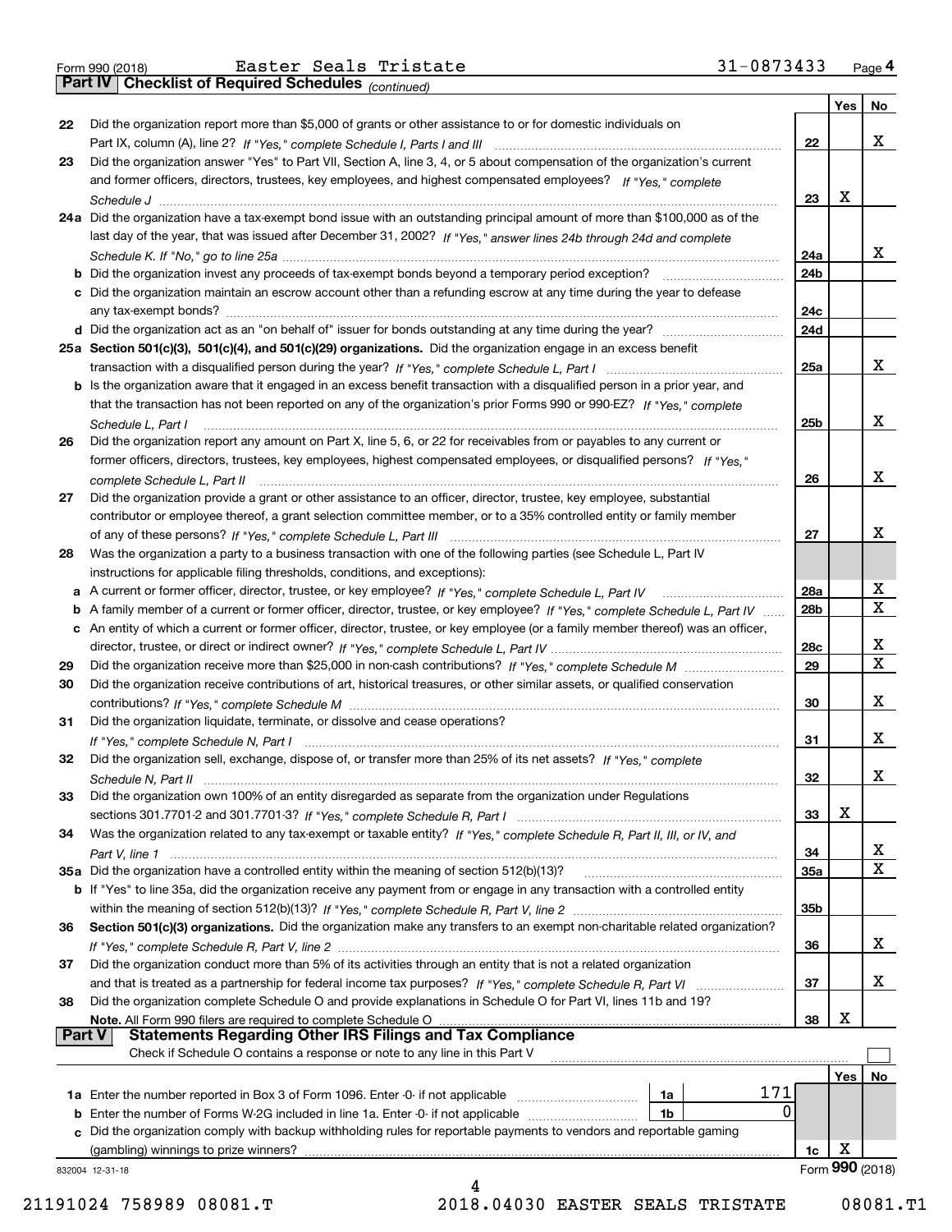Form 990 (2018) Easter Seals Tristate 31-0873433 Page 4

**Part IV Checklist of Required Schedules** *(continued)*

| | | | Yes | No |
|---|---|---|---|---|
| 22 | Did the organization report more than $5,000 of grants or other assistance to or for domestic individuals on Part IX, column (A), line 2? *If "Yes," complete Schedule I, Parts I and III* | 22 | | X |
| 23 | Did the organization answer "Yes" to Part VII, Section A, line 3, 4, or 5 about compensation of the organization's current and former officers, directors, trustees, key employees, and highest compensated employees? *If "Yes," complete Schedule J* | 23 | X | |
| 24a | Did the organization have a tax-exempt bond issue with an outstanding principal amount of more than $100,000 as of the last day of the year, that was issued after December 31, 2002? *If "Yes," answer lines 24b through 24d and complete Schedule K. If "No," go to line 25a* | 24a | | X |
| b | Did the organization invest any proceeds of tax-exempt bonds beyond a temporary period exception? | 24b | | |
| c | Did the organization maintain an escrow account other than a refunding escrow at any time during the year to defease any tax-exempt bonds? | 24c | | |
| d | Did the organization act as an "on behalf of" issuer for bonds outstanding at any time during the year? | 24d | | |
| 25a | **Section 501(c)(3), 501(c)(4), and 501(c)(29) organizations.** Did the organization engage in an excess benefit transaction with a disqualified person during the year? *If "Yes," complete Schedule L, Part I* | 25a | | X |
| b | Is the organization aware that it engaged in an excess benefit transaction with a disqualified person in a prior year, and that the transaction has not been reported on any of the organization's prior Forms 990 or 990-EZ? *If "Yes," complete Schedule L, Part I* | 25b | | X |
| 26 | Did the organization report any amount on Part X, line 5, 6, or 22 for receivables from or payables to any current or former officers, directors, trustees, key employees, highest compensated employees, or disqualified persons? *If "Yes," complete Schedule L, Part II* | 26 | | X |
| 27 | Did the organization provide a grant or other assistance to an officer, director, trustee, key employee, substantial contributor or employee thereof, a grant selection committee member, or to a 35% controlled entity or family member of any of these persons? *If "Yes," complete Schedule L, Part III* | 27 | | X |
| 28 | Was the organization a party to a business transaction with one of the following parties (see Schedule L, Part IV instructions for applicable filing thresholds, conditions, and exceptions): | | | |
| a | A current or former officer, director, trustee, or key employee? *If "Yes," complete Schedule L, Part IV* | 28a | | X |
| b | A family member of a current or former officer, director, trustee, or key employee? *If "Yes," complete Schedule L, Part IV* | 28b | | X |
| c | An entity of which a current or former officer, director, trustee, or key employee (or a family member thereof) was an officer, director, trustee, or direct or indirect owner? *If "Yes," complete Schedule L, Part IV* | 28c | | X |
| 29 | Did the organization receive more than $25,000 in non-cash contributions? *If "Yes," complete Schedule M* | 29 | | X |
| 30 | Did the organization receive contributions of art, historical treasures, or other similar assets, or qualified conservation contributions? *If "Yes," complete Schedule M* | 30 | | X |
| 31 | Did the organization liquidate, terminate, or dissolve and cease operations? *If "Yes," complete Schedule N, Part I* | 31 | | X |
| 32 | Did the organization sell, exchange, dispose of, or transfer more than 25% of its net assets? *If "Yes," complete Schedule N, Part II* | 32 | | X |
| 33 | Did the organization own 100% of an entity disregarded as separate from the organization under Regulations sections 301.7701-2 and 301.7701-3? *If "Yes," complete Schedule R, Part I* | 33 | X | |
| 34 | Was the organization related to any tax-exempt or taxable entity? *If "Yes," complete Schedule R, Part II, III, or IV, and Part V, line 1* | 34 | | X |
| 35a | Did the organization have a controlled entity within the meaning of section 512(b)(13)? | 35a | | X |
| b | If "Yes" to line 35a, did the organization receive any payment from or engage in any transaction with a controlled entity within the meaning of section 512(b)(13)? *If "Yes," complete Schedule R, Part V, line 2* | 35b | | |
| 36 | **Section 501(c)(3) organizations.** Did the organization make any transfers to an exempt non-charitable related organization? *If "Yes," complete Schedule R, Part V, line 2* | 36 | | X |
| 37 | Did the organization conduct more than 5% of its activities through an entity that is not a related organization and that is treated as a partnership for federal income tax purposes? *If "Yes," complete Schedule R, Part VI* | 37 | | X |
| 38 | Did the organization complete Schedule O and provide explanations in Schedule O for Part VI, lines 11b and 19? **Note.** All Form 990 filers are required to complete Schedule O | 38 | X | |

**Part V Statements Regarding Other IRS Filings and Tax Compliance**

Check if Schedule O contains a response or note to any line in this Part V ☐

| | | | | | Yes | No |
|---|---|---|---|---|---|---|
| 1a | Enter the number reported in Box 3 of Form 1096. Enter -0- if not applicable | 1a | 171 | | | |
| b | Enter the number of Forms W-2G included in line 1a. Enter -0- if not applicable | 1b | 0 | | | |
| c | Did the organization comply with backup withholding rules for reportable payments to vendors and reportable gaming (gambling) winnings to prize winners? | | | 1c | X | |

832004 12-31-18

Form **990** (2018)

21191024 758989 08081.T 2018.04030 EASTER SEALS TRISTATE 08081.T1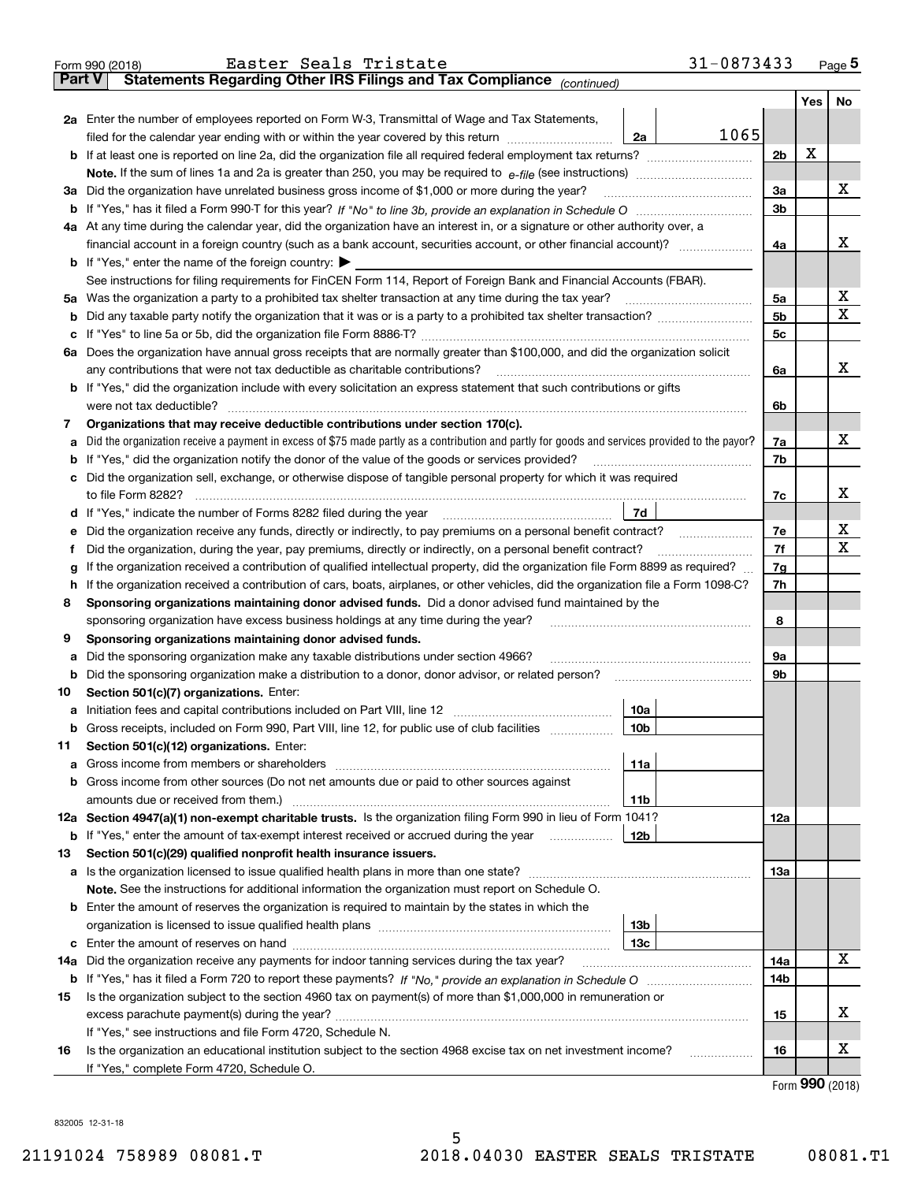Form 990 (2018) Easter Seals Tristate 31-0873433 Page 5

## Part V Statements Regarding Other IRS Filings and Tax Compliance *(continued)*

| | | | | | Yes | No |
|---|---|---|---|---|---|---|
| **2a** | Enter the number of employees reported on Form W-3, Transmittal of Wage and Tax Statements, filed for the calendar year ending with or within the year covered by this return | 2a | 1065 | | | |
| **b** | If at least one is reported on line 2a, did the organization file all required federal employment tax returns? | | | 2b | X | |
| | **Note.** If the sum of lines 1a and 2a is greater than 250, you may be required to *e-file* (see instructions) | | | | | |
| **3a** | Did the organization have unrelated business gross income of $1,000 or more during the year? | | | 3a | | X |
| **b** | If "Yes," has it filed a Form 990-T for this year? *If "No" to line 3b, provide an explanation in Schedule O* | | | 3b | | |
| **4a** | At any time during the calendar year, did the organization have an interest in, or a signature or other authority over, a financial account in a foreign country (such as a bank account, securities account, or other financial account)? | | | 4a | | X |
| **b** | If "Yes," enter the name of the foreign country: ▶ | | | | | |
| | See instructions for filing requirements for FinCEN Form 114, Report of Foreign Bank and Financial Accounts (FBAR). | | | | | |
| **5a** | Was the organization a party to a prohibited tax shelter transaction at any time during the tax year? | | | 5a | | X |
| **b** | Did any taxable party notify the organization that it was or is a party to a prohibited tax shelter transaction? | | | 5b | | X |
| **c** | If "Yes" to line 5a or 5b, did the organization file Form 8886-T? | | | 5c | | |
| **6a** | Does the organization have annual gross receipts that are normally greater than $100,000, and did the organization solicit any contributions that were not tax deductible as charitable contributions? | | | 6a | | X |
| **b** | If "Yes," did the organization include with every solicitation an express statement that such contributions or gifts were not tax deductible? | | | 6b | | |
| **7** | **Organizations that may receive deductible contributions under section 170(c).** | | | | | |
| **a** | Did the organization receive a payment in excess of $75 made partly as a contribution and partly for goods and services provided to the payor? | | | 7a | | X |
| **b** | If "Yes," did the organization notify the donor of the value of the goods or services provided? | | | 7b | | |
| **c** | Did the organization sell, exchange, or otherwise dispose of tangible personal property for which it was required to file Form 8282? | | | 7c | | X |
| **d** | If "Yes," indicate the number of Forms 8282 filed during the year | 7d | | | | |
| **e** | Did the organization receive any funds, directly or indirectly, to pay premiums on a personal benefit contract? | | | 7e | | X |
| **f** | Did the organization, during the year, pay premiums, directly or indirectly, on a personal benefit contract? | | | 7f | | X |
| **g** | If the organization received a contribution of qualified intellectual property, did the organization file Form 8899 as required? | | | 7g | | |
| **h** | If the organization received a contribution of cars, boats, airplanes, or other vehicles, did the organization file a Form 1098-C? | | | 7h | | |
| **8** | **Sponsoring organizations maintaining donor advised funds.** Did a donor advised fund maintained by the sponsoring organization have excess business holdings at any time during the year? | | | 8 | | |
| **9** | **Sponsoring organizations maintaining donor advised funds.** | | | | | |
| **a** | Did the sponsoring organization make any taxable distributions under section 4966? | | | 9a | | |
| **b** | Did the sponsoring organization make a distribution to a donor, donor advisor, or related person? | | | 9b | | |
| **10** | **Section 501(c)(7) organizations.** Enter: | | | | | |
| **a** | Initiation fees and capital contributions included on Part VIII, line 12 | 10a | | | | |
| **b** | Gross receipts, included on Form 990, Part VIII, line 12, for public use of club facilities | 10b | | | | |
| **11** | **Section 501(c)(12) organizations.** Enter: | | | | | |
| **a** | Gross income from members or shareholders | 11a | | | | |
| **b** | Gross income from other sources (Do not net amounts due or paid to other sources against amounts due or received from them.) | 11b | | | | |
| **12a** | **Section 4947(a)(1) non-exempt charitable trusts.** Is the organization filing Form 990 in lieu of Form 1041? | | | 12a | | |
| **b** | If "Yes," enter the amount of tax-exempt interest received or accrued during the year | 12b | | | | |
| **13** | **Section 501(c)(29) qualified nonprofit health insurance issuers.** | | | | | |
| **a** | Is the organization licensed to issue qualified health plans in more than one state? | | | 13a | | |
| | **Note.** See the instructions for additional information the organization must report on Schedule O. | | | | | |
| **b** | Enter the amount of reserves the organization is required to maintain by the states in which the organization is licensed to issue qualified health plans | 13b | | | | |
| **c** | Enter the amount of reserves on hand | 13c | | | | |
| **14a** | Did the organization receive any payments for indoor tanning services during the tax year? | | | 14a | | X |
| **b** | If "Yes," has it filed a Form 720 to report these payments? *If "No," provide an explanation in Schedule O* | | | 14b | | |
| **15** | Is the organization subject to the section 4960 tax on payment(s) of more than $1,000,000 in remuneration or excess parachute payment(s) during the year? | | | 15 | | X |
| | If "Yes," see instructions and file Form 4720, Schedule N. | | | | | |
| **16** | Is the organization an educational institution subject to the section 4968 excise tax on net investment income? | | | 16 | | X |
| | If "Yes," complete Form 4720, Schedule O. | | | | | |

Form **990** (2018)

832005 12-31-18

21191024 758989 08081.T 2018.04030 EASTER SEALS TRISTATE 08081.T1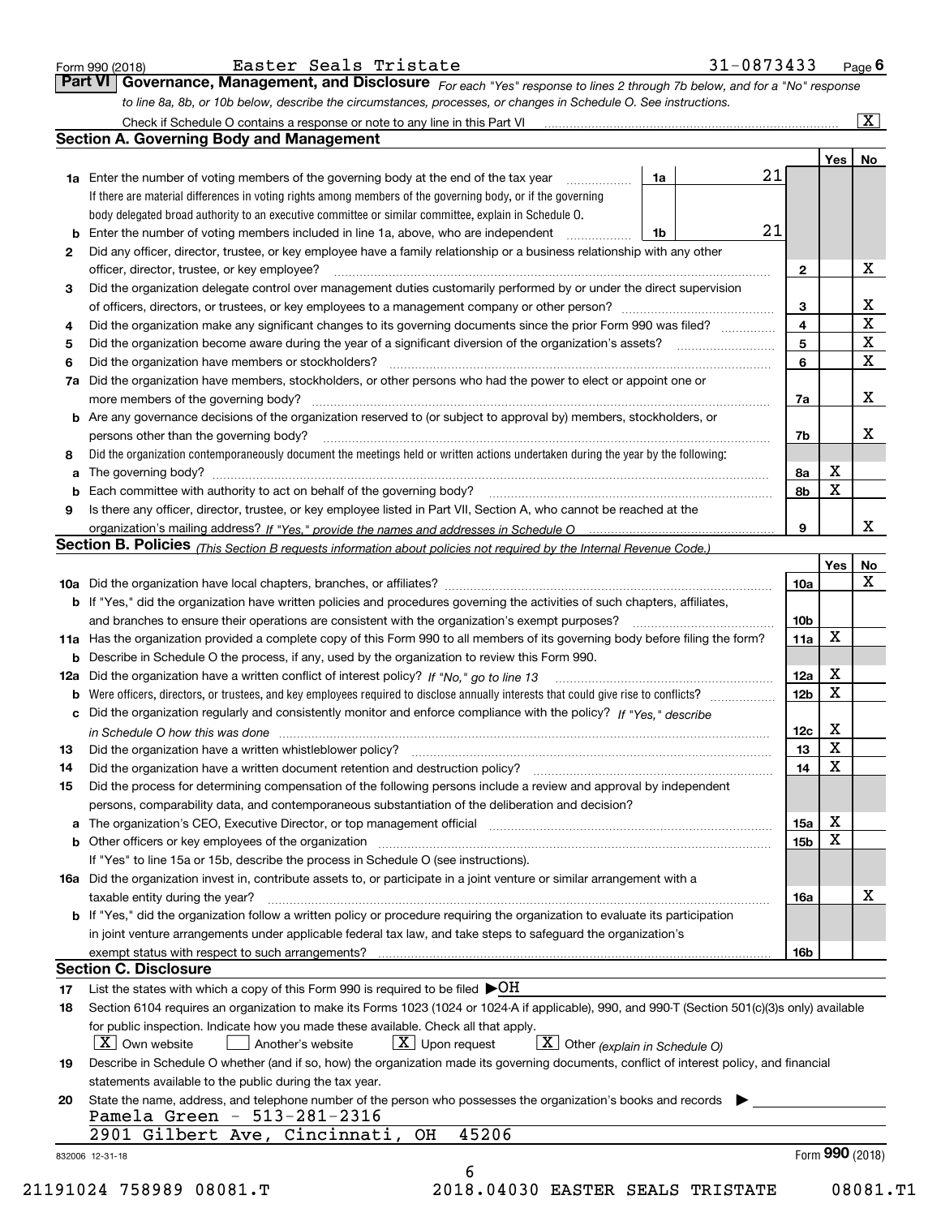Form 990 (2018) Easter Seals Tristate 31-0873433 Page 6

**Part VI Governance, Management, and Disclosure** *For each "Yes" response to lines 2 through 7b below, and for a "No" response to line 8a, 8b, or 10b below, describe the circumstances, processes, or changes in Schedule O. See instructions.*

Check if Schedule O contains a response or note to any line in this Part VI [X]

## Section A. Governing Body and Management

| | | | | | Yes | No |
|---|---|---|---|---|---|---|
| **1a** | Enter the number of voting members of the governing body at the end of the tax year. If there are material differences in voting rights among members of the governing body, or if the governing body delegated broad authority to an executive committee or similar committee, explain in Schedule O. | 1a | 21 | | | |
| **b** | Enter the number of voting members included in line 1a, above, who are independent | 1b | 21 | | | |
| **2** | Did any officer, director, trustee, or key employee have a family relationship or a business relationship with any other officer, director, trustee, or key employee? | | | 2 | | X |
| **3** | Did the organization delegate control over management duties customarily performed by or under the direct supervision of officers, directors, or trustees, or key employees to a management company or other person? | | | 3 | | X |
| **4** | Did the organization make any significant changes to its governing documents since the prior Form 990 was filed? | | | 4 | | X |
| **5** | Did the organization become aware during the year of a significant diversion of the organization's assets? | | | 5 | | X |
| **6** | Did the organization have members or stockholders? | | | 6 | | X |
| **7a** | Did the organization have members, stockholders, or other persons who had the power to elect or appoint one or more members of the governing body? | | | 7a | | X |
| **b** | Are any governance decisions of the organization reserved to (or subject to approval by) members, stockholders, or persons other than the governing body? | | | 7b | | X |
| **8** | Did the organization contemporaneously document the meetings held or written actions undertaken during the year by the following: | | | | | |
| **a** | The governing body? | | | 8a | X | |
| **b** | Each committee with authority to act on behalf of the governing body? | | | 8b | X | |
| **9** | Is there any officer, director, trustee, or key employee listed in Part VII, Section A, who cannot be reached at the organization's mailing address? *If "Yes," provide the names and addresses in Schedule O* | | | 9 | | X |

## Section B. Policies *(This Section B requests information about policies not required by the Internal Revenue Code.)*

| | | | Yes | No |
|---|---|---|---|---|
| **10a** | Did the organization have local chapters, branches, or affiliates? | 10a | | X |
| **b** | If "Yes," did the organization have written policies and procedures governing the activities of such chapters, affiliates, and branches to ensure their operations are consistent with the organization's exempt purposes? | 10b | | |
| **11a** | Has the organization provided a complete copy of this Form 990 to all members of its governing body before filing the form? | 11a | X | |
| **b** | Describe in Schedule O the process, if any, used by the organization to review this Form 990. | | | |
| **12a** | Did the organization have a written conflict of interest policy? *If "No," go to line 13* | 12a | X | |
| **b** | Were officers, directors, or trustees, and key employees required to disclose annually interests that could give rise to conflicts? | 12b | X | |
| **c** | Did the organization regularly and consistently monitor and enforce compliance with the policy? *If "Yes," describe in Schedule O how this was done* | 12c | X | |
| **13** | Did the organization have a written whistleblower policy? | 13 | X | |
| **14** | Did the organization have a written document retention and destruction policy? | 14 | X | |
| **15** | Did the process for determining compensation of the following persons include a review and approval by independent persons, comparability data, and contemporaneous substantiation of the deliberation and decision? | | | |
| **a** | The organization's CEO, Executive Director, or top management official | 15a | X | |
| **b** | Other officers or key employees of the organization | 15b | X | |
| | If "Yes" to line 15a or 15b, describe the process in Schedule O (see instructions). | | | |
| **16a** | Did the organization invest in, contribute assets to, or participate in a joint venture or similar arrangement with a taxable entity during the year? | 16a | | X |
| **b** | If "Yes," did the organization follow a written policy or procedure requiring the organization to evaluate its participation in joint venture arrangements under applicable federal tax law, and take steps to safeguard the organization's exempt status with respect to such arrangements? | 16b | | |

## Section C. Disclosure

**17** List the states with which a copy of this Form 990 is required to be filed ▶OH

**18** Section 6104 requires an organization to make its Forms 1023 (1024 or 1024-A if applicable), 990, and 990-T (Section 501(c)(3)s only) available for public inspection. Indicate how you made these available. Check all that apply.

[X] Own website [ ] Another's website [X] Upon request [X] Other *(explain in Schedule O)*

**19** Describe in Schedule O whether (and if so, how) the organization made its governing documents, conflict of interest policy, and financial statements available to the public during the tax year.

**20** State the name, address, and telephone number of the person who possesses the organization's books and records ▶

Pamela Green - 513-281-2316
2901 Gilbert Ave, Cincinnati, OH 45206

832006 12-31-18 Form **990** (2018)

21191024 758989 08081.T 2018.04030 EASTER SEALS TRISTATE 08081.T1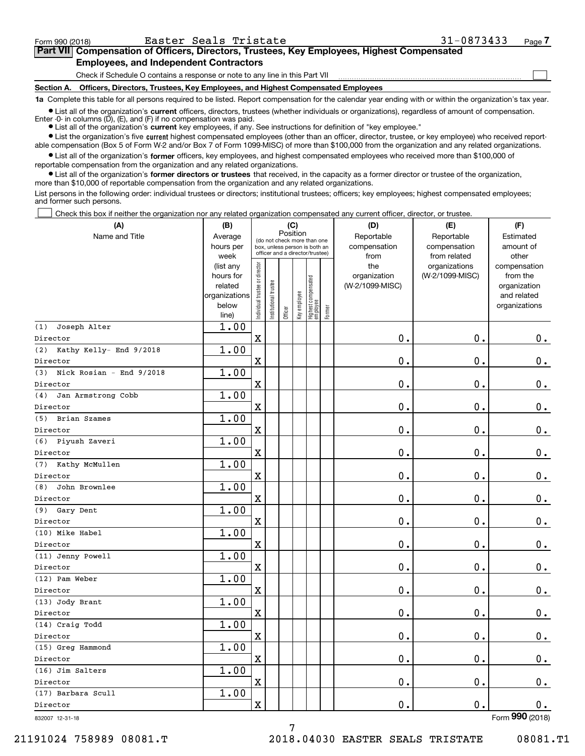Form 990 (2018) Easter Seals Tristate 31-0873433 Page 7

**Part VII Compensation of Officers, Directors, Trustees, Key Employees, Highest Compensated Employees, and Independent Contractors**

Check if Schedule O contains a response or note to any line in this Part VII

**Section A. Officers, Directors, Trustees, Key Employees, and Highest Compensated Employees**

**1a** Complete this table for all persons required to be listed. Report compensation for the calendar year ending with or within the organization's tax year.

- List all of the organization's **current** officers, directors, trustees (whether individuals or organizations), regardless of amount of compensation. Enter -0- in columns (D), (E), and (F) if no compensation was paid.
- List all of the organization's **current** key employees, if any. See instructions for definition of "key employee."
- List the organization's five **current** highest compensated employees (other than an officer, director, trustee, or key employee) who received reportable compensation (Box 5 of Form W-2 and/or Box 7 of Form 1099-MISC) of more than $100,000 from the organization and any related organizations.
- List all of the organization's **former** officers, key employees, and highest compensated employees who received more than $100,000 of reportable compensation from the organization and any related organizations.
- List all of the organization's **former directors or trustees** that received, in the capacity as a former director or trustee of the organization, more than $10,000 of reportable compensation from the organization and any related organizations.

List persons in the following order: individual trustees or directors; institutional trustees; officers; key employees; highest compensated employees; and former such persons.

Check this box if neither the organization nor any related organization compensated any current officer, director, or trustee.

| (A) Name and Title | (B) Average hours per week (list any hours for related organizations below line) | (C) Position: Individual trustee or director | Institutional trustee | Officer | Key employee | Highest compensated employee | Former | (D) Reportable compensation from the organization (W-2/1099-MISC) | (E) Reportable compensation from related organizations (W-2/1099-MISC) | (F) Estimated amount of other compensation from the organization and related organizations |
|---|---|---|---|---|---|---|---|---|---|---|
| (1) Joseph Alter<br>Director | 1.00 | X | | | | | | 0. | 0. | 0. |
| (2) Kathy Kelly- End 9/2018<br>Director | 1.00 | X | | | | | | 0. | 0. | 0. |
| (3) Nick Rosian - End 9/2018<br>Director | 1.00 | X | | | | | | 0. | 0. | 0. |
| (4) Jan Armstrong Cobb<br>Director | 1.00 | X | | | | | | 0. | 0. | 0. |
| (5) Brian Szames<br>Director | 1.00 | X | | | | | | 0. | 0. | 0. |
| (6) Piyush Zaveri<br>Director | 1.00 | X | | | | | | 0. | 0. | 0. |
| (7) Kathy McMullen<br>Director | 1.00 | X | | | | | | 0. | 0. | 0. |
| (8) John Brownlee<br>Director | 1.00 | X | | | | | | 0. | 0. | 0. |
| (9) Gary Dent<br>Director | 1.00 | X | | | | | | 0. | 0. | 0. |
| (10) Mike Habel<br>Director | 1.00 | X | | | | | | 0. | 0. | 0. |
| (11) Jenny Powell<br>Director | 1.00 | X | | | | | | 0. | 0. | 0. |
| (12) Pam Weber<br>Director | 1.00 | X | | | | | | 0. | 0. | 0. |
| (13) Jody Brant<br>Director | 1.00 | X | | | | | | 0. | 0. | 0. |
| (14) Craig Todd<br>Director | 1.00 | X | | | | | | 0. | 0. | 0. |
| (15) Greg Hammond<br>Director | 1.00 | X | | | | | | 0. | 0. | 0. |
| (16) Jim Salters<br>Director | 1.00 | X | | | | | | 0. | 0. | 0. |
| (17) Barbara Scull<br>Director | 1.00 | X | | | | | | 0. | 0. | 0. |

832007 12-31-18 Form **990** (2018)

21191024 758989 08081.T 2018.04030 EASTER SEALS TRISTATE 08081.T1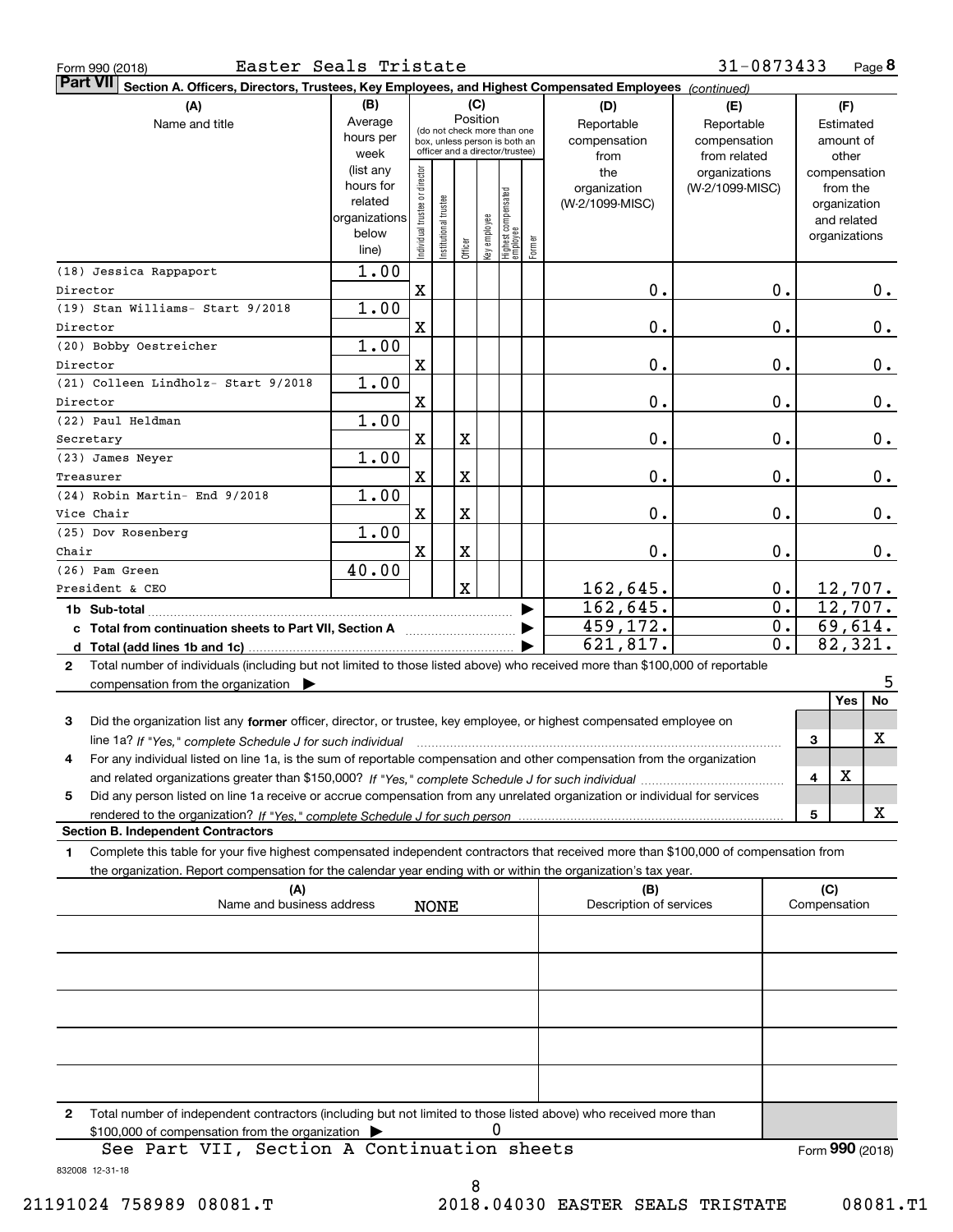Form 990 (2018) Easter Seals Tristate 31-0873433 Page **8**

**Part VII Section A. Officers, Directors, Trustees, Key Employees, and Highest Compensated Employees** *(continued)*

| (A) Name and title | (B) Average hours per week (list any hours for related organizations below line) | (C) Position: Individual trustee or director | Institutional trustee | Officer | Key employee | Highest compensated employee | Former | (D) Reportable compensation from the organization (W-2/1099-MISC) | (E) Reportable compensation from related organizations (W-2/1099-MISC) | (F) Estimated amount of other compensation from the organization and related organizations |
|---|---|---|---|---|---|---|---|---|---|---|
| (18) Jessica Rappaport<br>Director | 1.00 | X | | | | | | 0. | 0. | 0. |
| (19) Stan Williams- Start 9/2018<br>Director | 1.00 | X | | | | | | 0. | 0. | 0. |
| (20) Bobby Oestreicher<br>Director | 1.00 | X | | | | | | 0. | 0. | 0. |
| (21) Colleen Lindholz- Start 9/2018<br>Director | 1.00 | X | | | | | | 0. | 0. | 0. |
| (22) Paul Heldman<br>Secretary | 1.00 | X | | X | | | | 0. | 0. | 0. |
| (23) James Neyer<br>Treasurer | 1.00 | X | | X | | | | 0. | 0. | 0. |
| (24) Robin Martin- End 9/2018<br>Vice Chair | 1.00 | X | | X | | | | 0. | 0. | 0. |
| (25) Dov Rosenberg<br>Chair | 1.00 | X | | X | | | | 0. | 0. | 0. |
| (26) Pam Green<br>President & CEO | 40.00 | | | X | | | | 162,645. | 0. | 12,707. |
| **1b Sub-total** | | | | | | | | 162,645. | 0. | 12,707. |
| **c Total from continuation sheets to Part VII, Section A** | | | | | | | | 459,172. | 0. | 69,614. |
| **d Total (add lines 1b and 1c)** | | | | | | | | 621,817. | 0. | 82,321. |

**2** Total number of individuals (including but not limited to those listed above) who received more than $100,000 of reportable compensation from the organization ▶ 5

| | | Yes | No |
|---|---|---|---|
| **3** Did the organization list any **former** officer, director, or trustee, key employee, or highest compensated employee on line 1a? *If "Yes," complete Schedule J for such individual* | 3 | | X |
| **4** For any individual listed on line 1a, is the sum of reportable compensation and other compensation from the organization and related organizations greater than $150,000? *If "Yes," complete Schedule J for such individual* | 4 | X | |
| **5** Did any person listed on line 1a receive or accrue compensation from any unrelated organization or individual for services rendered to the organization? *If "Yes," complete Schedule J for such person* | 5 | | X |

**Section B. Independent Contractors**

**1** Complete this table for your five highest compensated independent contractors that received more than $100,000 of compensation from the organization. Report compensation for the calendar year ending with or within the organization's tax year.

| (A) Name and business address | (B) Description of services | (C) Compensation |
|---|---|---|
| NONE | | |
| | | |
| | | |
| | | |
| | | |

**2** Total number of independent contractors (including but not limited to those listed above) who received more than $100,000 of compensation from the organization ▶ 0

See Part VII, Section A Continuation sheets

Form **990** (2018)

832008 12-31-18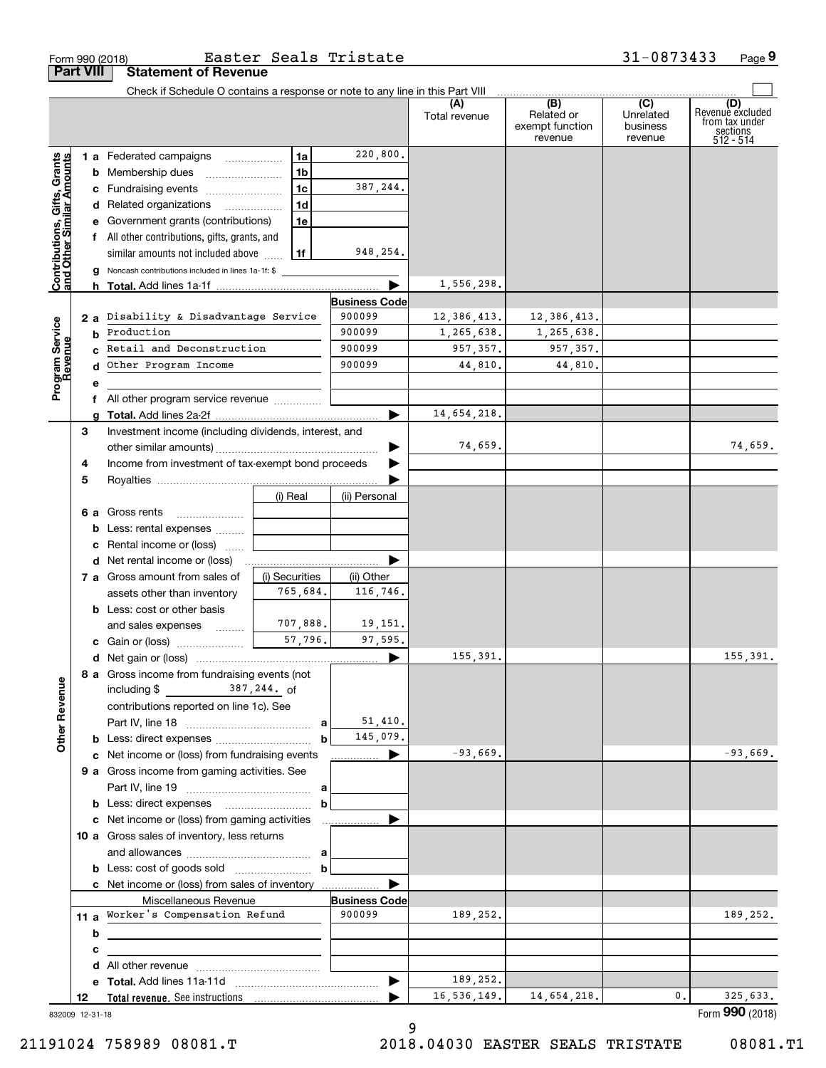Form 990 (2018) Easter Seals Tristate 31-0873433 Page 9

## Part VIII Statement of Revenue

Check if Schedule O contains a response or note to any line in this Part VIII

| | | | | (A) Total revenue | (B) Related or exempt function revenue | (C) Unrelated business revenue | (D) Revenue excluded from tax under sections 512 - 514 |
|---|---|---|---|---|---|---|---|
| **Contributions, Gifts, Grants and Other Similar Amounts** | 1 a Federated campaigns | 1a | 220,800. | | | | |
| | b Membership dues | 1b | | | | | |
| | c Fundraising events | 1c | 387,244. | | | | |
| | d Related organizations | 1d | | | | | |
| | e Government grants (contributions) | 1e | | | | | |
| | f All other contributions, gifts, grants, and similar amounts not included above | 1f | 948,254. | | | | |
| | g Noncash contributions included in lines 1a-1f: $ | | | | | | |
| | h Total. Add lines 1a-1f | | | 1,556,298. | | | |
| **Program Service Revenue** | | | Business Code | | | | |
| | 2 a Disability & Disadvantage Service | | 900099 | 12,386,413. | 12,386,413. | | |
| | b Production | | 900099 | 1,265,638. | 1,265,638. | | |
| | c Retail and Deconstruction | | 900099 | 957,357. | 957,357. | | |
| | d Other Program Income | | 900099 | 44,810. | 44,810. | | |
| | e | | | | | | |
| | f All other program service revenue | | | | | | |
| | g Total. Add lines 2a-2f | | | 14,654,218. | | | |
| **Other Revenue** | 3 Investment income (including dividends, interest, and other similar amounts) | | | 74,659. | | | 74,659. |
| | 4 Income from investment of tax-exempt bond proceeds | | | | | | |
| | 5 Royalties | | | | | | |
| | | (i) Real | (ii) Personal | | | | |
| | 6 a Gross rents | | | | | | |
| | b Less: rental expenses | | | | | | |
| | c Rental income or (loss) | | | | | | |
| | d Net rental income or (loss) | | | | | | |
| | 7 a Gross amount from sales of assets other than inventory | (i) Securities 765,684. | (ii) Other 116,746. | | | | |
| | b Less: cost or other basis and sales expenses | 707,888. | 19,151. | | | | |
| | c Gain or (loss) | 57,796. | 97,595. | | | | |
| | d Net gain or (loss) | | | 155,391. | | | 155,391. |
| | 8 a Gross income from fundraising events (not including $ 387,244. of contributions reported on line 1c). See Part IV, line 18 | a | 51,410. | | | | |
| | b Less: direct expenses | b | 145,079. | | | | |
| | c Net income or (loss) from fundraising events | | | -93,669. | | | -93,669. |
| | 9 a Gross income from gaming activities. See Part IV, line 19 | a | | | | | |
| | b Less: direct expenses | b | | | | | |
| | c Net income or (loss) from gaming activities | | | | | | |
| | 10 a Gross sales of inventory, less returns and allowances | a | | | | | |
| | b Less: cost of goods sold | b | | | | | |
| | c Net income or (loss) from sales of inventory | | | | | | |
| | Miscellaneous Revenue | | Business Code | | | | |
| | 11 a Worker's Compensation Refund | | 900099 | 189,252. | | | 189,252. |
| | b | | | | | | |
| | c | | | | | | |
| | d All other revenue | | | | | | |
| | e Total. Add lines 11a-11d | | | 189,252. | | | |
| | 12 Total revenue. See instructions | | | 16,536,149. | 14,654,218. | 0. | 325,633. |

832009 12-31-18

Form 990 (2018)

21191024 758989 08081.T 2018.04030 EASTER SEALS TRISTATE 08081.T1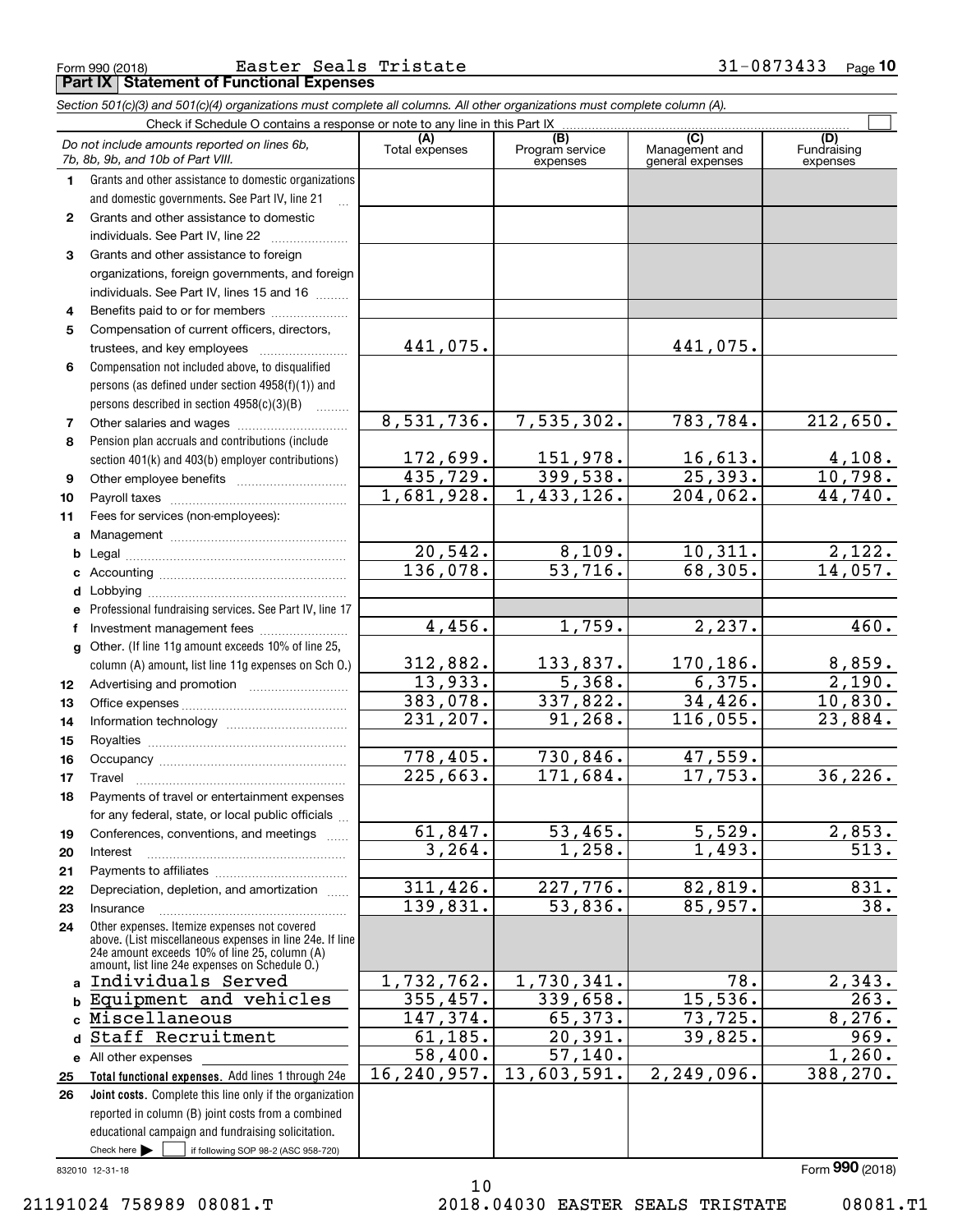Form 990 (2018) Easter Seals Tristate 31-0873433 Page 10

## Part IX Statement of Functional Expenses

*Section 501(c)(3) and 501(c)(4) organizations must complete all columns. All other organizations must complete column (A).*

Check if Schedule O contains a response or note to any line in this Part IX

| | *Do not include amounts reported on lines 6b, 7b, 8b, 9b, and 10b of Part VIII.* | (A) Total expenses | (B) Program service expenses | (C) Management and general expenses | (D) Fundraising expenses |
|---|---|---|---|---|---|
| 1 | Grants and other assistance to domestic organizations and domestic governments. See Part IV, line 21 | | | | |
| 2 | Grants and other assistance to domestic individuals. See Part IV, line 22 | | | | |
| 3 | Grants and other assistance to foreign organizations, foreign governments, and foreign individuals. See Part IV, lines 15 and 16 | | | | |
| 4 | Benefits paid to or for members | | | | |
| 5 | Compensation of current officers, directors, trustees, and key employees | 441,075. | | 441,075. | |
| 6 | Compensation not included above, to disqualified persons (as defined under section 4958(f)(1)) and persons described in section 4958(c)(3)(B) | | | | |
| 7 | Other salaries and wages | 8,531,736. | 7,535,302. | 783,784. | 212,650. |
| 8 | Pension plan accruals and contributions (include section 401(k) and 403(b) employer contributions) | 172,699. | 151,978. | 16,613. | 4,108. |
| 9 | Other employee benefits | 435,729. | 399,538. | 25,393. | 10,798. |
| 10 | Payroll taxes | 1,681,928. | 1,433,126. | 204,062. | 44,740. |
| 11 | Fees for services (non-employees): | | | | |
| a | Management | | | | |
| b | Legal | 20,542. | 8,109. | 10,311. | 2,122. |
| c | Accounting | 136,078. | 53,716. | 68,305. | 14,057. |
| d | Lobbying | | | | |
| e | Professional fundraising services. See Part IV, line 17 | | | | |
| f | Investment management fees | 4,456. | 1,759. | 2,237. | 460. |
| g | Other. (If line 11g amount exceeds 10% of line 25, column (A) amount, list line 11g expenses on Sch O.) | 312,882. | 133,837. | 170,186. | 8,859. |
| 12 | Advertising and promotion | 13,933. | 5,368. | 6,375. | 2,190. |
| 13 | Office expenses | 383,078. | 337,822. | 34,426. | 10,830. |
| 14 | Information technology | 231,207. | 91,268. | 116,055. | 23,884. |
| 15 | Royalties | | | | |
| 16 | Occupancy | 778,405. | 730,846. | 47,559. | |
| 17 | Travel | 225,663. | 171,684. | 17,753. | 36,226. |
| 18 | Payments of travel or entertainment expenses for any federal, state, or local public officials | | | | |
| 19 | Conferences, conventions, and meetings | 61,847. | 53,465. | 5,529. | 2,853. |
| 20 | Interest | 3,264. | 1,258. | 1,493. | 513. |
| 21 | Payments to affiliates | | | | |
| 22 | Depreciation, depletion, and amortization | 311,426. | 227,776. | 82,819. | 831. |
| 23 | Insurance | 139,831. | 53,836. | 85,957. | 38. |
| 24 | Other expenses. Itemize expenses not covered above. (List miscellaneous expenses in line 24e. If line 24e amount exceeds 10% of line 25, column (A) amount, list line 24e expenses on Schedule O.) | | | | |
| a | Individuals Served | 1,732,762. | 1,730,341. | 78. | 2,343. |
| b | Equipment and vehicles | 355,457. | 339,658. | 15,536. | 263. |
| c | Miscellaneous | 147,374. | 65,373. | 73,725. | 8,276. |
| d | Staff Recruitment | 61,185. | 20,391. | 39,825. | 969. |
| e | All other expenses | 58,400. | 57,140. | | 1,260. |
| 25 | **Total functional expenses.** Add lines 1 through 24e | 16,240,957. | 13,603,591. | 2,249,096. | 388,270. |
| 26 | **Joint costs.** Complete this line only if the organization reported in column (B) joint costs from a combined educational campaign and fundraising solicitation. Check here ☐ if following SOP 98-2 (ASC 958-720) | | | | |

832010 12-31-18

Form **990** (2018)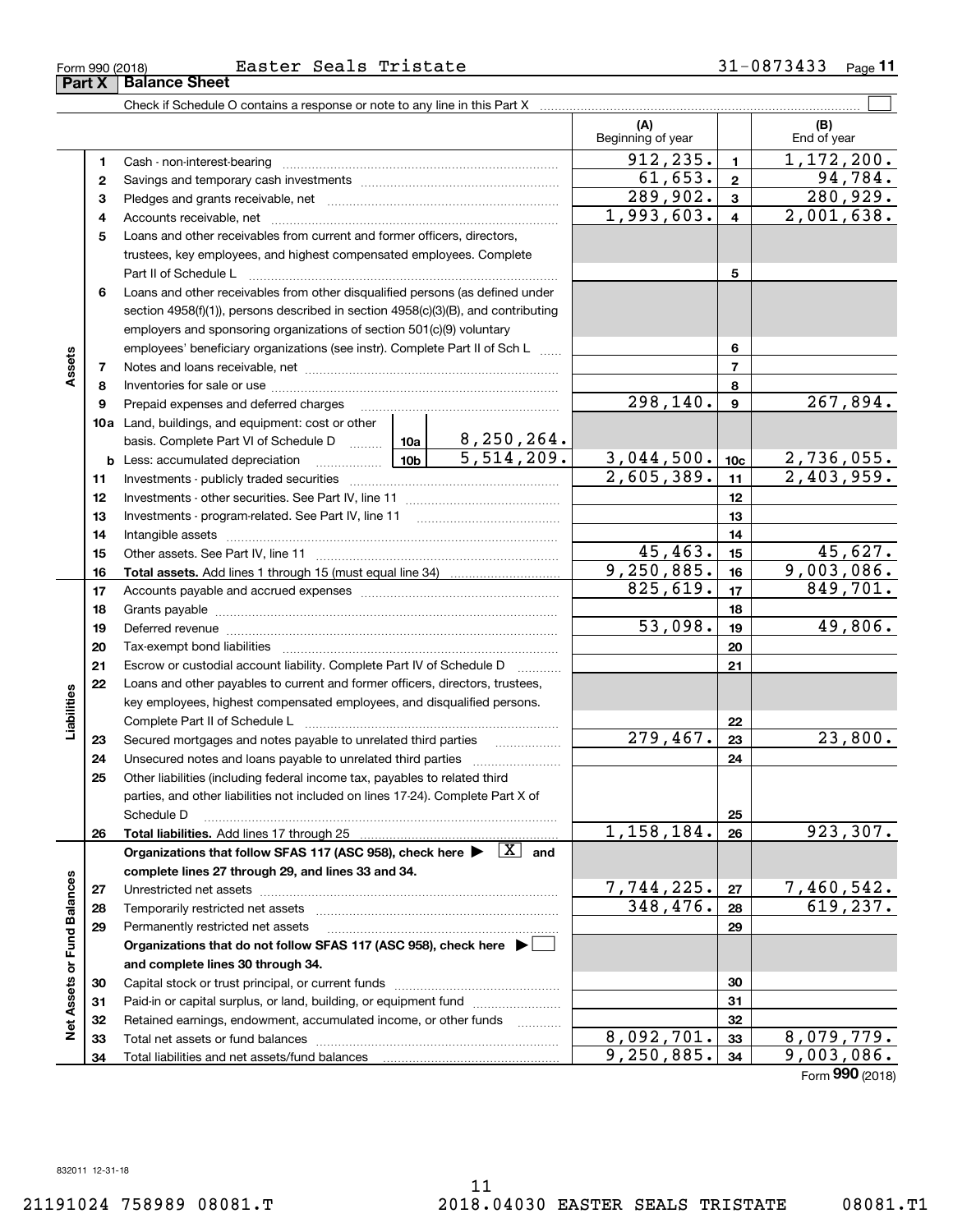Form 990 (2018) Easter Seals Tristate 31-0873433 Page 11

## Part X Balance Sheet

Check if Schedule O contains a response or note to any line in this Part X ☐

| | | | (A) Beginning of year | | (B) End of year |
|---|---|---|---|---|---|
| **Assets** | 1 | Cash - non-interest-bearing | 912,235. | 1 | 1,172,200. |
| | 2 | Savings and temporary cash investments | 61,653. | 2 | 94,784. |
| | 3 | Pledges and grants receivable, net | 289,902. | 3 | 280,929. |
| | 4 | Accounts receivable, net | 1,993,603. | 4 | 2,001,638. |
| | 5 | Loans and other receivables from current and former officers, directors, trustees, key employees, and highest compensated employees. Complete Part II of Schedule L | | 5 | |
| | 6 | Loans and other receivables from other disqualified persons (as defined under section 4958(f)(1)), persons described in section 4958(c)(3)(B), and contributing employers and sponsoring organizations of section 501(c)(9) voluntary employees' beneficiary organizations (see instr). Complete Part II of Sch L | | 6 | |
| | 7 | Notes and loans receivable, net | | 7 | |
| | 8 | Inventories for sale or use | | 8 | |
| | 9 | Prepaid expenses and deferred charges | 298,140. | 9 | 267,894. |
| | 10a | Land, buildings, and equipment: cost or other basis. Complete Part VI of Schedule D — 10a: 8,250,264. | | | |
| | b | Less: accumulated depreciation — 10b: 5,514,209. | 3,044,500. | 10c | 2,736,055. |
| | 11 | Investments - publicly traded securities | 2,605,389. | 11 | 2,403,959. |
| | 12 | Investments - other securities. See Part IV, line 11 | | 12 | |
| | 13 | Investments - program-related. See Part IV, line 11 | | 13 | |
| | 14 | Intangible assets | | 14 | |
| | 15 | Other assets. See Part IV, line 11 | 45,463. | 15 | 45,627. |
| | 16 | **Total assets.** Add lines 1 through 15 (must equal line 34) | 9,250,885. | 16 | 9,003,086. |
| **Liabilities** | 17 | Accounts payable and accrued expenses | 825,619. | 17 | 849,701. |
| | 18 | Grants payable | | 18 | |
| | 19 | Deferred revenue | 53,098. | 19 | 49,806. |
| | 20 | Tax-exempt bond liabilities | | 20 | |
| | 21 | Escrow or custodial account liability. Complete Part IV of Schedule D | | 21 | |
| | 22 | Loans and other payables to current and former officers, directors, trustees, key employees, highest compensated employees, and disqualified persons. Complete Part II of Schedule L | | 22 | |
| | 23 | Secured mortgages and notes payable to unrelated third parties | 279,467. | 23 | 23,800. |
| | 24 | Unsecured notes and loans payable to unrelated third parties | | 24 | |
| | 25 | Other liabilities (including federal income tax, payables to related third parties, and other liabilities not included on lines 17-24). Complete Part X of Schedule D | | 25 | |
| | 26 | **Total liabilities.** Add lines 17 through 25 | 1,158,184. | 26 | 923,307. |
| **Net Assets or Fund Balances** | | **Organizations that follow SFAS 117 (ASC 958), check here ▶ [X] and complete lines 27 through 29, and lines 33 and 34.** | | | |
| | 27 | Unrestricted net assets | 7,744,225. | 27 | 7,460,542. |
| | 28 | Temporarily restricted net assets | 348,476. | 28 | 619,237. |
| | 29 | Permanently restricted net assets | | 29 | |
| | | **Organizations that do not follow SFAS 117 (ASC 958), check here ▶ ☐ and complete lines 30 through 34.** | | | |
| | 30 | Capital stock or trust principal, or current funds | | 30 | |
| | 31 | Paid-in or capital surplus, or land, building, or equipment fund | | 31 | |
| | 32 | Retained earnings, endowment, accumulated income, or other funds | | 32 | |
| | 33 | Total net assets or fund balances | 8,092,701. | 33 | 8,079,779. |
| | 34 | Total liabilities and net assets/fund balances | 9,250,885. | 34 | 9,003,086. |

Form **990** (2018)

832011 12-31-18

21191024 758989 08081.T 2018.04030 EASTER SEALS TRISTATE 08081.T1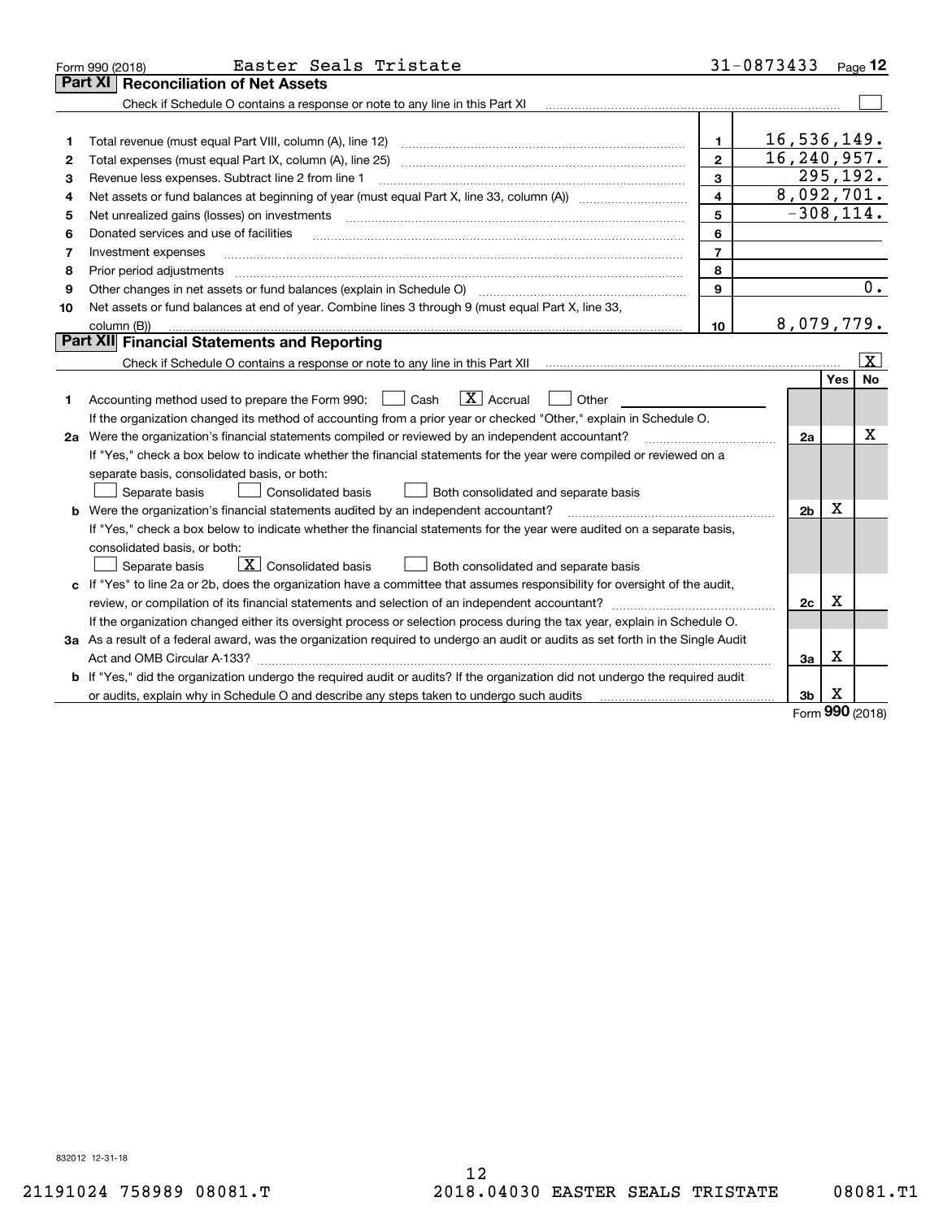Form 990 (2018) Easter Seals Tristate 31-0873433 Page 12

## Part XI Reconciliation of Net Assets

Check if Schedule O contains a response or note to any line in this Part XI ☐

| | | | |
|---|---|---|---|
| 1 | Total revenue (must equal Part VIII, column (A), line 12) | 1 | 16,536,149. |
| 2 | Total expenses (must equal Part IX, column (A), line 25) | 2 | 16,240,957. |
| 3 | Revenue less expenses. Subtract line 2 from line 1 | 3 | 295,192. |
| 4 | Net assets or fund balances at beginning of year (must equal Part X, line 33, column (A)) | 4 | 8,092,701. |
| 5 | Net unrealized gains (losses) on investments | 5 | -308,114. |
| 6 | Donated services and use of facilities | 6 | |
| 7 | Investment expenses | 7 | |
| 8 | Prior period adjustments | 8 | |
| 9 | Other changes in net assets or fund balances (explain in Schedule O) | 9 | 0. |
| 10 | Net assets or fund balances at end of year. Combine lines 3 through 9 (must equal Part X, line 33, column (B)) | 10 | 8,079,779. |

## Part XII Financial Statements and Reporting

Check if Schedule O contains a response or note to any line in this Part XII ☒

| | | | Yes | No |
|---|---|---|---|---|
| 1 | Accounting method used to prepare the Form 990: ☐ Cash ☒ Accrual ☐ Other | | | |
| | If the organization changed its method of accounting from a prior year or checked "Other," explain in Schedule O. | | | |
| 2a | Were the organization's financial statements compiled or reviewed by an independent accountant? | 2a | | X |
| | If "Yes," check a box below to indicate whether the financial statements for the year were compiled or reviewed on a separate basis, consolidated basis, or both: ☐ Separate basis ☐ Consolidated basis ☐ Both consolidated and separate basis | | | |
| b | Were the organization's financial statements audited by an independent accountant? | 2b | X | |
| | If "Yes," check a box below to indicate whether the financial statements for the year were audited on a separate basis, consolidated basis, or both: ☐ Separate basis ☒ Consolidated basis ☐ Both consolidated and separate basis | | | |
| c | If "Yes" to line 2a or 2b, does the organization have a committee that assumes responsibility for oversight of the audit, review, or compilation of its financial statements and selection of an independent accountant? | 2c | X | |
| | If the organization changed either its oversight process or selection process during the tax year, explain in Schedule O. | | | |
| 3a | As a result of a federal award, was the organization required to undergo an audit or audits as set forth in the Single Audit Act and OMB Circular A-133? | 3a | X | |
| b | If "Yes," did the organization undergo the required audit or audits? If the organization did not undergo the required audit or audits, explain why in Schedule O and describe any steps taken to undergo such audits | 3b | X | |

Form 990 (2018)

832012 12-31-18

21191024 758989 08081.T 2018.04030 EASTER SEALS TRISTATE 08081.T1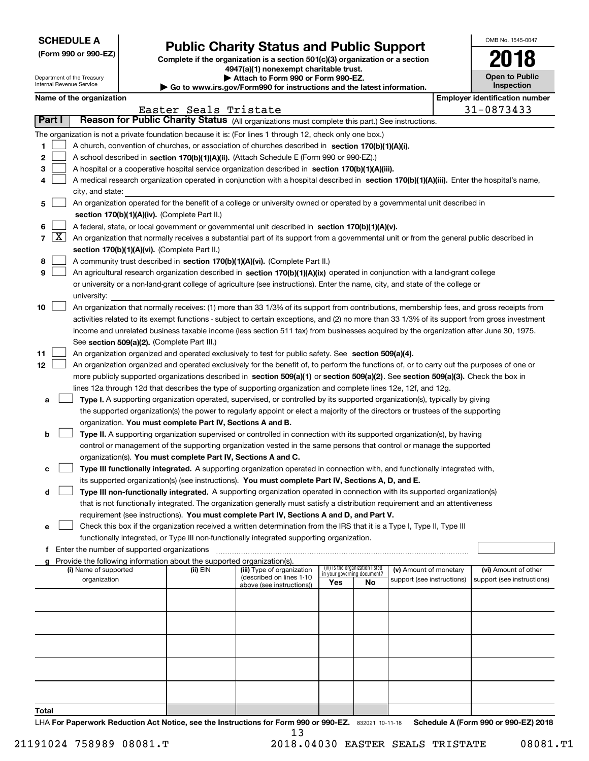**SCHEDULE A**
**(Form 990 or 990-EZ)**

Department of the Treasury
Internal Revenue Service

# Public Charity Status and Public Support

**Complete if the organization is a section 501(c)(3) organization or a section 4947(a)(1) nonexempt charitable trust.**
**▶ Attach to Form 990 or Form 990-EZ.**
**▶ Go to www.irs.gov/Form990 for instructions and the latest information.**

OMB No. 1545-0047
**2018**
**Open to Public Inspection**

**Name of the organization:** Easter Seals Tristate
**Employer identification number:** 31-0873433

## Part I Reason for Public Charity Status (All organizations must complete this part.) See instructions.

The organization is not a private foundation because it is: (For lines 1 through 12, check only one box.)

1. [ ] A church, convention of churches, or association of churches described in **section 170(b)(1)(A)(i).**
2. [ ] A school described in **section 170(b)(1)(A)(ii).** (Attach Schedule E (Form 990 or 990-EZ).)
3. [ ] A hospital or a cooperative hospital service organization described in **section 170(b)(1)(A)(iii).**
4. [ ] A medical research organization operated in conjunction with a hospital described in **section 170(b)(1)(A)(iii).** Enter the hospital's name, city, and state:
5. [ ] An organization operated for the benefit of a college or university owned or operated by a governmental unit described in **section 170(b)(1)(A)(iv).** (Complete Part II.)
6. [ ] A federal, state, or local government or governmental unit described in **section 170(b)(1)(A)(v).**
7. [X] An organization that normally receives a substantial part of its support from a governmental unit or from the general public described in **section 170(b)(1)(A)(vi).** (Complete Part II.)
8. [ ] A community trust described in **section 170(b)(1)(A)(vi).** (Complete Part II.)
9. [ ] An agricultural research organization described in **section 170(b)(1)(A)(ix)** operated in conjunction with a land-grant college or university or a non-land-grant college of agriculture (see instructions). Enter the name, city, and state of the college or university:
10. [ ] An organization that normally receives: (1) more than 33 1/3% of its support from contributions, membership fees, and gross receipts from activities related to its exempt functions - subject to certain exceptions, and (2) no more than 33 1/3% of its support from gross investment income and unrelated business taxable income (less section 511 tax) from businesses acquired by the organization after June 30, 1975. See **section 509(a)(2).** (Complete Part III.)
11. [ ] An organization organized and operated exclusively to test for public safety. See **section 509(a)(4).**
12. [ ] An organization organized and operated exclusively for the benefit of, to perform the functions of, or to carry out the purposes of one or more publicly supported organizations described in **section 509(a)(1)** or **section 509(a)(2)**. See **section 509(a)(3).** Check the box in lines 12a through 12d that describes the type of supporting organization and complete lines 12e, 12f, and 12g.
   - **a** [ ] **Type I.** A supporting organization operated, supervised, or controlled by its supported organization(s), typically by giving the supported organization(s) the power to regularly appoint or elect a majority of the directors or trustees of the supporting organization. **You must complete Part IV, Sections A and B.**
   - **b** [ ] **Type II.** A supporting organization supervised or controlled in connection with its supported organization(s), by having control or management of the supporting organization vested in the same persons that control or manage the supported organization(s). **You must complete Part IV, Sections A and C.**
   - **c** [ ] **Type III functionally integrated.** A supporting organization operated in connection with, and functionally integrated with, its supported organization(s) (see instructions). **You must complete Part IV, Sections A, D, and E.**
   - **d** [ ] **Type III non-functionally integrated.** A supporting organization operated in connection with its supported organization(s) that is not functionally integrated. The organization generally must satisfy a distribution requirement and an attentiveness requirement (see instructions). **You must complete Part IV, Sections A and D, and Part V.**
   - **e** [ ] Check this box if the organization received a written determination from the IRS that it is a Type I, Type II, Type III functionally integrated, or Type III non-functionally integrated supporting organization.
   - **f** Enter the number of supported organizations
   - **g** Provide the following information about the supported organization(s).

| (i) Name of supported organization | (ii) EIN | (iii) Type of organization (described on lines 1-10 above (see instructions)) | (iv) Is the organization listed in your governing document? Yes | No | (v) Amount of monetary support (see instructions) | (vi) Amount of other support (see instructions) |
|---|---|---|---|---|---|---|
| | | | | | | |
| | | | | | | |
| | | | | | | |
| | | | | | | |
| | | | | | | |
| **Total** | | | | | | |

LHA **For Paperwork Reduction Act Notice, see the Instructions for Form 990 or 990-EZ.** 832021 10-11-18 **Schedule A (Form 990 or 990-EZ) 2018**

21191024 758989 08081.T 2018.04030 EASTER SEALS TRISTATE 08081.T1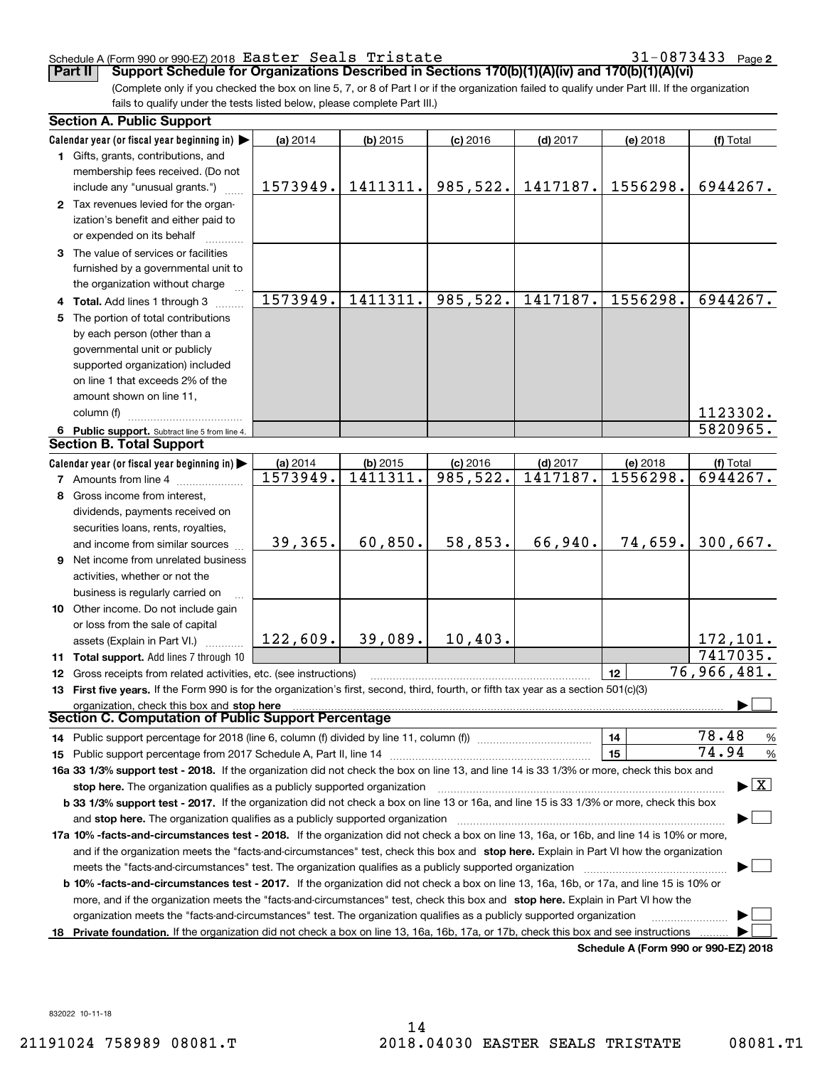Schedule A (Form 990 or 990-EZ) 2018 Easter Seals Tristate 31-0873433 Page 2

**Part II Support Schedule for Organizations Described in Sections 170(b)(1)(A)(iv) and 170(b)(1)(A)(vi)**

(Complete only if you checked the box on line 5, 7, or 8 of Part I or if the organization failed to qualify under Part III. If the organization fails to qualify under the tests listed below, please complete Part III.)

## Section A. Public Support

| Calendar year (or fiscal year beginning in) ▶ | (a) 2014 | (b) 2015 | (c) 2016 | (d) 2017 | (e) 2018 | (f) Total |
|---|---|---|---|---|---|---|
| 1 Gifts, grants, contributions, and membership fees received. (Do not include any "unusual grants.") | 1573949. | 1411311. | 985,522. | 1417187. | 1556298. | 6944267. |
| 2 Tax revenues levied for the organization's benefit and either paid to or expended on its behalf | | | | | | |
| 3 The value of services or facilities furnished by a governmental unit to the organization without charge | | | | | | |
| 4 Total. Add lines 1 through 3 | 1573949. | 1411311. | 985,522. | 1417187. | 1556298. | 6944267. |
| 5 The portion of total contributions by each person (other than a governmental unit or publicly supported organization) included on line 1 that exceeds 2% of the amount shown on line 11, column (f) | | | | | | 1123302. |
| 6 Public support. Subtract line 5 from line 4. | | | | | | 5820965. |

## Section B. Total Support

| Calendar year (or fiscal year beginning in) ▶ | (a) 2014 | (b) 2015 | (c) 2016 | (d) 2017 | (e) 2018 | (f) Total |
|---|---|---|---|---|---|---|
| 7 Amounts from line 4 | 1573949. | 1411311. | 985,522. | 1417187. | 1556298. | 6944267. |
| 8 Gross income from interest, dividends, payments received on securities loans, rents, royalties, and income from similar sources | 39,365. | 60,850. | 58,853. | 66,940. | 74,659. | 300,667. |
| 9 Net income from unrelated business activities, whether or not the business is regularly carried on | | | | | | |
| 10 Other income. Do not include gain or loss from the sale of capital assets (Explain in Part VI.) | 122,609. | 39,089. | 10,403. | | | 172,101. |
| 11 Total support. Add lines 7 through 10 | | | | | | 7417035. |

12 Gross receipts from related activities, etc. (see instructions) — 12 — 76,966,481.

13 **First five years.** If the Form 990 is for the organization's first, second, third, fourth, or fifth tax year as a section 501(c)(3) organization, check this box and **stop here** ▶ ☐

## Section C. Computation of Public Support Percentage

14 Public support percentage for 2018 (line 6, column (f) divided by line 11, column (f)) — 14 — 78.48 %

15 Public support percentage from 2017 Schedule A, Part II, line 14 — 15 — 74.94 %

**16a 33 1/3% support test - 2018.** If the organization did not check the box on line 13, and line 14 is 33 1/3% or more, check this box and **stop here.** The organization qualifies as a publicly supported organization ▶ ☒

**b 33 1/3% support test - 2017.** If the organization did not check a box on line 13 or 16a, and line 15 is 33 1/3% or more, check this box and **stop here.** The organization qualifies as a publicly supported organization ▶ ☐

**17a 10% -facts-and-circumstances test - 2018.** If the organization did not check a box on line 13, 16a, or 16b, and line 14 is 10% or more, and if the organization meets the "facts-and-circumstances" test, check this box and **stop here.** Explain in Part VI how the organization meets the "facts-and-circumstances" test. The organization qualifies as a publicly supported organization ▶ ☐

**b 10% -facts-and-circumstances test - 2017.** If the organization did not check a box on line 13, 16a, 16b, or 17a, and line 15 is 10% or more, and if the organization meets the "facts-and-circumstances" test, check this box and **stop here.** Explain in Part VI how the organization meets the "facts-and-circumstances" test. The organization qualifies as a publicly supported organization ▶ ☐

**18 Private foundation.** If the organization did not check a box on line 13, 16a, 16b, 17a, or 17b, check this box and see instructions ▶ ☐

**Schedule A (Form 990 or 990-EZ) 2018**

832022 10-11-18

21191024 758989 08081.T 2018.04030 EASTER SEALS TRISTATE 08081.T1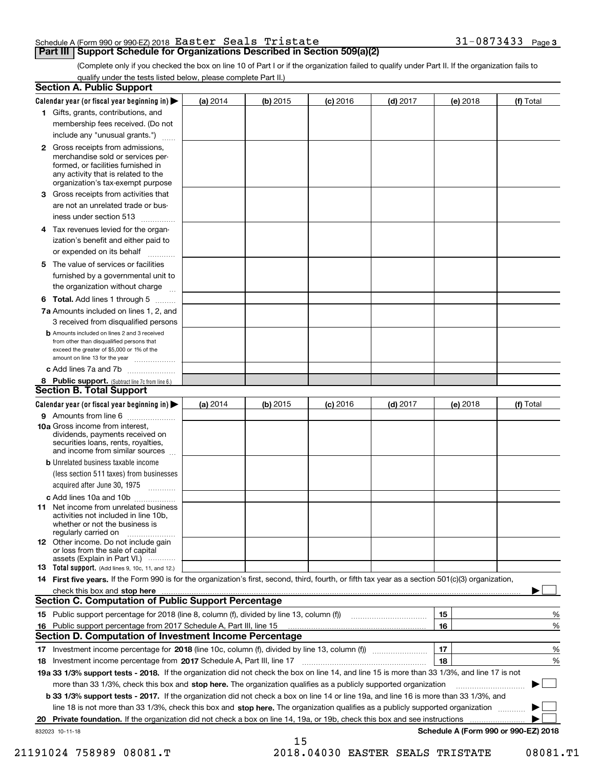Schedule A (Form 990 or 990-EZ) 2018 Easter Seals Tristate 31-0873433

## Part III Support Schedule for Organizations Described in Section 509(a)(2)

(Complete only if you checked the box on line 10 of Part I or if the organization failed to qualify under Part II. If the organization fails to qualify under the tests listed below, please complete Part II.)

### Section A. Public Support

| Calendar year (or fiscal year beginning in) ▶ | (a) 2014 | (b) 2015 | (c) 2016 | (d) 2017 | (e) 2018 | (f) Total |
|---|---|---|---|---|---|---|
| 1 Gifts, grants, contributions, and membership fees received. (Do not include any "unusual grants.") | | | | | | |
| 2 Gross receipts from admissions, merchandise sold or services performed, or facilities furnished in any activity that is related to the organization's tax-exempt purpose | | | | | | |
| 3 Gross receipts from activities that are not an unrelated trade or business under section 513 | | | | | | |
| 4 Tax revenues levied for the organization's benefit and either paid to or expended on its behalf | | | | | | |
| 5 The value of services or facilities furnished by a governmental unit to the organization without charge | | | | | | |
| 6 Total. Add lines 1 through 5 | | | | | | |
| 7a Amounts included on lines 1, 2, and 3 received from disqualified persons | | | | | | |
| b Amounts included on lines 2 and 3 received from other than disqualified persons that exceed the greater of $5,000 or 1% of the amount on line 13 for the year | | | | | | |
| c Add lines 7a and 7b | | | | | | |
| 8 Public support. (Subtract line 7c from line 6.) | | | | | | |

### Section B. Total Support

| Calendar year (or fiscal year beginning in) ▶ | (a) 2014 | (b) 2015 | (c) 2016 | (d) 2017 | (e) 2018 | (f) Total |
|---|---|---|---|---|---|---|
| 9 Amounts from line 6 | | | | | | |
| 10a Gross income from interest, dividends, payments received on securities loans, rents, royalties, and income from similar sources | | | | | | |
| b Unrelated business taxable income (less section 511 taxes) from businesses acquired after June 30, 1975 | | | | | | |
| c Add lines 10a and 10b | | | | | | |
| 11 Net income from unrelated business activities not included in line 10b, whether or not the business is regularly carried on | | | | | | |
| 12 Other income. Do not include gain or loss from the sale of capital assets (Explain in Part VI.) | | | | | | |
| 13 Total support. (Add lines 9, 10c, 11, and 12.) | | | | | | |

14 **First five years.** If the Form 990 is for the organization's first, second, third, fourth, or fifth tax year as a section 501(c)(3) organization, check this box and **stop here** ▶ ☐

### Section C. Computation of Public Support Percentage

| | | | |
|---|---|---|---|
| 15 | Public support percentage for 2018 (line 8, column (f), divided by line 13, column (f)) | 15 | % |
| 16 | Public support percentage from 2017 Schedule A, Part III, line 15 | 16 | % |

### Section D. Computation of Investment Income Percentage

| | | | |
|---|---|---|---|
| 17 | Investment income percentage for **2018** (line 10c, column (f), divided by line 13, column (f)) | 17 | % |
| 18 | Investment income percentage from **2017** Schedule A, Part III, line 17 | 18 | % |

**19a 33 1/3% support tests - 2018.** If the organization did not check the box on line 14, and line 15 is more than 33 1/3%, and line 17 is not more than 33 1/3%, check this box and **stop here.** The organization qualifies as a publicly supported organization ▶ ☐

**b 33 1/3% support tests - 2017.** If the organization did not check a box on line 14 or line 19a, and line 16 is more than 33 1/3%, and line 18 is not more than 33 1/3%, check this box and **stop here.** The organization qualifies as a publicly supported organization ▶ ☐

**20 Private foundation.** If the organization did not check a box on line 14, 19a, or 19b, check this box and see instructions ▶ ☐

832023 10-11-18

**Schedule A (Form 990 or 990-EZ) 2018**

21191024 758989 08081.T 2018.04030 EASTER SEALS TRISTATE 08081.T1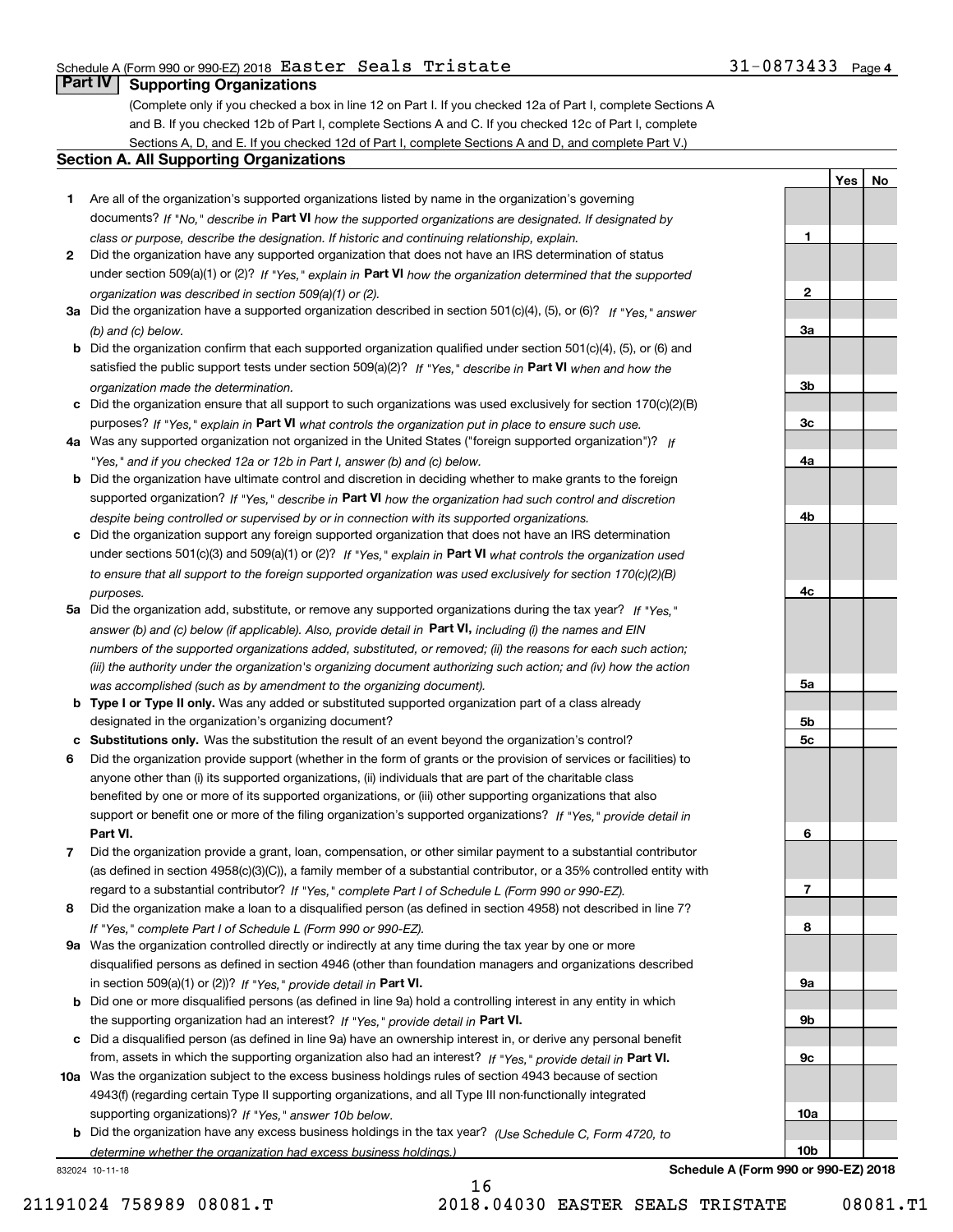Schedule A (Form 990 or 990-EZ) 2018 Easter Seals Tristate 31-0873433 Page 4

## Part IV Supporting Organizations

(Complete only if you checked a box in line 12 on Part I. If you checked 12a of Part I, complete Sections A and B. If you checked 12b of Part I, complete Sections A and C. If you checked 12c of Part I, complete Sections A, D, and E. If you checked 12d of Part I, complete Sections A and D, and complete Part V.)

### Section A. All Supporting Organizations

| | | | Yes | No |
|---|---|---|---|---|
| **1** | Are all of the organization's supported organizations listed by name in the organization's governing documents? *If "No," describe in* **Part VI** *how the supported organizations are designated. If designated by class or purpose, describe the designation. If historic and continuing relationship, explain.* | **1** | | |
| **2** | Did the organization have any supported organization that does not have an IRS determination of status under section 509(a)(1) or (2)? *If "Yes," explain in* **Part VI** *how the organization determined that the supported organization was described in section 509(a)(1) or (2).* | **2** | | |
| **3a** | Did the organization have a supported organization described in section 501(c)(4), (5), or (6)? *If "Yes," answer (b) and (c) below.* | **3a** | | |
| **b** | Did the organization confirm that each supported organization qualified under section 501(c)(4), (5), or (6) and satisfied the public support tests under section 509(a)(2)? *If "Yes," describe in* **Part VI** *when and how the organization made the determination.* | **3b** | | |
| **c** | Did the organization ensure that all support to such organizations was used exclusively for section 170(c)(2)(B) purposes? *If "Yes," explain in* **Part VI** *what controls the organization put in place to ensure such use.* | **3c** | | |
| **4a** | Was any supported organization not organized in the United States ("foreign supported organization")? *If "Yes," and if you checked 12a or 12b in Part I, answer (b) and (c) below.* | **4a** | | |
| **b** | Did the organization have ultimate control and discretion in deciding whether to make grants to the foreign supported organization? *If "Yes," describe in* **Part VI** *how the organization had such control and discretion despite being controlled or supervised by or in connection with its supported organizations.* | **4b** | | |
| **c** | Did the organization support any foreign supported organization that does not have an IRS determination under sections 501(c)(3) and 509(a)(1) or (2)? *If "Yes," explain in* **Part VI** *what controls the organization used to ensure that all support to the foreign supported organization was used exclusively for section 170(c)(2)(B) purposes.* | **4c** | | |
| **5a** | Did the organization add, substitute, or remove any supported organizations during the tax year? *If "Yes," answer (b) and (c) below (if applicable). Also, provide detail in* **Part VI,** *including (i) the names and EIN numbers of the supported organizations added, substituted, or removed; (ii) the reasons for each such action; (iii) the authority under the organization's organizing document authorizing such action; and (iv) how the action was accomplished (such as by amendment to the organizing document).* | **5a** | | |
| **b** | **Type I or Type II only.** Was any added or substituted supported organization part of a class already designated in the organization's organizing document? | **5b** | | |
| **c** | **Substitutions only.** Was the substitution the result of an event beyond the organization's control? | **5c** | | |
| **6** | Did the organization provide support (whether in the form of grants or the provision of services or facilities) to anyone other than (i) its supported organizations, (ii) individuals that are part of the charitable class benefited by one or more of its supported organizations, or (iii) other supporting organizations that also support or benefit one or more of the filing organization's supported organizations? *If "Yes," provide detail in* **Part VI.** | **6** | | |
| **7** | Did the organization provide a grant, loan, compensation, or other similar payment to a substantial contributor (as defined in section 4958(c)(3)(C)), a family member of a substantial contributor, or a 35% controlled entity with regard to a substantial contributor? *If "Yes," complete Part I of Schedule L (Form 990 or 990-EZ).* | **7** | | |
| **8** | Did the organization make a loan to a disqualified person (as defined in section 4958) not described in line 7? *If "Yes," complete Part I of Schedule L (Form 990 or 990-EZ).* | **8** | | |
| **9a** | Was the organization controlled directly or indirectly at any time during the tax year by one or more disqualified persons as defined in section 4946 (other than foundation managers and organizations described in section 509(a)(1) or (2))? *If "Yes," provide detail in* **Part VI.** | **9a** | | |
| **b** | Did one or more disqualified persons (as defined in line 9a) hold a controlling interest in any entity in which the supporting organization had an interest? *If "Yes," provide detail in* **Part VI.** | **9b** | | |
| **c** | Did a disqualified person (as defined in line 9a) have an ownership interest in, or derive any personal benefit from, assets in which the supporting organization also had an interest? *If "Yes," provide detail in* **Part VI.** | **9c** | | |
| **10a** | Was the organization subject to the excess business holdings rules of section 4943 because of section 4943(f) (regarding certain Type II supporting organizations, and all Type III non-functionally integrated supporting organizations)? *If "Yes," answer 10b below.* | **10a** | | |
| **b** | Did the organization have any excess business holdings in the tax year? *(Use Schedule C, Form 4720, to determine whether the organization had excess business holdings.)* | **10b** | | |

832024 10-11-18

**Schedule A (Form 990 or 990-EZ) 2018**

21191024 758989 08081.T 2018.04030 EASTER SEALS TRISTATE 08081.T1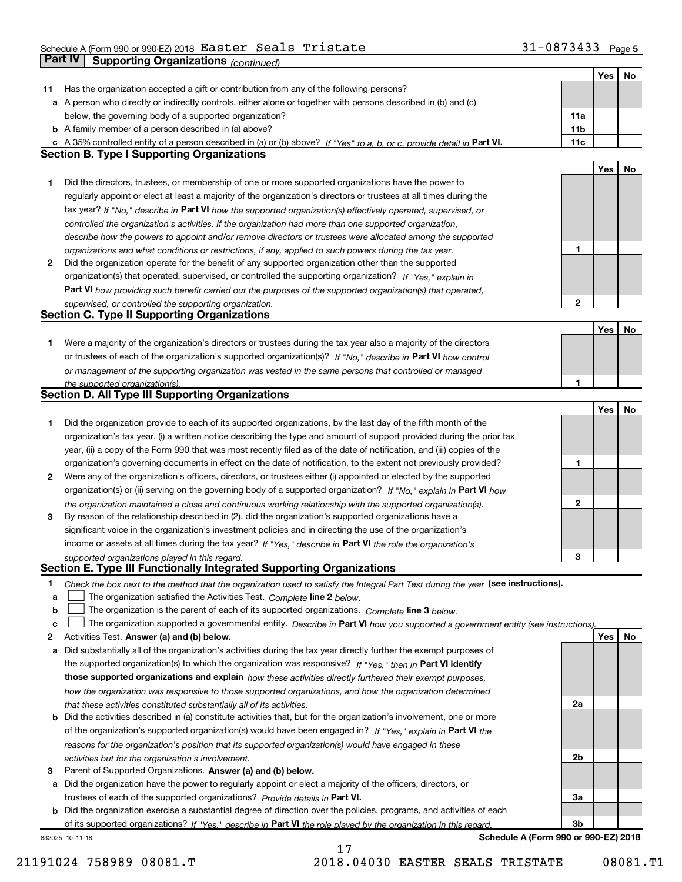Schedule A (Form 990 or 990-EZ) 2018 Easter Seals Tristate 31-0873433 Page 5

**Part IV | Supporting Organizations** *(continued)*

| | | | Yes | No |
|---|---|---|---|---|
| **11** | Has the organization accepted a gift or contribution from any of the following persons? | | | |
| **a** | A person who directly or indirectly controls, either alone or together with persons described in (b) and (c) below, the governing body of a supported organization? | **11a** | | |
| **b** | A family member of a person described in (a) above? | **11b** | | |
| **c** | A 35% controlled entity of a person described in (a) or (b) above? *If "Yes" to a, b, or c, provide detail in* **Part VI.** | **11c** | | |

**Section B. Type I Supporting Organizations**

| | | | Yes | No |
|---|---|---|---|---|
| **1** | Did the directors, trustees, or membership of one or more supported organizations have the power to regularly appoint or elect at least a majority of the organization's directors or trustees at all times during the tax year? *If "No," describe in* **Part VI** *how the supported organization(s) effectively operated, supervised, or controlled the organization's activities. If the organization had more than one supported organization, describe how the powers to appoint and/or remove directors or trustees were allocated among the supported organizations and what conditions or restrictions, if any, applied to such powers during the tax year.* | **1** | | |
| **2** | Did the organization operate for the benefit of any supported organization other than the supported organization(s) that operated, supervised, or controlled the supporting organization? *If "Yes," explain in* **Part VI** *how providing such benefit carried out the purposes of the supported organization(s) that operated, supervised, or controlled the supporting organization.* | **2** | | |

**Section C. Type II Supporting Organizations**

| | | | Yes | No |
|---|---|---|---|---|
| **1** | Were a majority of the organization's directors or trustees during the tax year also a majority of the directors or trustees of each of the organization's supported organization(s)? *If "No," describe in* **Part VI** *how control or management of the supporting organization was vested in the same persons that controlled or managed the supported organization(s).* | **1** | | |

**Section D. All Type III Supporting Organizations**

| | | | Yes | No |
|---|---|---|---|---|
| **1** | Did the organization provide to each of its supported organizations, by the last day of the fifth month of the organization's tax year, (i) a written notice describing the type and amount of support provided during the prior tax year, (ii) a copy of the Form 990 that was most recently filed as of the date of notification, and (iii) copies of the organization's governing documents in effect on the date of notification, to the extent not previously provided? | **1** | | |
| **2** | Were any of the organization's officers, directors, or trustees either (i) appointed or elected by the supported organization(s) or (ii) serving on the governing body of a supported organization? *If "No," explain in* **Part VI** *how the organization maintained a close and continuous working relationship with the supported organization(s).* | **2** | | |
| **3** | By reason of the relationship described in (2), did the organization's supported organizations have a significant voice in the organization's investment policies and in directing the use of the organization's income or assets at all times during the tax year? *If "Yes," describe in* **Part VI** *the role the organization's supported organizations played in this regard.* | **3** | | |

**Section E. Type III Functionally Integrated Supporting Organizations**

**1** *Check the box next to the method that the organization used to satisfy the Integral Part Test during the year* **(see instructions).**

**a** ☐ The organization satisfied the Activities Test. *Complete* **line 2** *below.*

**b** ☐ The organization is the parent of each of its supported organizations. *Complete* **line 3** *below.*

**c** ☐ The organization supported a governmental entity. *Describe in* **Part VI** *how you supported a government entity (see instructions).*

| | | | Yes | No |
|---|---|---|---|---|
| **2** | Activities Test. **Answer (a) and (b) below.** | | | |
| **a** | Did substantially all of the organization's activities during the tax year directly further the exempt purposes of the supported organization(s) to which the organization was responsive? *If "Yes," then in* **Part VI identify those supported organizations and explain** *how these activities directly furthered their exempt purposes, how the organization was responsive to those supported organizations, and how the organization determined that these activities constituted substantially all of its activities.* | **2a** | | |
| **b** | Did the activities described in (a) constitute activities that, but for the organization's involvement, one or more of the organization's supported organization(s) would have been engaged in? *If "Yes," explain in* **Part VI** *the reasons for the organization's position that its supported organization(s) would have engaged in these activities but for the organization's involvement.* | **2b** | | |
| **3** | Parent of Supported Organizations. **Answer (a) and (b) below.** | | | |
| **a** | Did the organization have the power to regularly appoint or elect a majority of the officers, directors, or trustees of each of the supported organizations? *Provide details in* **Part VI.** | **3a** | | |
| **b** | Did the organization exercise a substantial degree of direction over the policies, programs, and activities of each of its supported organizations? *If "Yes," describe in* **Part VI** *the role played by the organization in this regard.* | **3b** | | |

832025 10-11-18 **Schedule A (Form 990 or 990-EZ) 2018**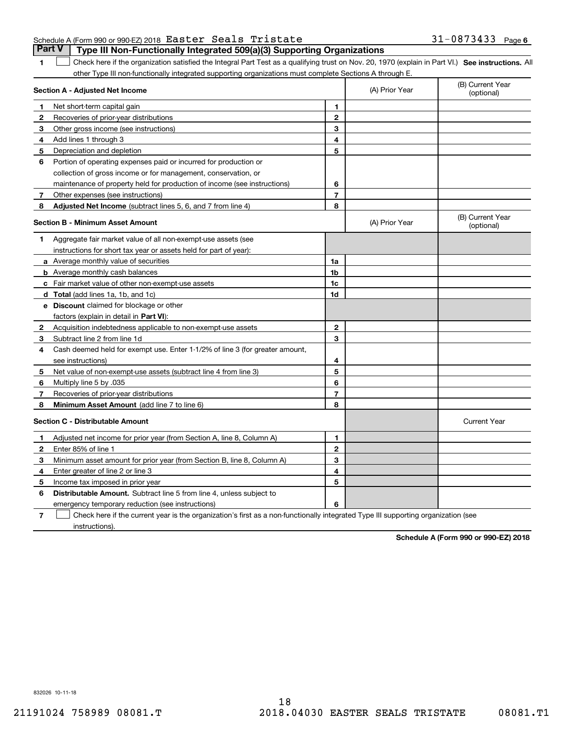Schedule A (Form 990 or 990-EZ) 2018 Easter Seals Tristate 31-0873433 Page 6

## Part V Type III Non-Functionally Integrated 509(a)(3) Supporting Organizations

1 ☐ Check here if the organization satisfied the Integral Part Test as a qualifying trust on Nov. 20, 1970 (explain in Part VI.) **See instructions.** All other Type III non-functionally integrated supporting organizations must complete Sections A through E.

| | **Section A - Adjusted Net Income** | | (A) Prior Year | (B) Current Year (optional) |
|---|---|---|---|---|
| 1 | Net short-term capital gain | 1 | | |
| 2 | Recoveries of prior-year distributions | 2 | | |
| 3 | Other gross income (see instructions) | 3 | | |
| 4 | Add lines 1 through 3 | 4 | | |
| 5 | Depreciation and depletion | 5 | | |
| 6 | Portion of operating expenses paid or incurred for production or collection of gross income or for management, conservation, or maintenance of property held for production of income (see instructions) | 6 | | |
| 7 | Other expenses (see instructions) | 7 | | |
| 8 | **Adjusted Net Income** (subtract lines 5, 6, and 7 from line 4) | 8 | | |

| | **Section B - Minimum Asset Amount** | | (A) Prior Year | (B) Current Year (optional) |
|---|---|---|---|---|
| 1 | Aggregate fair market value of all non-exempt-use assets (see instructions for short tax year or assets held for part of year): | | | |
| a | Average monthly value of securities | 1a | | |
| b | Average monthly cash balances | 1b | | |
| c | Fair market value of other non-exempt-use assets | 1c | | |
| d | **Total** (add lines 1a, 1b, and 1c) | 1d | | |
| e | **Discount** claimed for blockage or other factors (explain in detail in **Part VI**): | | | |
| 2 | Acquisition indebtedness applicable to non-exempt-use assets | 2 | | |
| 3 | Subtract line 2 from line 1d | 3 | | |
| 4 | Cash deemed held for exempt use. Enter 1-1/2% of line 3 (for greater amount, see instructions) | 4 | | |
| 5 | Net value of non-exempt-use assets (subtract line 4 from line 3) | 5 | | |
| 6 | Multiply line 5 by .035 | 6 | | |
| 7 | Recoveries of prior-year distributions | 7 | | |
| 8 | **Minimum Asset Amount** (add line 7 to line 6) | 8 | | |

| | **Section C - Distributable Amount** | | | Current Year |
|---|---|---|---|---|
| 1 | Adjusted net income for prior year (from Section A, line 8, Column A) | 1 | | |
| 2 | Enter 85% of line 1 | 2 | | |
| 3 | Minimum asset amount for prior year (from Section B, line 8, Column A) | 3 | | |
| 4 | Enter greater of line 2 or line 3 | 4 | | |
| 5 | Income tax imposed in prior year | 5 | | |
| 6 | **Distributable Amount.** Subtract line 5 from line 4, unless subject to emergency temporary reduction (see instructions) | 6 | | |

7 ☐ Check here if the current year is the organization's first as a non-functionally integrated Type III supporting organization (see instructions).

**Schedule A (Form 990 or 990-EZ) 2018**

832026 10-11-18

21191024 758989 08081.T 2018.04030 EASTER SEALS TRISTATE 08081.T1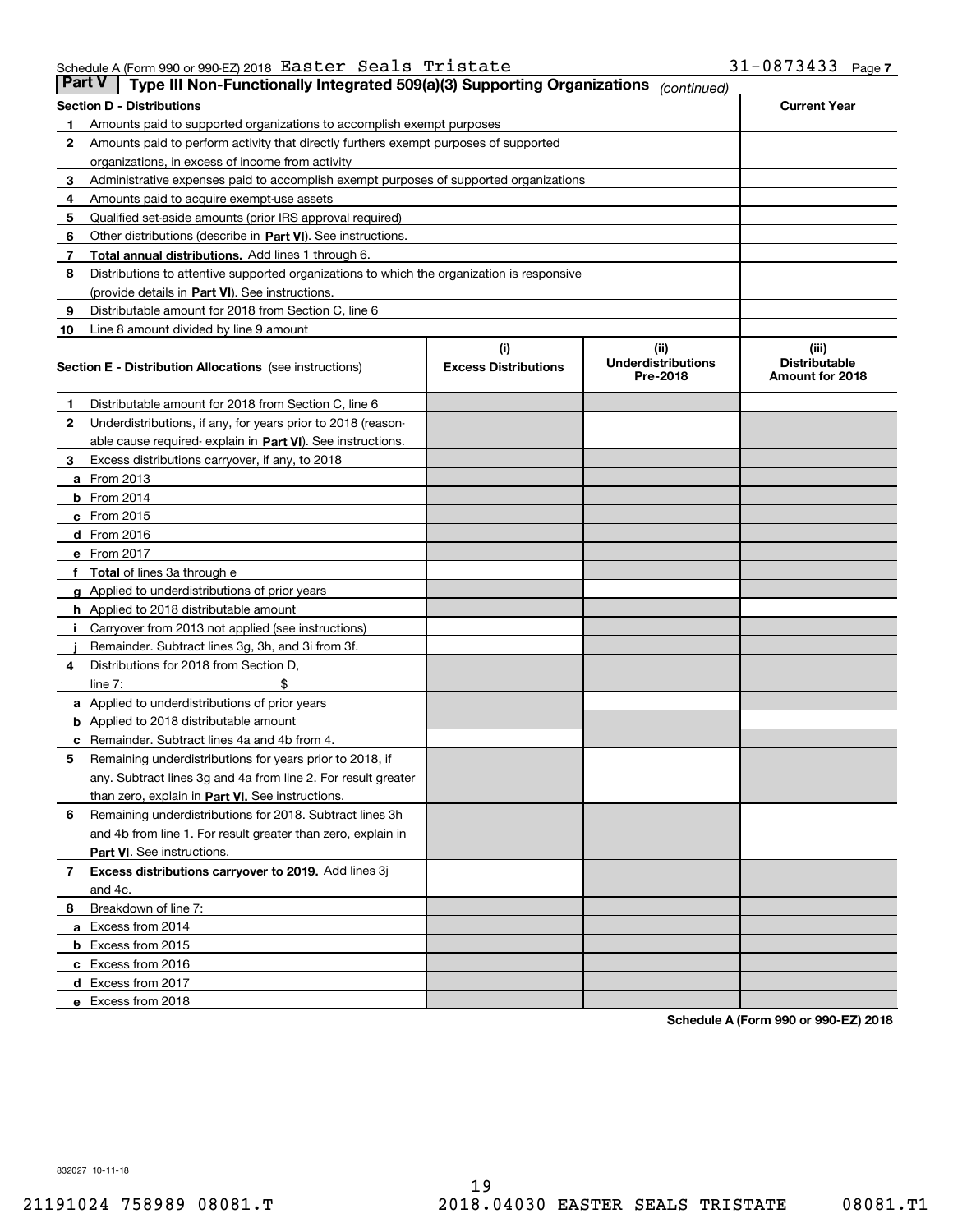Schedule A (Form 990 or 990-EZ) 2018 Easter Seals Tristate 31-0873433 Page 7

**Part V | Type III Non-Functionally Integrated 509(a)(3) Supporting Organizations** *(continued)*

| Section D - Distributions | | Current Year |
|---|---|---|
| 1 | Amounts paid to supported organizations to accomplish exempt purposes | |
| 2 | Amounts paid to perform activity that directly furthers exempt purposes of supported organizations, in excess of income from activity | |
| 3 | Administrative expenses paid to accomplish exempt purposes of supported organizations | |
| 4 | Amounts paid to acquire exempt-use assets | |
| 5 | Qualified set-aside amounts (prior IRS approval required) | |
| 6 | Other distributions (describe in **Part VI**). See instructions. | |
| 7 | **Total annual distributions.** Add lines 1 through 6. | |
| 8 | Distributions to attentive supported organizations to which the organization is responsive (provide details in **Part VI**). See instructions. | |
| 9 | Distributable amount for 2018 from Section C, line 6 | |
| 10 | Line 8 amount divided by line 9 amount | |

| Section E - Distribution Allocations (see instructions) | (i) Excess Distributions | (ii) Underdistributions Pre-2018 | (iii) Distributable Amount for 2018 |
|---|---|---|---|
| 1 Distributable amount for 2018 from Section C, line 6 | | | |
| 2 Underdistributions, if any, for years prior to 2018 (reasonable cause required- explain in **Part VI**). See instructions. | | | |
| 3 Excess distributions carryover, if any, to 2018 | | | |
| a From 2013 | | | |
| b From 2014 | | | |
| c From 2015 | | | |
| d From 2016 | | | |
| e From 2017 | | | |
| f **Total** of lines 3a through e | | | |
| g Applied to underdistributions of prior years | | | |
| h Applied to 2018 distributable amount | | | |
| i Carryover from 2013 not applied (see instructions) | | | |
| j Remainder. Subtract lines 3g, 3h, and 3i from 3f. | | | |
| 4 Distributions for 2018 from Section D, line 7: $ | | | |
| a Applied to underdistributions of prior years | | | |
| b Applied to 2018 distributable amount | | | |
| c Remainder. Subtract lines 4a and 4b from 4. | | | |
| 5 Remaining underdistributions for years prior to 2018, if any. Subtract lines 3g and 4a from line 2. For result greater than zero, explain in **Part VI.** See instructions. | | | |
| 6 Remaining underdistributions for 2018. Subtract lines 3h and 4b from line 1. For result greater than zero, explain in **Part VI**. See instructions. | | | |
| 7 **Excess distributions carryover to 2019.** Add lines 3j and 4c. | | | |
| 8 Breakdown of line 7: | | | |
| a Excess from 2014 | | | |
| b Excess from 2015 | | | |
| c Excess from 2016 | | | |
| d Excess from 2017 | | | |
| e Excess from 2018 | | | |

**Schedule A (Form 990 or 990-EZ) 2018**

832027 10-11-18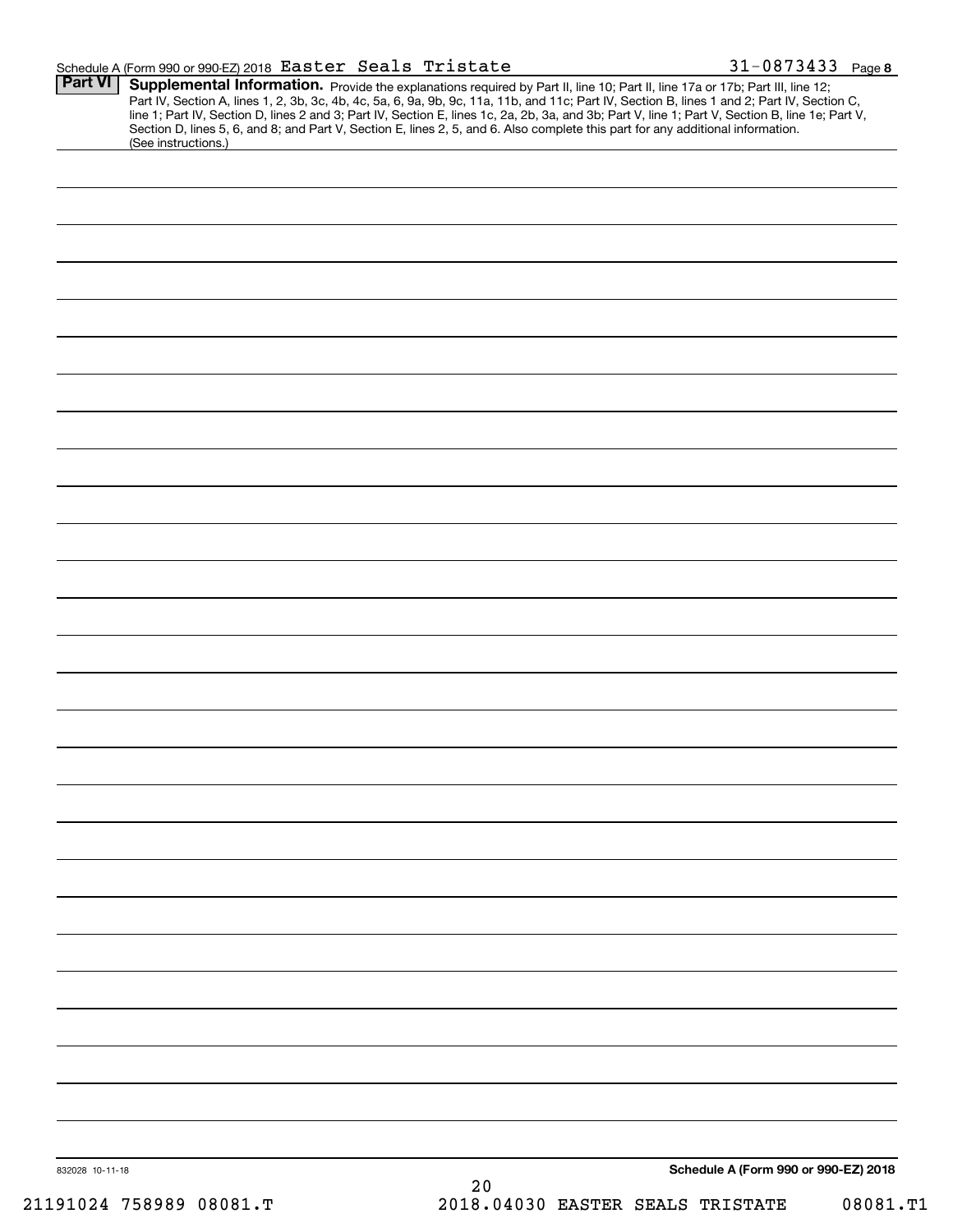Schedule A (Form 990 or 990-EZ) 2018 Easter Seals Tristate 31-0873433 Page 8

**Part VI** **Supplemental Information.** Provide the explanations required by Part II, line 10; Part II, line 17a or 17b; Part III, line 12; Part IV, Section A, lines 1, 2, 3b, 3c, 4b, 4c, 5a, 6, 9a, 9b, 9c, 11a, 11b, and 11c; Part IV, Section B, lines 1 and 2; Part IV, Section C, line 1; Part IV, Section D, lines 2 and 3; Part IV, Section E, lines 1c, 2a, 2b, 3a, and 3b; Part V, line 1; Part V, Section B, line 1e; Part V, Section D, lines 5, 6, and 8; and Part V, Section E, lines 2, 5, and 6. Also complete this part for any additional information. (See instructions.)

832028 10-11-18

**Schedule A (Form 990 or 990-EZ) 2018**

21191024 758989 08081.T 2018.04030 EASTER SEALS TRISTATE 08081.T1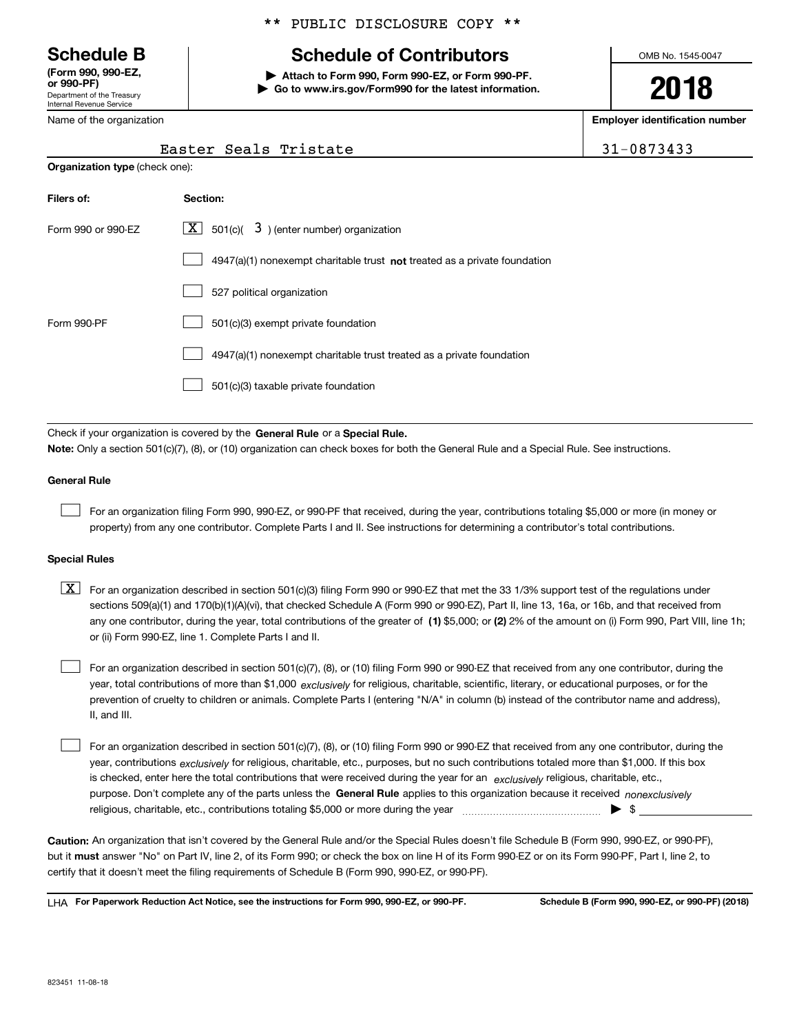** PUBLIC DISCLOSURE COPY **

# Schedule B

**(Form 990, 990-EZ, or 990-PF)**
Department of the Treasury
Internal Revenue Service

## Schedule of Contributors

▶ **Attach to Form 990, Form 990-EZ, or Form 990-PF.**
▶ **Go to www.irs.gov/Form990 for the latest information.**

OMB No. 1545-0047

**2018**

Name of the organization: Easter Seals Tristate

**Employer identification number:** 31-0873433

**Organization type** (check one):

| **Filers of:** | **Section:** |
|---|---|
| Form 990 or 990-EZ | [X] 501(c)( 3 ) (enter number) organization |
| | [ ] 4947(a)(1) nonexempt charitable trust **not** treated as a private foundation |
| | [ ] 527 political organization |
| Form 990-PF | [ ] 501(c)(3) exempt private foundation |
| | [ ] 4947(a)(1) nonexempt charitable trust treated as a private foundation |
| | [ ] 501(c)(3) taxable private foundation |

Check if your organization is covered by the **General Rule** or a **Special Rule.**

**Note:** Only a section 501(c)(7), (8), or (10) organization can check boxes for both the General Rule and a Special Rule. See instructions.

### General Rule

[ ] For an organization filing Form 990, 990-EZ, or 990-PF that received, during the year, contributions totaling $5,000 or more (in money or property) from any one contributor. Complete Parts I and II. See instructions for determining a contributor's total contributions.

### Special Rules

[X] For an organization described in section 501(c)(3) filing Form 990 or 990-EZ that met the 33 1/3% support test of the regulations under sections 509(a)(1) and 170(b)(1)(A)(vi), that checked Schedule A (Form 990 or 990-EZ), Part II, line 13, 16a, or 16b, and that received from any one contributor, during the year, total contributions of the greater of **(1)** $5,000; or **(2)** 2% of the amount on (i) Form 990, Part VIII, line 1h; or (ii) Form 990-EZ, line 1. Complete Parts I and II.

[ ] For an organization described in section 501(c)(7), (8), or (10) filing Form 990 or 990-EZ that received from any one contributor, during the year, total contributions of more than $1,000 *exclusively* for religious, charitable, scientific, literary, or educational purposes, or for the prevention of cruelty to children or animals. Complete Parts I (entering "N/A" in column (b) instead of the contributor name and address), II, and III.

[ ] For an organization described in section 501(c)(7), (8), or (10) filing Form 990 or 990-EZ that received from any one contributor, during the year, contributions *exclusively* for religious, charitable, etc., purposes, but no such contributions totaled more than $1,000. If this box is checked, enter here the total contributions that were received during the year for an *exclusively* religious, charitable, etc., purpose. Don't complete any of the parts unless the **General Rule** applies to this organization because it received *nonexclusively* religious, charitable, etc., contributions totaling $5,000 or more during the year ▶ $

**Caution:** An organization that isn't covered by the General Rule and/or the Special Rules doesn't file Schedule B (Form 990, 990-EZ, or 990-PF), but it **must** answer "No" on Part IV, line 2, of its Form 990; or check the box on line H of its Form 990-EZ or on its Form 990-PF, Part I, line 2, to certify that it doesn't meet the filing requirements of Schedule B (Form 990, 990-EZ, or 990-PF).

LHA **For Paperwork Reduction Act Notice, see the instructions for Form 990, 990-EZ, or 990-PF.** **Schedule B (Form 990, 990-EZ, or 990-PF) (2018)**

823451 11-08-18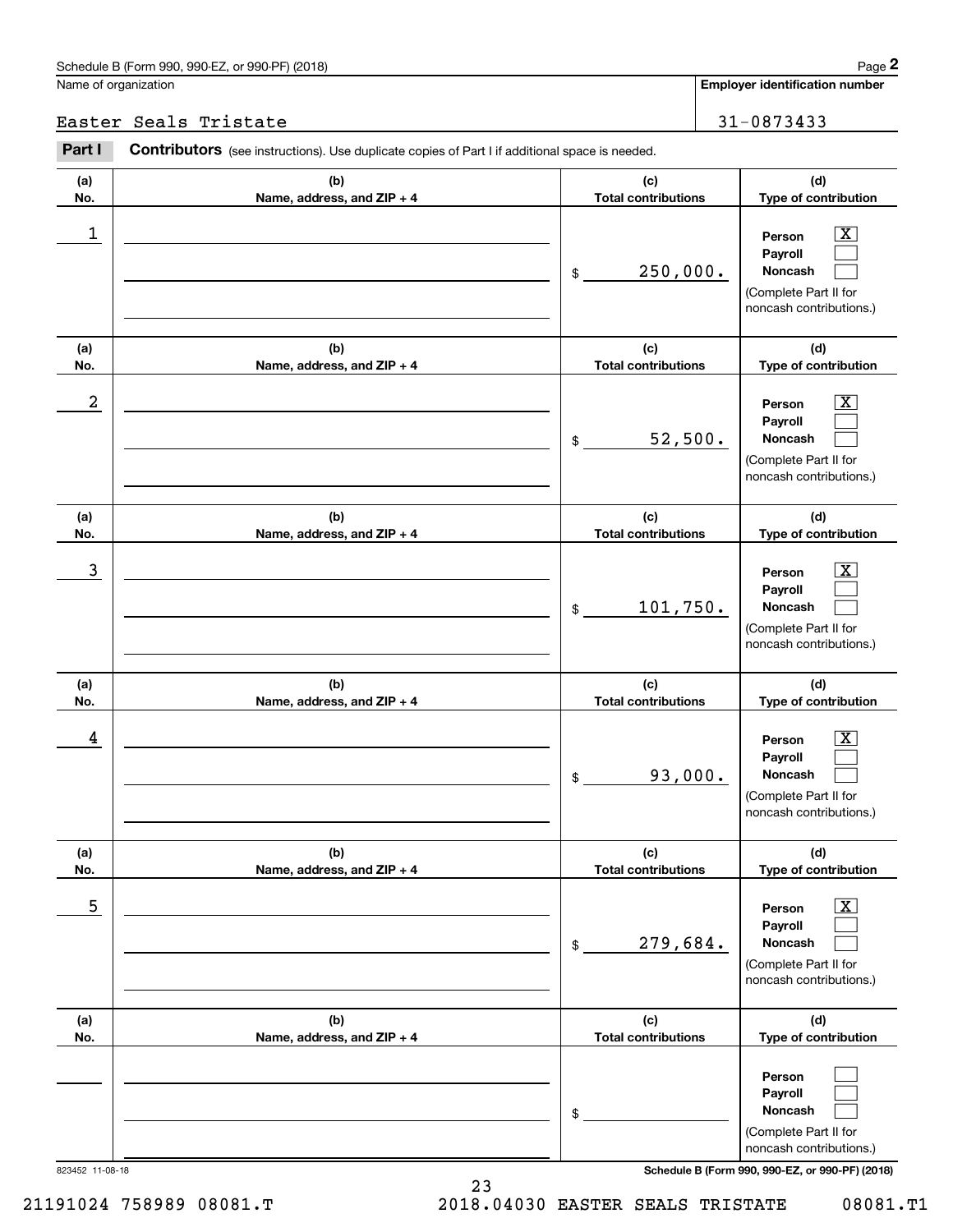Schedule B (Form 990, 990-EZ, or 990-PF) (2018)

Name of organization: Easter Seals Tristate

Employer identification number: 31-0873433

## Part I Contributors (see instructions). Use duplicate copies of Part I if additional space is needed.

| (a) No. | (b) Name, address, and ZIP + 4 | (c) Total contributions | (d) Type of contribution |
|---|---|---|---|
| 1 | | $ 250,000. | Person [X] Payroll [ ] Noncash [ ] (Complete Part II for noncash contributions.) |
| 2 | | $ 52,500. | Person [X] Payroll [ ] Noncash [ ] (Complete Part II for noncash contributions.) |
| 3 | | $ 101,750. | Person [X] Payroll [ ] Noncash [ ] (Complete Part II for noncash contributions.) |
| 4 | | $ 93,000. | Person [X] Payroll [ ] Noncash [ ] (Complete Part II for noncash contributions.) |
| 5 | | $ 279,684. | Person [X] Payroll [ ] Noncash [ ] (Complete Part II for noncash contributions.) |
| | | $ | Person [ ] Payroll [ ] Noncash [ ] (Complete Part II for noncash contributions.) |

823452 11-08-18

Schedule B (Form 990, 990-EZ, or 990-PF) (2018)

21191024 758989 08081.T 2018.04030 EASTER SEALS TRISTATE 08081.T1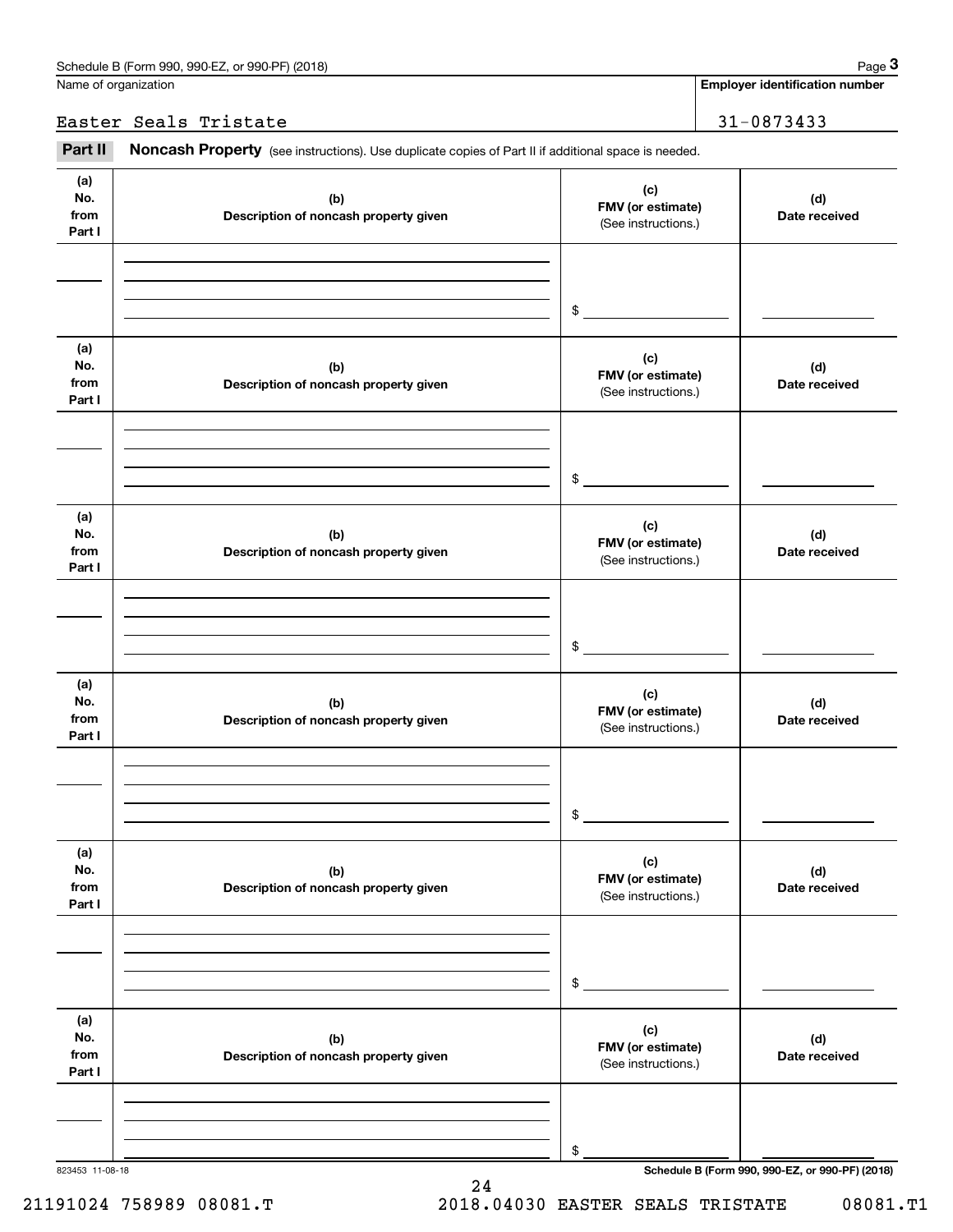Schedule B (Form 990, 990-EZ, or 990-PF) (2018)

| Name of organization | Employer identification number |
|---|---|
| Easter Seals Tristate | 31-0873433 |

**Part II** **Noncash Property** (see instructions). Use duplicate copies of Part II if additional space is needed.

| (a) No. from Part I | (b) Description of noncash property given | (c) FMV (or estimate) (See instructions.) | (d) Date received |
|---|---|---|---|
| | | $ | |

| (a) No. from Part I | (b) Description of noncash property given | (c) FMV (or estimate) (See instructions.) | (d) Date received |
|---|---|---|---|
| | | $ | |

| (a) No. from Part I | (b) Description of noncash property given | (c) FMV (or estimate) (See instructions.) | (d) Date received |
|---|---|---|---|
| | | $ | |

| (a) No. from Part I | (b) Description of noncash property given | (c) FMV (or estimate) (See instructions.) | (d) Date received |
|---|---|---|---|
| | | $ | |

| (a) No. from Part I | (b) Description of noncash property given | (c) FMV (or estimate) (See instructions.) | (d) Date received |
|---|---|---|---|
| | | $ | |

| (a) No. from Part I | (b) Description of noncash property given | (c) FMV (or estimate) (See instructions.) | (d) Date received |
|---|---|---|---|
| | | $ | |

823453 11-08-18

Schedule B (Form 990, 990-EZ, or 990-PF) (2018)

21191024 758989 08081.T 2018.04030 EASTER SEALS TRISTATE 08081.T1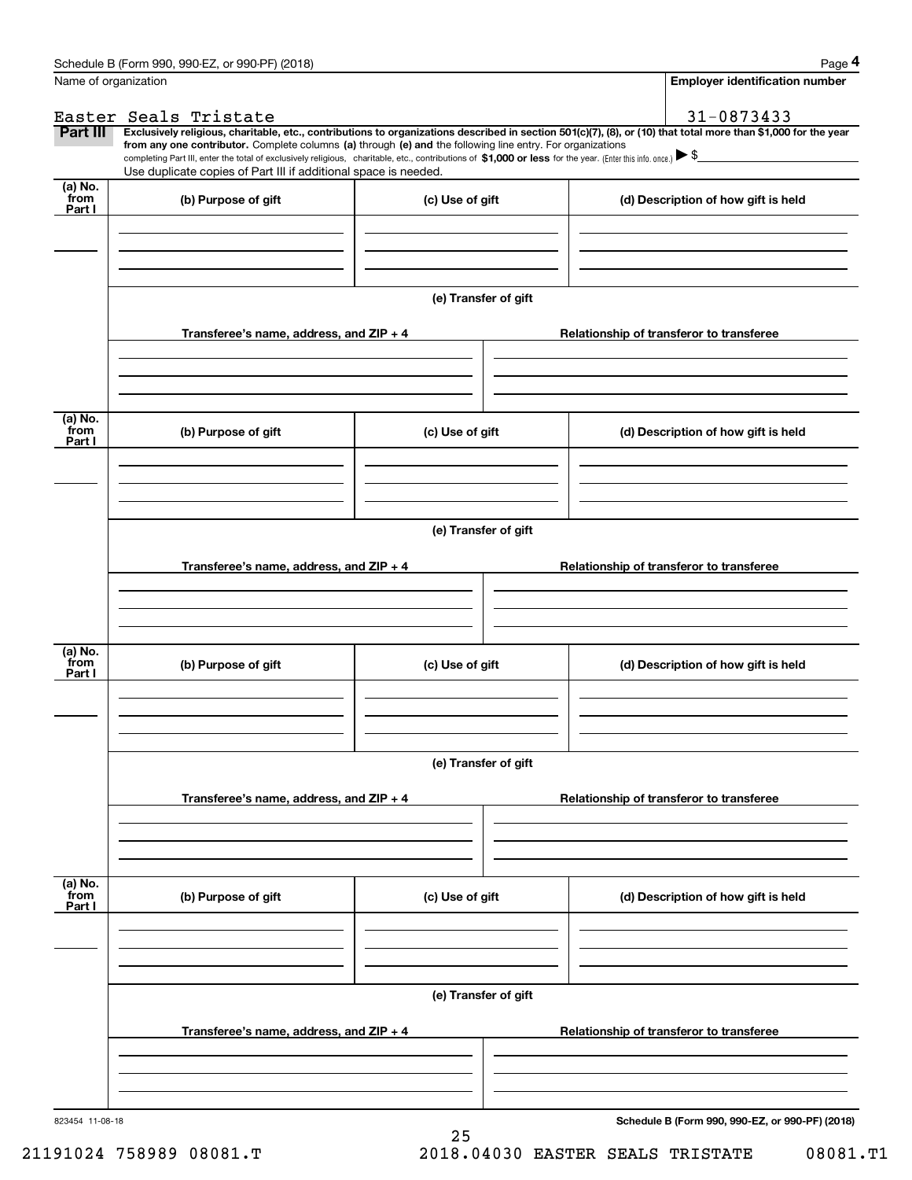Name of organization

Easter Seals Tristate

**Employer identification number**

31-0873433

**Part III** **Exclusively religious, charitable, etc., contributions to organizations described in section 501(c)(7), (8), or (10) that total more than $1,000 for the year from any one contributor.** Complete columns **(a)** through **(e)** and the following line entry. For organizations completing Part III, enter the total of exclusively religious, charitable, etc., contributions of **$1,000 or less** for the year. (Enter this info. once.) ▶ $

Use duplicate copies of Part III if additional space is needed.

| (a) No. from Part I | (b) Purpose of gift | (c) Use of gift | (d) Description of how gift is held |
|---|---|---|---|
| | | | |

(e) Transfer of gift

| Transferee's name, address, and ZIP + 4 | Relationship of transferor to transferee |
|---|---|
| | |

| (a) No. from Part I | (b) Purpose of gift | (c) Use of gift | (d) Description of how gift is held |
|---|---|---|---|
| | | | |

(e) Transfer of gift

| Transferee's name, address, and ZIP + 4 | Relationship of transferor to transferee |
|---|---|
| | |

| (a) No. from Part I | (b) Purpose of gift | (c) Use of gift | (d) Description of how gift is held |
|---|---|---|---|
| | | | |

(e) Transfer of gift

| Transferee's name, address, and ZIP + 4 | Relationship of transferor to transferee |
|---|---|
| | |

| (a) No. from Part I | (b) Purpose of gift | (c) Use of gift | (d) Description of how gift is held |
|---|---|---|---|
| | | | |

(e) Transfer of gift

| Transferee's name, address, and ZIP + 4 | Relationship of transferor to transferee |
|---|---|
| | |

823454 11-08-18

**Schedule B (Form 990, 990-EZ, or 990-PF) (2018)**

21191024 758989 08081.T 2018.04030 EASTER SEALS TRISTATE 08081.T1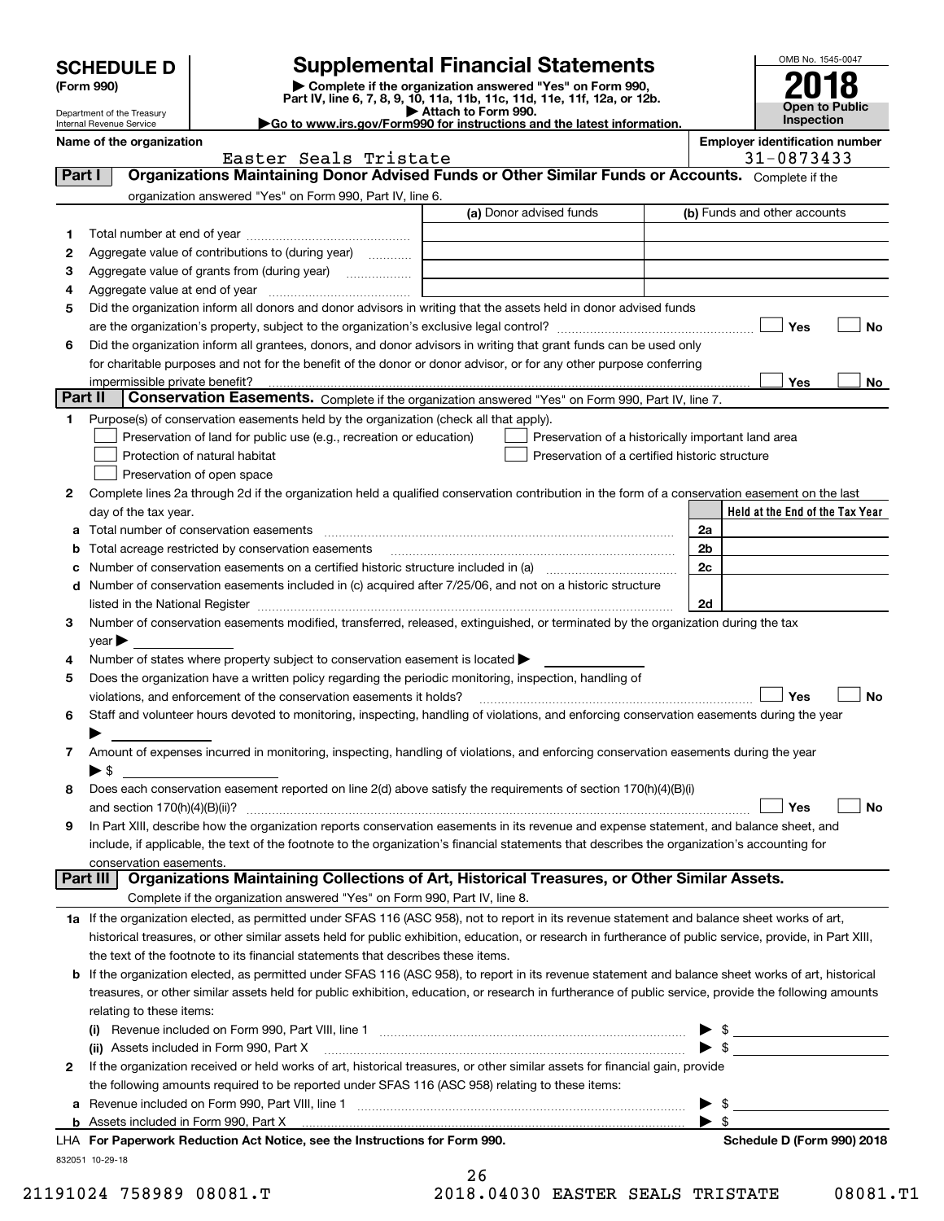# SCHEDULE D (Form 990)

Department of the Treasury
Internal Revenue Service

## Supplemental Financial Statements

▶ Complete if the organization answered "Yes" on Form 990, Part IV, line 6, 7, 8, 9, 10, 11a, 11b, 11c, 11d, 11e, 11f, 12a, or 12b.
▶ Attach to Form 990.
▶Go to www.irs.gov/Form990 for instructions and the latest information.

OMB No. 1545-0047
**2018**
**Open to Public Inspection**

**Name of the organization:** Easter Seals Tristate
**Employer identification number:** 31-0873433

### Part I — Organizations Maintaining Donor Advised Funds or Other Similar Funds or Accounts.
Complete if the organization answered "Yes" on Form 990, Part IV, line 6.

| | | (a) Donor advised funds | (b) Funds and other accounts |
|---|---|---|---|
| 1 | Total number at end of year | | |
| 2 | Aggregate value of contributions to (during year) | | |
| 3 | Aggregate value of grants from (during year) | | |
| 4 | Aggregate value at end of year | | |

5 Did the organization inform all donors and donor advisors in writing that the assets held in donor advised funds are the organization's property, subject to the organization's exclusive legal control? ☐ Yes ☐ No

6 Did the organization inform all grantees, donors, and donor advisors in writing that grant funds can be used only for charitable purposes and not for the benefit of the donor or donor advisor, or for any other purpose conferring impermissible private benefit? ☐ Yes ☐ No

### Part II — Conservation Easements.
Complete if the organization answered "Yes" on Form 990, Part IV, line 7.

1 Purpose(s) of conservation easements held by the organization (check all that apply).
- ☐ Preservation of land for public use (e.g., recreation or education)
- ☐ Preservation of a historically important land area
- ☐ Protection of natural habitat
- ☐ Preservation of a certified historic structure
- ☐ Preservation of open space

2 Complete lines 2a through 2d if the organization held a qualified conservation contribution in the form of a conservation easement on the last day of the tax year.

| | | | Held at the End of the Tax Year |
|---|---|---|---|
| a | Total number of conservation easements | 2a | |
| b | Total acreage restricted by conservation easements | 2b | |
| c | Number of conservation easements on a certified historic structure included in (a) | 2c | |
| d | Number of conservation easements included in (c) acquired after 7/25/06, and not on a historic structure listed in the National Register | 2d | |

3 Number of conservation easements modified, transferred, released, extinguished, or terminated by the organization during the tax year ▶

4 Number of states where property subject to conservation easement is located ▶

5 Does the organization have a written policy regarding the periodic monitoring, inspection, handling of violations, and enforcement of the conservation easements it holds? ☐ Yes ☐ No

6 Staff and volunteer hours devoted to monitoring, inspecting, handling of violations, and enforcing conservation easements during the year ▶

7 Amount of expenses incurred in monitoring, inspecting, handling of violations, and enforcing conservation easements during the year ▶ $

8 Does each conservation easement reported on line 2(d) above satisfy the requirements of section 170(h)(4)(B)(i) and section 170(h)(4)(B)(ii)? ☐ Yes ☐ No

9 In Part XIII, describe how the organization reports conservation easements in its revenue and expense statement, and balance sheet, and include, if applicable, the text of the footnote to the organization's financial statements that describes the organization's accounting for conservation easements.

### Part III — Organizations Maintaining Collections of Art, Historical Treasures, or Other Similar Assets.
Complete if the organization answered "Yes" on Form 990, Part IV, line 8.

1a If the organization elected, as permitted under SFAS 116 (ASC 958), not to report in its revenue statement and balance sheet works of art, historical treasures, or other similar assets held for public exhibition, education, or research in furtherance of public service, provide, in Part XIII, the text of the footnote to its financial statements that describes these items.

b If the organization elected, as permitted under SFAS 116 (ASC 958), to report in its revenue statement and balance sheet works of art, historical treasures, or other similar assets held for public exhibition, education, or research in furtherance of public service, provide the following amounts relating to these items:

(i) Revenue included on Form 990, Part VIII, line 1 ▶ $

(ii) Assets included in Form 990, Part X ▶ $

2 If the organization received or held works of art, historical treasures, or other similar assets for financial gain, provide the following amounts required to be reported under SFAS 116 (ASC 958) relating to these items:

a Revenue included on Form 990, Part VIII, line 1 ▶ $

b Assets included in Form 990, Part X ▶ $

LHA **For Paperwork Reduction Act Notice, see the Instructions for Form 990.** **Schedule D (Form 990) 2018**

832051 10-29-18

21191024 758989 08081.T 2018.04030 EASTER SEALS TRISTATE 08081.T1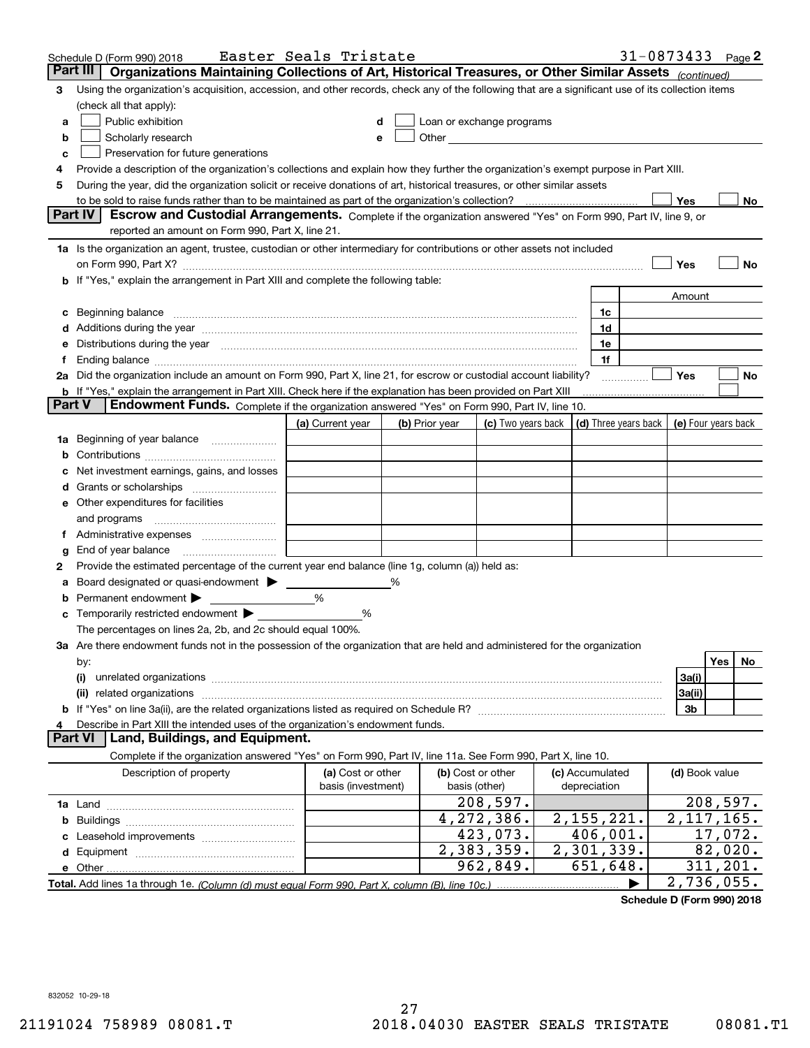Schedule D (Form 990) 2018 Easter Seals Tristate 31-0873433 Page 2

## Part III Organizations Maintaining Collections of Art, Historical Treasures, or Other Similar Assets *(continued)*

3 Using the organization's acquisition, accession, and other records, check any of the following that are a significant use of its collection items (check all that apply):

- a ☐ Public exhibition
- b ☐ Scholarly research
- c ☐ Preservation for future generations
- d ☐ Loan or exchange programs
- e ☐ Other

4 Provide a description of the organization's collections and explain how they further the organization's exempt purpose in Part XIII.

5 During the year, did the organization solicit or receive donations of art, historical treasures, or other similar assets to be sold to raise funds rather than to be maintained as part of the organization's collection? ☐ Yes ☐ No

## Part IV Escrow and Custodial Arrangements.

Complete if the organization answered "Yes" on Form 990, Part IV, line 9, or reported an amount on Form 990, Part X, line 21.

1a Is the organization an agent, trustee, custodian or other intermediary for contributions or other assets not included on Form 990, Part X? ☐ Yes ☐ No

b If "Yes," explain the arrangement in Part XIII and complete the following table:

| | | Amount |
|---|---|---|
| c Beginning balance | 1c | |
| d Additions during the year | 1d | |
| e Distributions during the year | 1e | |
| f Ending balance | 1f | |

2a Did the organization include an amount on Form 990, Part X, line 21, for escrow or custodial account liability? ☐ Yes ☐ No

b If "Yes," explain the arrangement in Part XIII. Check here if the explanation has been provided on Part XIII ☐

## Part V Endowment Funds.

Complete if the organization answered "Yes" on Form 990, Part IV, line 10.

| | (a) Current year | (b) Prior year | (c) Two years back | (d) Three years back | (e) Four years back |
|---|---|---|---|---|---|
| 1a Beginning of year balance | | | | | |
| b Contributions | | | | | |
| c Net investment earnings, gains, and losses | | | | | |
| d Grants or scholarships | | | | | |
| e Other expenditures for facilities and programs | | | | | |
| f Administrative expenses | | | | | |
| g End of year balance | | | | | |

2 Provide the estimated percentage of the current year end balance (line 1g, column (a)) held as:

- a Board designated or quasi-endowment ▶ ______ %
- b Permanent endowment ▶ ______ %
- c Temporarily restricted endowment ▶ ______ %

The percentages on lines 2a, 2b, and 2c should equal 100%.

3a Are there endowment funds not in the possession of the organization that are held and administered for the organization by:

| | | Yes | No |
|---|---|---|---|
| (i) unrelated organizations | 3a(i) | | |
| (ii) related organizations | 3a(ii) | | |
| b If "Yes" on line 3a(ii), are the related organizations listed as required on Schedule R? | 3b | | |

4 Describe in Part XIII the intended uses of the organization's endowment funds.

## Part VI Land, Buildings, and Equipment.

Complete if the organization answered "Yes" on Form 990, Part IV, line 11a. See Form 990, Part X, line 10.

| Description of property | (a) Cost or other basis (investment) | (b) Cost or other basis (other) | (c) Accumulated depreciation | (d) Book value |
|---|---|---|---|---|
| 1a Land | | 208,597. | | 208,597. |
| b Buildings | | 4,272,386. | 2,155,221. | 2,117,165. |
| c Leasehold improvements | | 423,073. | 406,001. | 17,072. |
| d Equipment | | 2,383,359. | 2,301,339. | 82,020. |
| e Other | | 962,849. | 651,648. | 311,201. |
| **Total.** Add lines 1a through 1e. *(Column (d) must equal Form 990, Part X, column (B), line 10c.)* ▶ | | | | 2,736,055. |

**Schedule D (Form 990) 2018**

832052 10-29-18

21191024 758989 08081.T 2018.04030 EASTER SEALS TRISTATE 08081.T1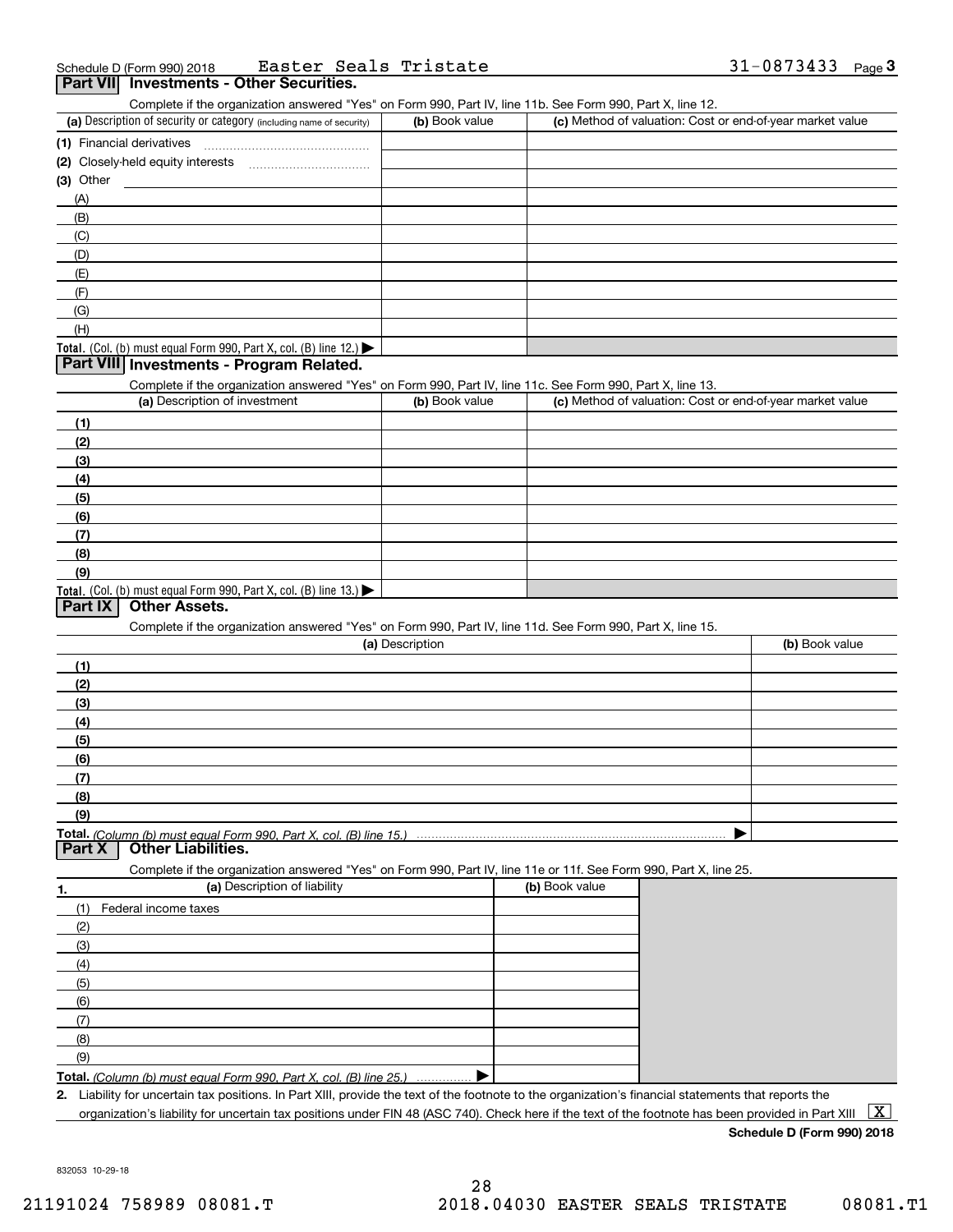Schedule D (Form 990) 2018 Easter Seals Tristate 31-0873433 Page 3

## Part VII Investments - Other Securities.

Complete if the organization answered "Yes" on Form 990, Part IV, line 11b. See Form 990, Part X, line 12.

| (a) Description of security or category (including name of security) | (b) Book value | (c) Method of valuation: Cost or end-of-year market value |
|---|---|---|
| (1) Financial derivatives | | |
| (2) Closely-held equity interests | | |
| (3) Other | | |
| (A) | | |
| (B) | | |
| (C) | | |
| (D) | | |
| (E) | | |
| (F) | | |
| (G) | | |
| (H) | | |
| **Total.** (Col. (b) must equal Form 990, Part X, col. (B) line 12.) ▶ | | |

## Part VIII Investments - Program Related.

Complete if the organization answered "Yes" on Form 990, Part IV, line 11c. See Form 990, Part X, line 13.

| (a) Description of investment | (b) Book value | (c) Method of valuation: Cost or end-of-year market value |
|---|---|---|
| (1) | | |
| (2) | | |
| (3) | | |
| (4) | | |
| (5) | | |
| (6) | | |
| (7) | | |
| (8) | | |
| (9) | | |
| **Total.** (Col. (b) must equal Form 990, Part X, col. (B) line 13.) ▶ | | |

## Part IX Other Assets.

Complete if the organization answered "Yes" on Form 990, Part IV, line 11d. See Form 990, Part X, line 15.

| (a) Description | (b) Book value |
|---|---|
| (1) | |
| (2) | |
| (3) | |
| (4) | |
| (5) | |
| (6) | |
| (7) | |
| (8) | |
| (9) | |
| **Total.** *(Column (b) must equal Form 990, Part X, col. (B) line 15.)* ▶ | |

## Part X Other Liabilities.

Complete if the organization answered "Yes" on Form 990, Part IV, line 11e or 11f. See Form 990, Part X, line 25.

| 1. (a) Description of liability | (b) Book value |
|---|---|
| (1) Federal income taxes | |
| (2) | |
| (3) | |
| (4) | |
| (5) | |
| (6) | |
| (7) | |
| (8) | |
| (9) | |
| **Total.** *(Column (b) must equal Form 990, Part X, col. (B) line 25.)* ▶ | |

**2.** Liability for uncertain tax positions. In Part XIII, provide the text of the footnote to the organization's financial statements that reports the organization's liability for uncertain tax positions under FIN 48 (ASC 740). Check here if the text of the footnote has been provided in Part XIII [X]

**Schedule D (Form 990) 2018**

832053 10-29-18

21191024 758989 08081.T 2018.04030 EASTER SEALS TRISTATE 08081.T1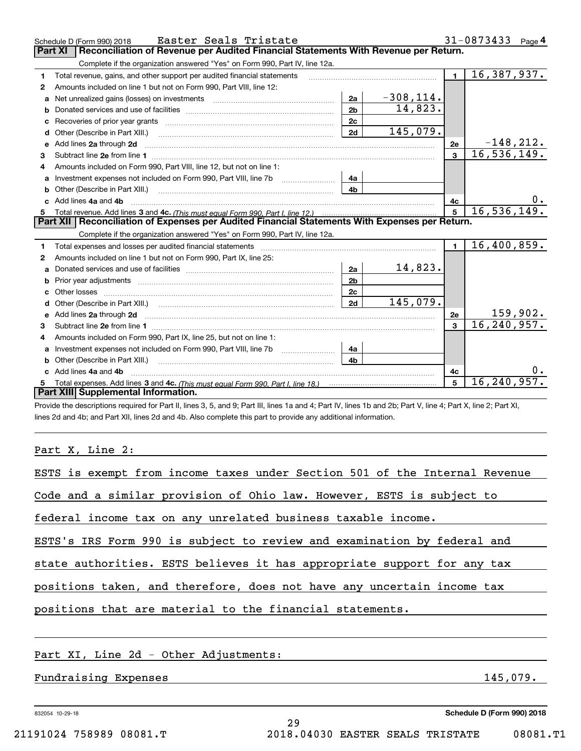Schedule D (Form 990) 2018 Easter Seals Tristate 31-0873433 Page **4**

## Part XI Reconciliation of Revenue per Audited Financial Statements With Revenue per Return.

Complete if the organization answered "Yes" on Form 990, Part IV, line 12a.

| | | | | | |
|---|---|---|---|---|---|
| **1** | Total revenue, gains, and other support per audited financial statements | | | 1 | 16,387,937. |
| **2** | Amounts included on line 1 but not on Form 990, Part VIII, line 12: | | | | |
| **a** | Net unrealized gains (losses) on investments | 2a | -308,114. | | |
| **b** | Donated services and use of facilities | 2b | 14,823. | | |
| **c** | Recoveries of prior year grants | 2c | | | |
| **d** | Other (Describe in Part XIII.) | 2d | 145,079. | | |
| **e** | Add lines **2a** through **2d** | | | 2e | -148,212. |
| **3** | Subtract line **2e** from line **1** | | | 3 | 16,536,149. |
| **4** | Amounts included on Form 990, Part VIII, line 12, but not on line 1: | | | | |
| **a** | Investment expenses not included on Form 990, Part VIII, line 7b | 4a | | | |
| **b** | Other (Describe in Part XIII.) | 4b | | | |
| **c** | Add lines **4a** and **4b** | | | 4c | 0. |
| **5** | Total revenue. Add lines **3** and **4c.** *(This must equal Form 990, Part I, line 12.)* | | | 5 | 16,536,149. |

## Part XII Reconciliation of Expenses per Audited Financial Statements With Expenses per Return.

Complete if the organization answered "Yes" on Form 990, Part IV, line 12a.

| | | | | | |
|---|---|---|---|---|---|
| **1** | Total expenses and losses per audited financial statements | | | 1 | 16,400,859. |
| **2** | Amounts included on line 1 but not on Form 990, Part IX, line 25: | | | | |
| **a** | Donated services and use of facilities | 2a | 14,823. | | |
| **b** | Prior year adjustments | 2b | | | |
| **c** | Other losses | 2c | | | |
| **d** | Other (Describe in Part XIII.) | 2d | 145,079. | | |
| **e** | Add lines **2a** through **2d** | | | 2e | 159,902. |
| **3** | Subtract line **2e** from line **1** | | | 3 | 16,240,957. |
| **4** | Amounts included on Form 990, Part IX, line 25, but not on line 1: | | | | |
| **a** | Investment expenses not included on Form 990, Part VIII, line 7b | 4a | | | |
| **b** | Other (Describe in Part XIII.) | 4b | | | |
| **c** | Add lines **4a** and **4b** | | | 4c | 0. |
| **5** | Total expenses. Add lines **3** and **4c.** *(This must equal Form 990, Part I, line 18.)* | | | 5 | 16,240,957. |

## Part XIII Supplemental Information.

Provide the descriptions required for Part II, lines 3, 5, and 9; Part III, lines 1a and 4; Part IV, lines 1b and 2b; Part V, line 4; Part X, line 2; Part XI, lines 2d and 4b; and Part XII, lines 2d and 4b. Also complete this part to provide any additional information.

Part X, Line 2:

ESTS is exempt from income taxes under Section 501 of the Internal Revenue Code and a similar provision of Ohio law. However, ESTS is subject to federal income tax on any unrelated business taxable income.

ESTS's IRS Form 990 is subject to review and examination by federal and state authorities. ESTS believes it has appropriate support for any tax positions taken, and therefore, does not have any uncertain income tax positions that are material to the financial statements.

Part XI, Line 2d - Other Adjustments:

Fundraising Expenses 145,079.

832054 10-29-18 **Schedule D (Form 990) 2018**

21191024 758989 08081.T 2018.04030 EASTER SEALS TRISTATE 08081.T1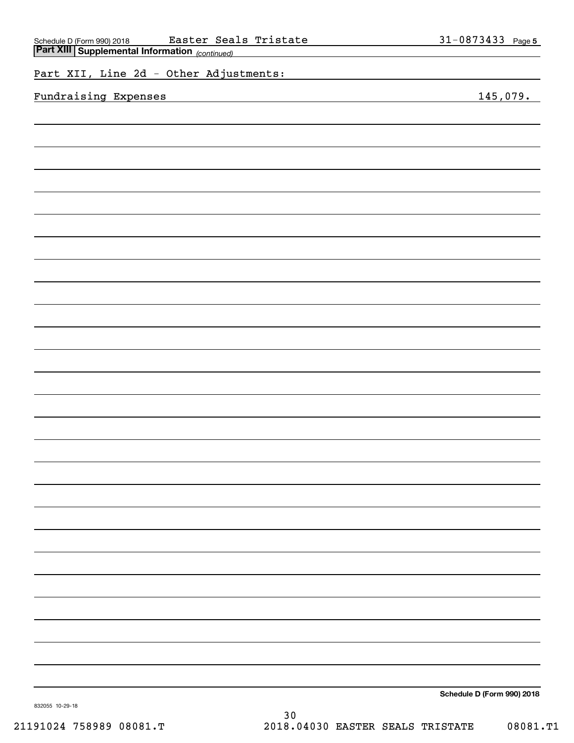Schedule D (Form 990) 2018 Easter Seals Tristate 31-0873433 Page 5

**Part XIII Supplemental Information** *(continued)*

Part XII, Line 2d - Other Adjustments:

| | |
|---|---|
| Fundraising Expenses | 145,079. |

**Schedule D (Form 990) 2018**

832055 10-29-18

21191024 758989 08081.T 2018.04030 EASTER SEALS TRISTATE 08081.T1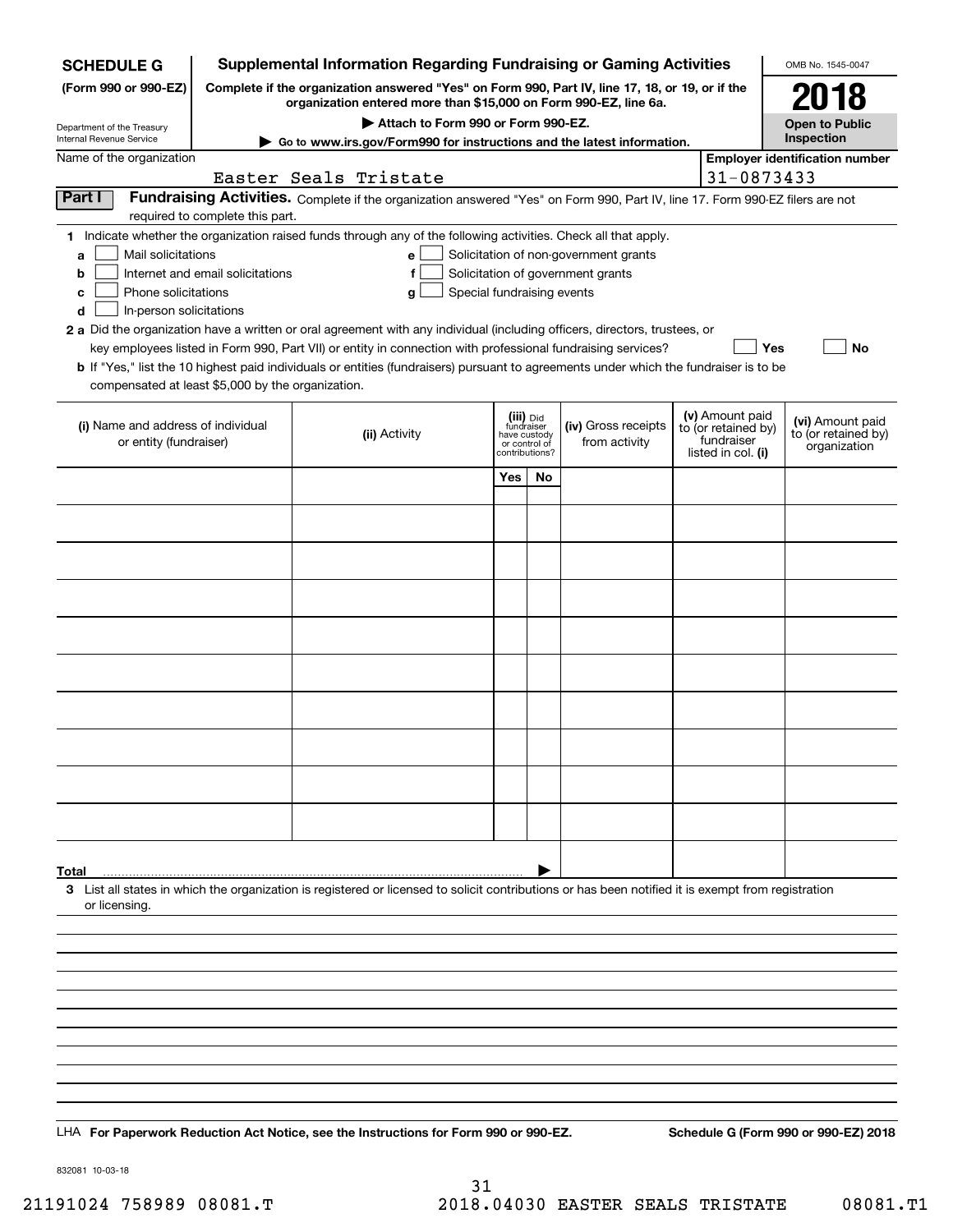**SCHEDULE G** (Form 990 or 990-EZ)

Department of the Treasury Internal Revenue Service

# Supplemental Information Regarding Fundraising or Gaming Activities

**Complete if the organization answered "Yes" on Form 990, Part IV, line 17, 18, or 19, or if the organization entered more than $15,000 on Form 990-EZ, line 6a.**

**▶ Attach to Form 990 or Form 990-EZ.**

**▶ Go to www.irs.gov/Form990 for instructions and the latest information.**

OMB No. 1545-0047

**2018**

**Open to Public Inspection**

Name of the organization: Easter Seals Tristate

Employer identification number: 31-0873433

**Part I** **Fundraising Activities.** Complete if the organization answered "Yes" on Form 990, Part IV, line 17. Form 990-EZ filers are not required to complete this part.

**1** Indicate whether the organization raised funds through any of the following activities. Check all that apply.

- **a** ☐ Mail solicitations
- **b** ☐ Internet and email solicitations
- **c** ☐ Phone solicitations
- **d** ☐ In-person solicitations
- **e** ☐ Solicitation of non-government grants
- **f** ☐ Solicitation of government grants
- **g** ☐ Special fundraising events

**2 a** Did the organization have a written or oral agreement with any individual (including officers, directors, trustees, or key employees listed in Form 990, Part VII) or entity in connection with professional fundraising services? ☐ **Yes** ☐ **No**

**b** If "Yes," list the 10 highest paid individuals or entities (fundraisers) pursuant to agreements under which the fundraiser is to be compensated at least $5,000 by the organization.

| (i) Name and address of individual or entity (fundraiser) | (ii) Activity | (iii) Did fundraiser have custody or control of contributions? | | (iv) Gross receipts from activity | (v) Amount paid to (or retained by) fundraiser listed in col. (i) | (vi) Amount paid to (or retained by) organization |
|---|---|---|---|---|---|---|
| | | Yes | No | | | |
| | | | | | | |
| | | | | | | |
| | | | | | | |
| | | | | | | |
| | | | | | | |
| | | | | | | |
| | | | | | | |
| | | | | | | |
| | | | | | | |
| | | | | | | |
| **Total** ▶ | | | | | | |

**3** List all states in which the organization is registered or licensed to solicit contributions or has been notified it is exempt from registration or licensing.

LHA **For Paperwork Reduction Act Notice, see the Instructions for Form 990 or 990-EZ.** **Schedule G (Form 990 or 990-EZ) 2018**

832081 10-03-18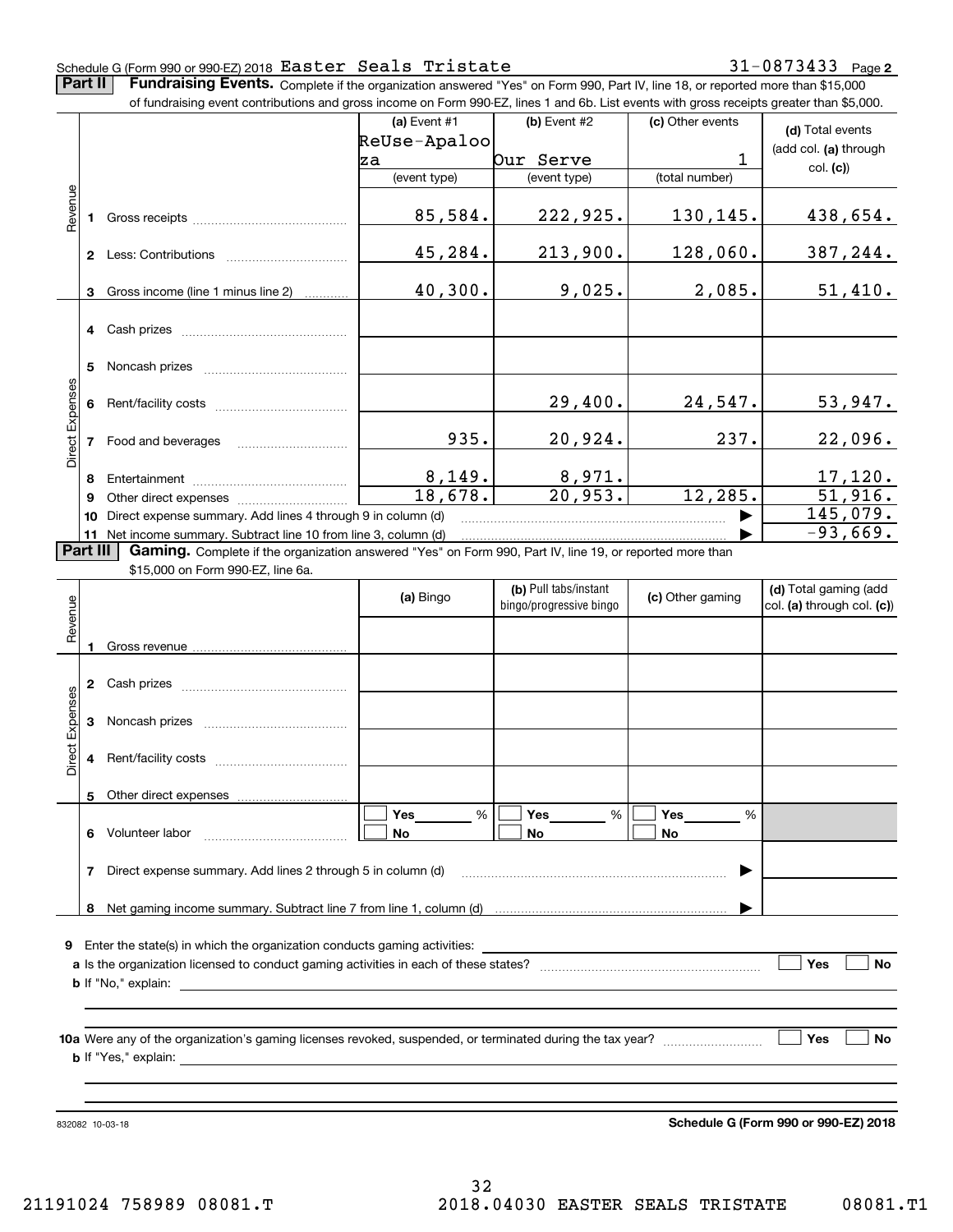Schedule G (Form 990 or 990-EZ) 2018 Easter Seals Tristate 31-0873433 Page **2**

**Part II** **Fundraising Events.** Complete if the organization answered "Yes" on Form 990, Part IV, line 18, or reported more than $15,000 of fundraising event contributions and gross income on Form 990-EZ, lines 1 and 6b. List events with gross receipts greater than $5,000.

| | | (a) Event #1 | (b) Event #2 | (c) Other events | (d) Total events (add col. (a) through col. (c)) |
|---|---|---|---|---|---|
| | | ReUse-Apaloo za | Our Serve | 1 | |
| | | (event type) | (event type) | (total number) | |
| Revenue | 1 Gross receipts | 85,584. | 222,925. | 130,145. | 438,654. |
| | 2 Less: Contributions | 45,284. | 213,900. | 128,060. | 387,244. |
| | 3 Gross income (line 1 minus line 2) | 40,300. | 9,025. | 2,085. | 51,410. |
| Direct Expenses | 4 Cash prizes | | | | |
| | 5 Noncash prizes | | | | |
| | 6 Rent/facility costs | | 29,400. | 24,547. | 53,947. |
| | 7 Food and beverages | 935. | 20,924. | 237. | 22,096. |
| | 8 Entertainment | 8,149. | 8,971. | | 17,120. |
| | 9 Other direct expenses | 18,678. | 20,953. | 12,285. | 51,916. |
| | 10 Direct expense summary. Add lines 4 through 9 in column (d) | | | ▶ | 145,079. |
| | 11 Net income summary. Subtract line 10 from line 3, column (d) | | | ▶ | -93,669. |

**Part III** **Gaming.** Complete if the organization answered "Yes" on Form 990, Part IV, line 19, or reported more than $15,000 on Form 990-EZ, line 6a.

| | | (a) Bingo | (b) Pull tabs/instant bingo/progressive bingo | (c) Other gaming | (d) Total gaming (add col. (a) through col. (c)) |
|---|---|---|---|---|---|
| Revenue | 1 Gross revenue | | | | |
| Direct Expenses | 2 Cash prizes | | | | |
| | 3 Noncash prizes | | | | |
| | 4 Rent/facility costs | | | | |
| | 5 Other direct expenses | | | | |
| | 6 Volunteer labor | ☐ Yes ____ % ☐ No | ☐ Yes ____ % ☐ No | ☐ Yes ____ % ☐ No | |
| | 7 Direct expense summary. Add lines 2 through 5 in column (d) | | | ▶ | |
| | 8 Net gaming income summary. Subtract line 7 from line 1, column (d) | | | ▶ | |

**9** Enter the state(s) in which the organization conducts gaming activities: ____________

**a** Is the organization licensed to conduct gaming activities in each of these states? ☐ Yes ☐ No

**b** If "No," explain: ____________

**10a** Were any of the organization's gaming licenses revoked, suspended, or terminated during the tax year? ☐ Yes ☐ No

**b** If "Yes," explain: ____________

832082 10-03-18 **Schedule G (Form 990 or 990-EZ) 2018**

21191024 758989 08081.T 2018.04030 EASTER SEALS TRISTATE 08081.T1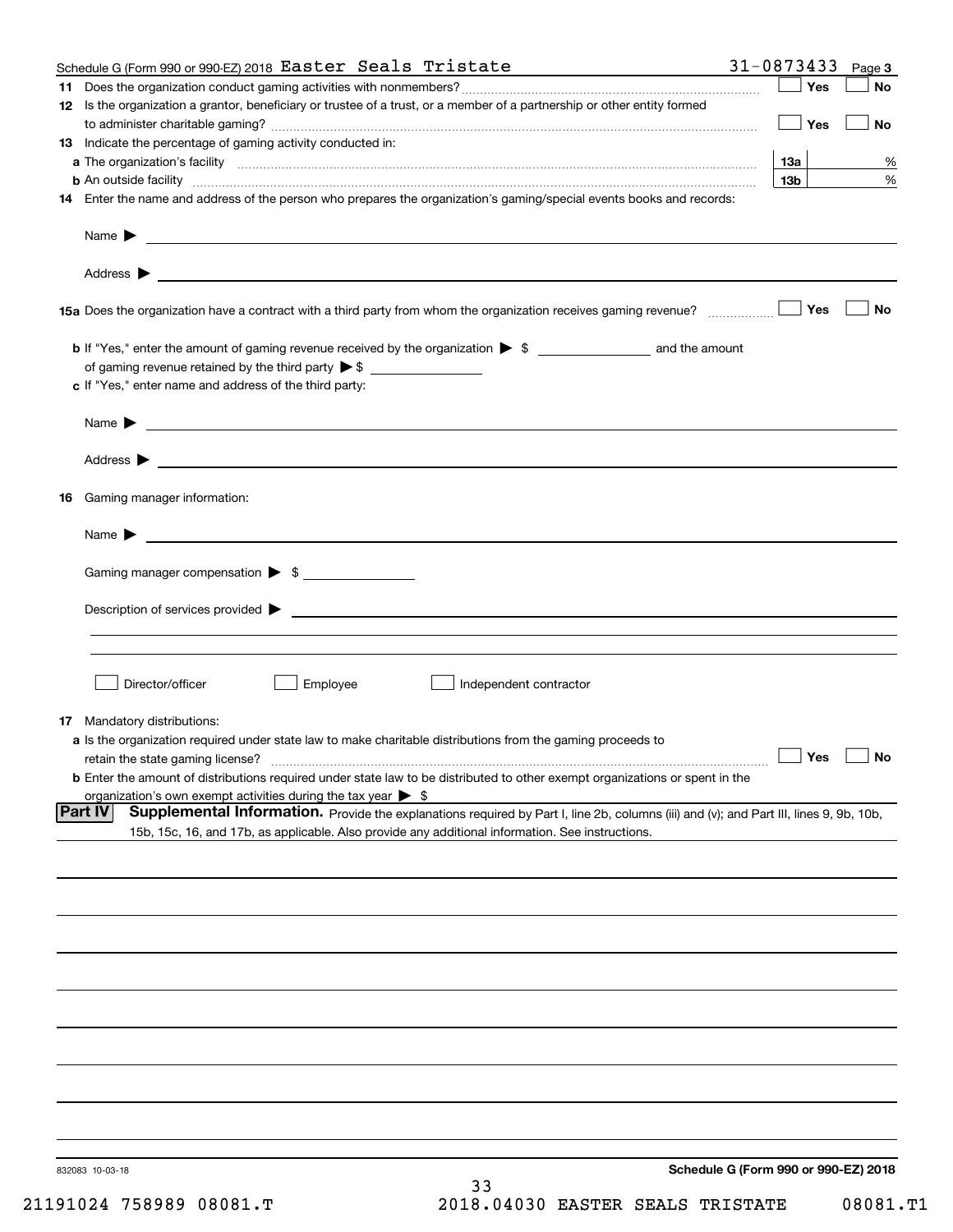Schedule G (Form 990 or 990-EZ) 2018 Easter Seals Tristate 31-0873433 Page 3

**11** Does the organization conduct gaming activities with nonmembers? ☐ Yes ☐ No

**12** Is the organization a grantor, beneficiary or trustee of a trust, or a member of a partnership or other entity formed to administer charitable gaming? ☐ Yes ☐ No

**13** Indicate the percentage of gaming activity conducted in:

**a** The organization's facility **13a** %

**b** An outside facility **13b** %

**14** Enter the name and address of the person who prepares the organization's gaming/special events books and records:

Name ▶

Address ▶

**15a** Does the organization have a contract with a third party from whom the organization receives gaming revenue? ☐ Yes ☐ No

**b** If "Yes," enter the amount of gaming revenue received by the organization ▶ $ ______ and the amount of gaming revenue retained by the third party ▶ $ ______

**c** If "Yes," enter name and address of the third party:

Name ▶

Address ▶

**16** Gaming manager information:

Name ▶

Gaming manager compensation ▶ $

Description of services provided ▶

☐ Director/officer ☐ Employee ☐ Independent contractor

**17** Mandatory distributions:

**a** Is the organization required under state law to make charitable distributions from the gaming proceeds to retain the state gaming license? ☐ Yes ☐ No

**b** Enter the amount of distributions required under state law to be distributed to other exempt organizations or spent in the organization's own exempt activities during the tax year ▶ $

**Part IV** **Supplemental Information.** Provide the explanations required by Part I, line 2b, columns (iii) and (v); and Part III, lines 9, 9b, 10b, 15b, 15c, 16, and 17b, as applicable. Also provide any additional information. See instructions.

832083 10-03-18 **Schedule G (Form 990 or 990-EZ) 2018**

21191024 758989 08081.T 2018.04030 EASTER SEALS TRISTATE 08081.T1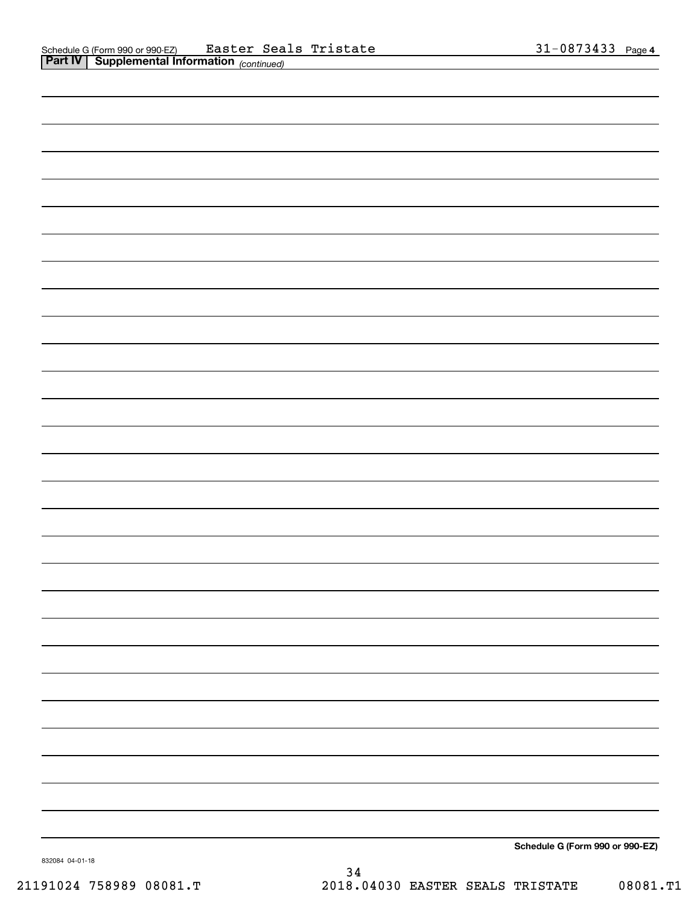Schedule G (Form 990 or 990-EZ) Easter Seals Tristate 31-0873433 Page 4

**Part IV | Supplemental Information** *(continued)*

**Schedule G (Form 990 or 990-EZ)**

832084 04-01-18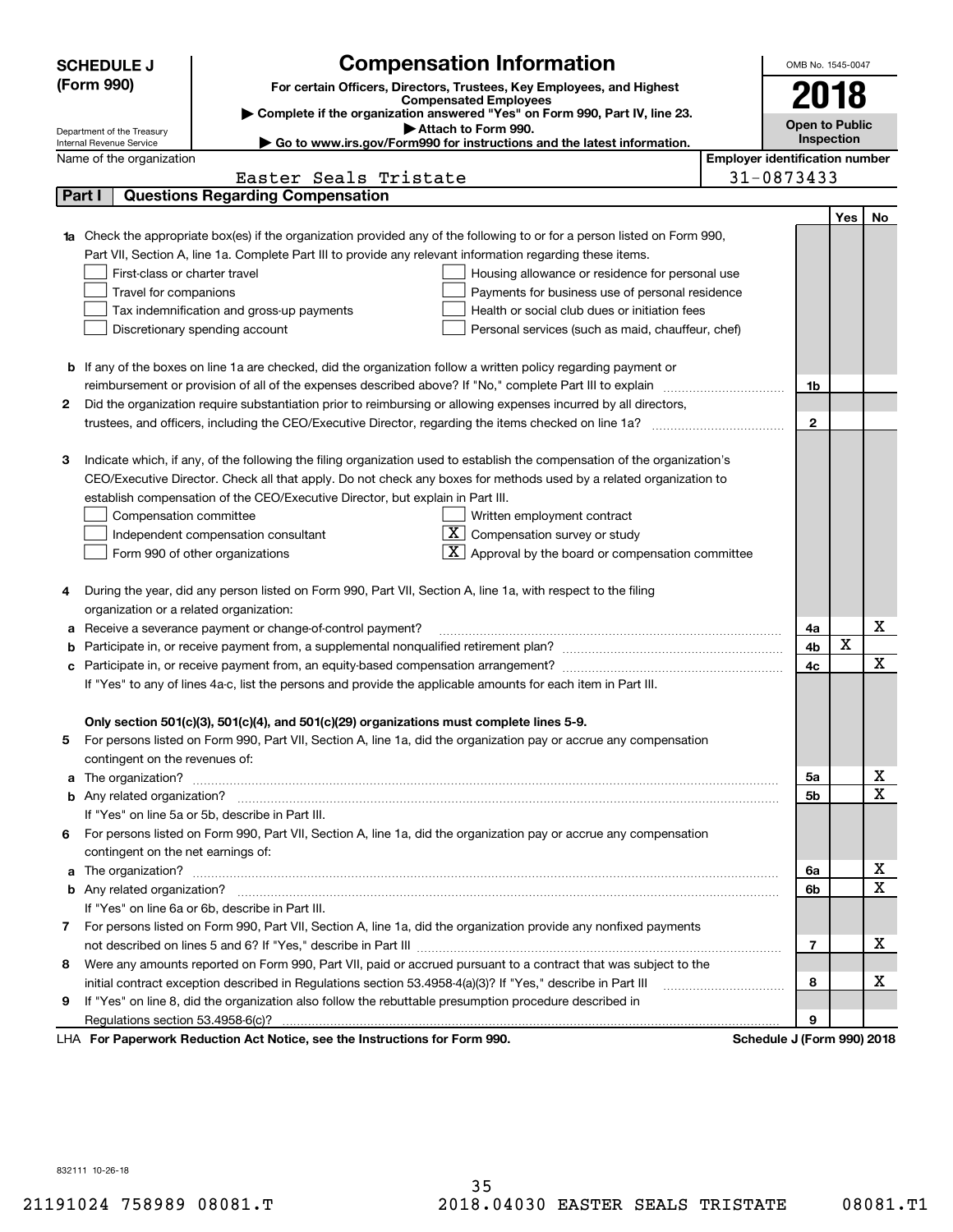**SCHEDULE J (Form 990)**

Department of the Treasury
Internal Revenue Service

# Compensation Information

**For certain Officers, Directors, Trustees, Key Employees, and Highest Compensated Employees**

▶ Complete if the organization answered "Yes" on Form 990, Part IV, line 23.
▶ Attach to Form 990.
▶ Go to www.irs.gov/Form990 for instructions and the latest information.

OMB No. 1545-0047

**2018**

**Open to Public Inspection**

Name of the organization: Easter Seals Tristate

Employer identification number: 31-0873433

## Part I — Questions Regarding Compensation

| | | | Yes | No |
|---|---|---|---|---|
| **1a** | Check the appropriate box(es) if the organization provided any of the following to or for a person listed on Form 990, Part VII, Section A, line 1a. Complete Part III to provide any relevant information regarding these items.<br>☐ First-class or charter travel ☐ Housing allowance or residence for personal use<br>☐ Travel for companions ☐ Payments for business use of personal residence<br>☐ Tax indemnification and gross-up payments ☐ Health or social club dues or initiation fees<br>☐ Discretionary spending account ☐ Personal services (such as maid, chauffeur, chef) | | | |
| **b** | If any of the boxes on line 1a are checked, did the organization follow a written policy regarding payment or reimbursement or provision of all of the expenses described above? If "No," complete Part III to explain | 1b | | |
| **2** | Did the organization require substantiation prior to reimbursing or allowing expenses incurred by all directors, trustees, and officers, including the CEO/Executive Director, regarding the items checked on line 1a? | 2 | | |
| **3** | Indicate which, if any, of the following the filing organization used to establish the compensation of the organization's CEO/Executive Director. Check all that apply. Do not check any boxes for methods used by a related organization to establish compensation of the CEO/Executive Director, but explain in Part III.<br>☐ Compensation committee ☐ Written employment contract<br>☐ Independent compensation consultant ☒ Compensation survey or study<br>☐ Form 990 of other organizations ☒ Approval by the board or compensation committee | | | |
| **4** | During the year, did any person listed on Form 990, Part VII, Section A, line 1a, with respect to the filing organization or a related organization: | | | |
| **a** | Receive a severance payment or change-of-control payment? | 4a | | X |
| **b** | Participate in, or receive payment from, a supplemental nonqualified retirement plan? | 4b | X | |
| **c** | Participate in, or receive payment from, an equity-based compensation arrangement? | 4c | | X |
| | If "Yes" to any of lines 4a-c, list the persons and provide the applicable amounts for each item in Part III. | | | |
| | **Only section 501(c)(3), 501(c)(4), and 501(c)(29) organizations must complete lines 5-9.** | | | |
| **5** | For persons listed on Form 990, Part VII, Section A, line 1a, did the organization pay or accrue any compensation contingent on the revenues of: | | | |
| **a** | The organization? | 5a | | X |
| **b** | Any related organization? | 5b | | X |
| | If "Yes" on line 5a or 5b, describe in Part III. | | | |
| **6** | For persons listed on Form 990, Part VII, Section A, line 1a, did the organization pay or accrue any compensation contingent on the net earnings of: | | | |
| **a** | The organization? | 6a | | X |
| **b** | Any related organization? | 6b | | X |
| | If "Yes" on line 6a or 6b, describe in Part III. | | | |
| **7** | For persons listed on Form 990, Part VII, Section A, line 1a, did the organization provide any nonfixed payments not described on lines 5 and 6? If "Yes," describe in Part III | 7 | | X |
| **8** | Were any amounts reported on Form 990, Part VII, paid or accrued pursuant to a contract that was subject to the initial contract exception described in Regulations section 53.4958-4(a)(3)? If "Yes," describe in Part III | 8 | | X |
| **9** | If "Yes" on line 8, did the organization also follow the rebuttable presumption procedure described in Regulations section 53.4958-6(c)? | 9 | | |

LHA **For Paperwork Reduction Act Notice, see the Instructions for Form 990.** **Schedule J (Form 990) 2018**

832111 10-26-18

21191024 758989 08081.T 2018.04030 EASTER SEALS TRISTATE 08081.T1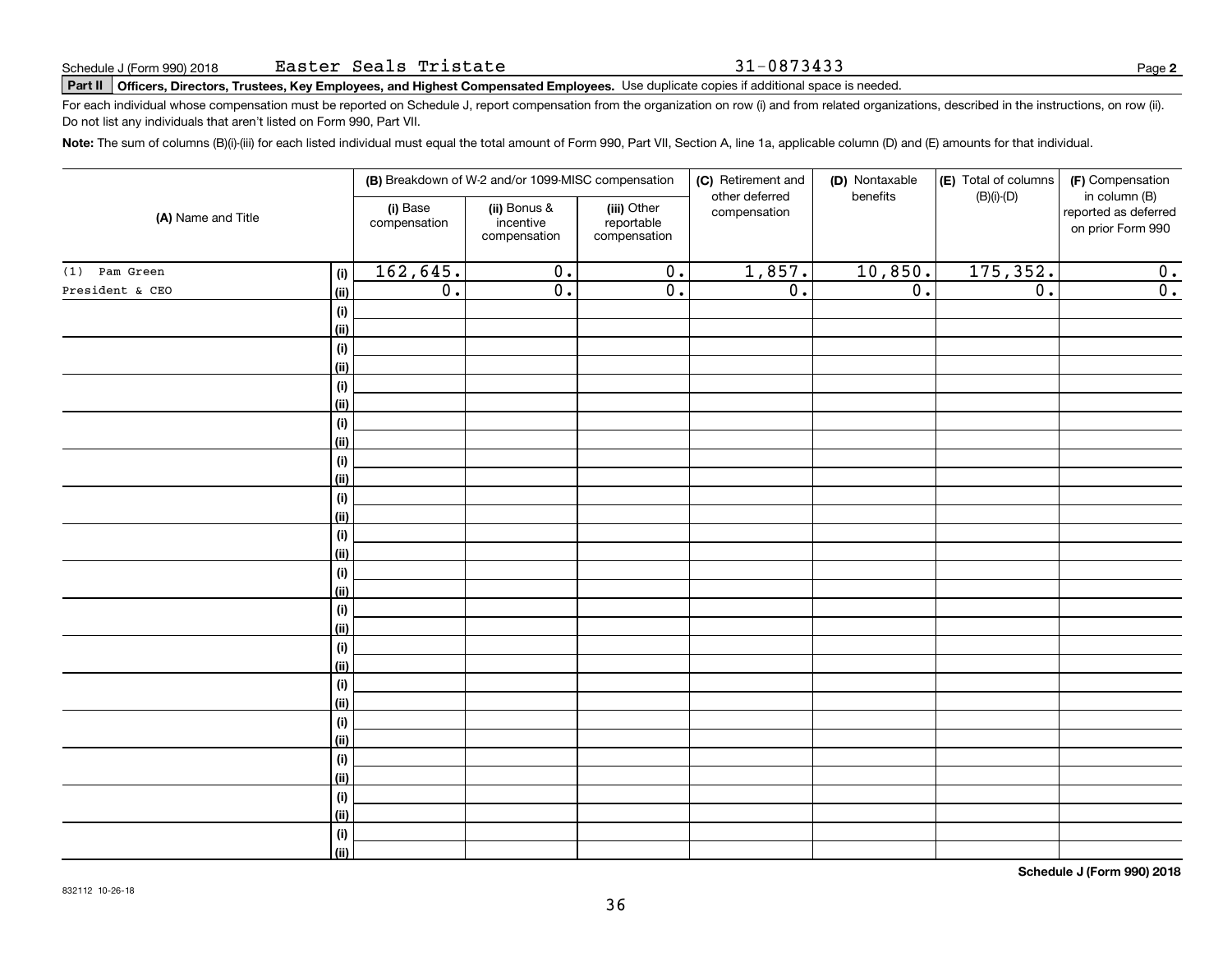Schedule J (Form 990) 2018 Easter Seals Tristate 31-0873433

**Part II** **Officers, Directors, Trustees, Key Employees, and Highest Compensated Employees.** Use duplicate copies if additional space is needed.

For each individual whose compensation must be reported on Schedule J, report compensation from the organization on row (i) and from related organizations, described in the instructions, on row (ii). Do not list any individuals that aren't listed on Form 990, Part VII.

**Note:** The sum of columns (B)(i)-(iii) for each listed individual must equal the total amount of Form 990, Part VII, Section A, line 1a, applicable column (D) and (E) amounts for that individual.

| (A) Name and Title | | (B) Breakdown of W-2 and/or 1099-MISC compensation | | | (C) Retirement and other deferred compensation | (D) Nontaxable benefits | (E) Total of columns (B)(i)-(D) | (F) Compensation in column (B) reported as deferred on prior Form 990 |
|---|---|---|---|---|---|---|---|---|
| | | (i) Base compensation | (ii) Bonus & incentive compensation | (iii) Other reportable compensation | | | | |
| (1) Pam Green | (i) | 162,645. | 0. | 0. | 1,857. | 10,850. | 175,352. | 0. |
| President & CEO | (ii) | 0. | 0. | 0. | 0. | 0. | 0. | 0. |
| | (i) | | | | | | | |
| | (ii) | | | | | | | |
| | (i) | | | | | | | |
| | (ii) | | | | | | | |
| | (i) | | | | | | | |
| | (ii) | | | | | | | |
| | (i) | | | | | | | |
| | (ii) | | | | | | | |
| | (i) | | | | | | | |
| | (ii) | | | | | | | |
| | (i) | | | | | | | |
| | (ii) | | | | | | | |
| | (i) | | | | | | | |
| | (ii) | | | | | | | |
| | (i) | | | | | | | |
| | (ii) | | | | | | | |
| | (i) | | | | | | | |
| | (ii) | | | | | | | |
| | (i) | | | | | | | |
| | (ii) | | | | | | | |
| | (i) | | | | | | | |
| | (ii) | | | | | | | |
| | (i) | | | | | | | |
| | (ii) | | | | | | | |
| | (i) | | | | | | | |
| | (ii) | | | | | | | |
| | (i) | | | | | | | |
| | (ii) | | | | | | | |
| | (i) | | | | | | | |
| | (ii) | | | | | | | |

**Schedule J (Form 990) 2018**

832112 10-26-18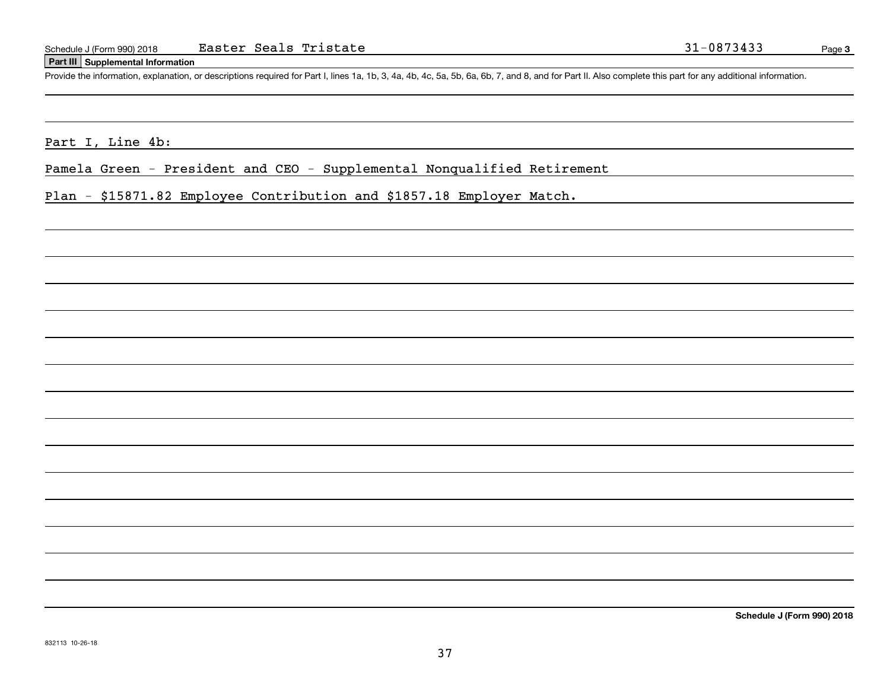Schedule J (Form 990) 2018 Easter Seals Tristate 31-0873433

## Part III Supplemental Information

Provide the information, explanation, or descriptions required for Part I, lines 1a, 1b, 3, 4a, 4b, 4c, 5a, 5b, 6a, 6b, 7, and 8, and for Part II. Also complete this part for any additional information.

Part I, Line 4b:

Pamela Green - President and CEO - Supplemental Nonqualified Retirement Plan - $15871.82 Employee Contribution and $1857.18 Employer Match.

Schedule J (Form 990) 2018

832113 10-26-18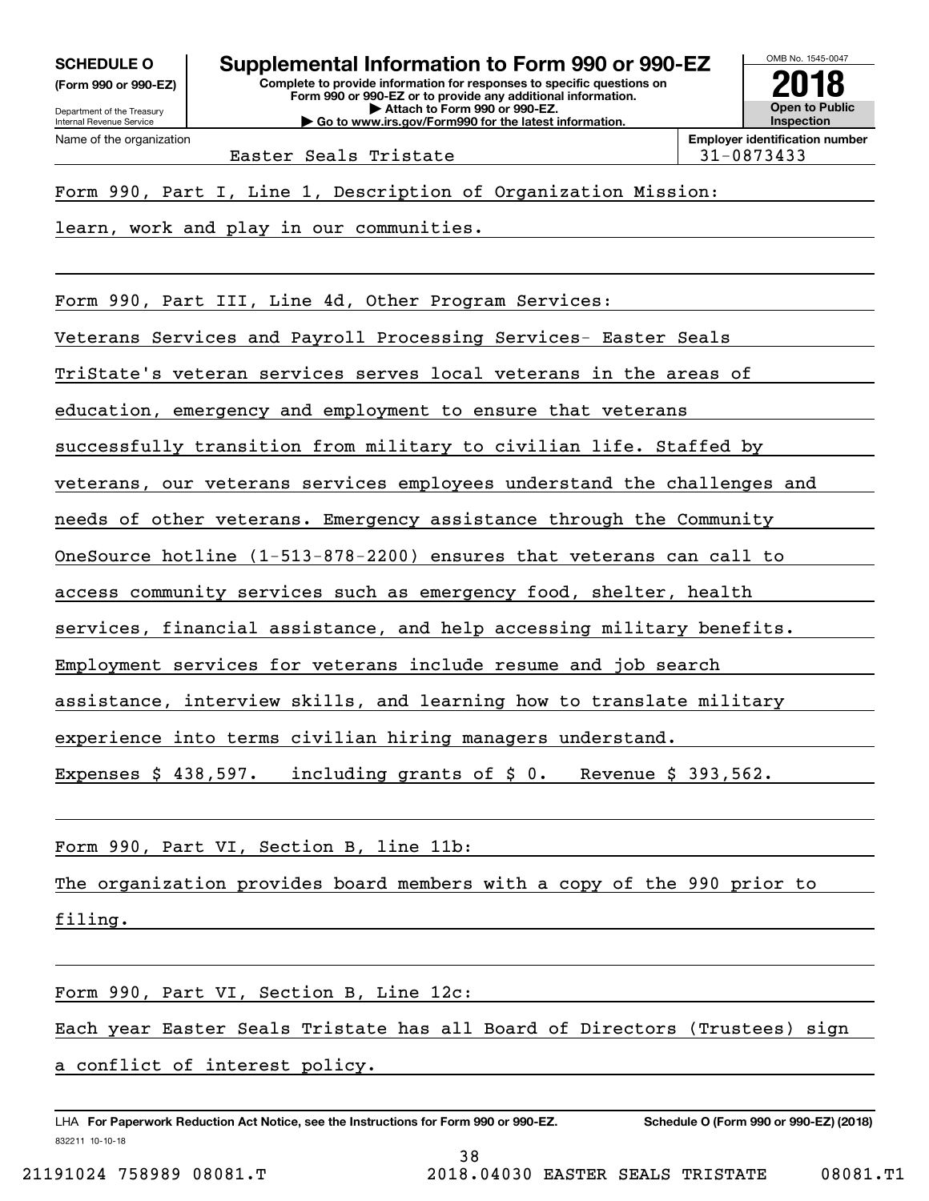**SCHEDULE O**
**(Form 990 or 990-EZ)**

Department of the Treasury
Internal Revenue Service

# Supplemental Information to Form 990 or 990-EZ

**Complete to provide information for responses to specific questions on Form 990 or 990-EZ or to provide any additional information.**
**▶ Attach to Form 990 or 990-EZ.**
**▶ Go to www.irs.gov/Form990 for the latest information.**

OMB No. 1545-0047
**2018**
**Open to Public Inspection**

| Name of the organization | Employer identification number |
|---|---|
| Easter Seals Tristate | 31-0873433 |

Form 990, Part I, Line 1, Description of Organization Mission:

learn, work and play in our communities.

Form 990, Part III, Line 4d, Other Program Services:

Veterans Services and Payroll Processing Services- Easter Seals TriState's veteran services serves local veterans in the areas of education, emergency and employment to ensure that veterans successfully transition from military to civilian life. Staffed by veterans, our veterans services employees understand the challenges and needs of other veterans. Emergency assistance through the Community OneSource hotline (1-513-878-2200) ensures that veterans can call to access community services such as emergency food, shelter, health services, financial assistance, and help accessing military benefits. Employment services for veterans include resume and job search assistance, interview skills, and learning how to translate military experience into terms civilian hiring managers understand.

Expenses $ 438,597. including grants of $ 0. Revenue $ 393,562.

Form 990, Part VI, Section B, line 11b:

The organization provides board members with a copy of the 990 prior to filing.

Form 990, Part VI, Section B, Line 12c:

Each year Easter Seals Tristate has all Board of Directors (Trustees) sign a conflict of interest policy.

LHA **For Paperwork Reduction Act Notice, see the Instructions for Form 990 or 990-EZ.** **Schedule O (Form 990 or 990-EZ) (2018)**

832211 10-10-18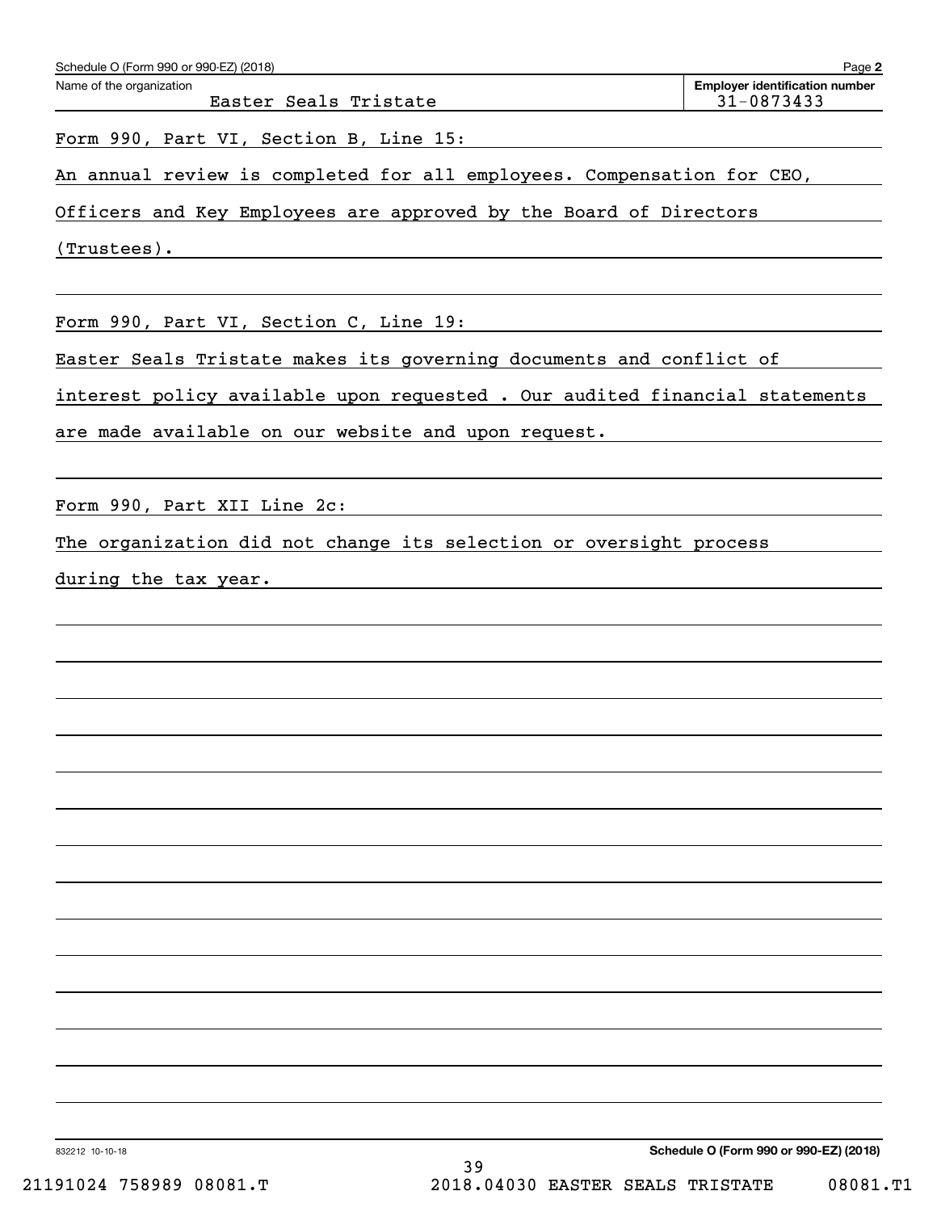Schedule O (Form 990 or 990-EZ) (2018) Page **2**

Name of the organization: Easter Seals Tristate

**Employer identification number** 31-0873433

Form 990, Part VI, Section B, Line 15:

An annual review is completed for all employees. Compensation for CEO, Officers and Key Employees are approved by the Board of Directors (Trustees).

Form 990, Part VI, Section C, Line 19:

Easter Seals Tristate makes its governing documents and conflict of interest policy available upon requested . Our audited financial statements are made available on our website and upon request.

Form 990, Part XII Line 2c:

The organization did not change its selection or oversight process during the tax year.

832212 10-10-18 **Schedule O (Form 990 or 990-EZ) (2018)**

21191024 758989 08081.T 2018.04030 EASTER SEALS TRISTATE 08081.T1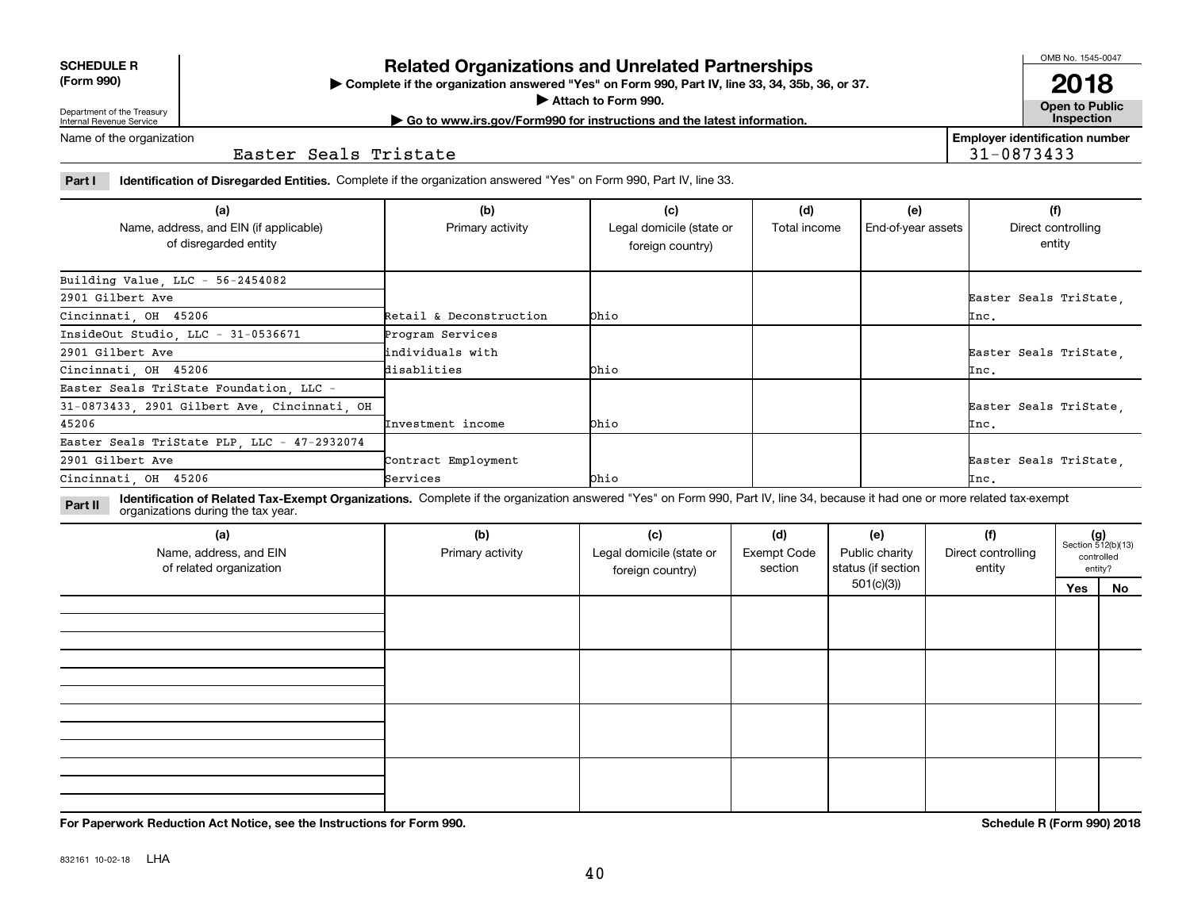**SCHEDULE R (Form 990)**

Department of the Treasury Internal Revenue Service

# Related Organizations and Unrelated Partnerships

▶ Complete if the organization answered "Yes" on Form 990, Part IV, line 33, 34, 35b, 36, or 37.

▶ Attach to Form 990.

▶ Go to www.irs.gov/Form990 for instructions and the latest information.

OMB No. 1545-0047

**2018**

**Open to Public Inspection**

Name of the organization: Easter Seals Tristate

Employer identification number: 31-0873433

**Part I** **Identification of Disregarded Entities.** Complete if the organization answered "Yes" on Form 990, Part IV, line 33.

| (a) Name, address, and EIN (if applicable) of disregarded entity | (b) Primary activity | (c) Legal domicile (state or foreign country) | (d) Total income | (e) End-of-year assets | (f) Direct controlling entity |
|---|---|---|---|---|---|
| Building Value, LLC - 56-2454082, 2901 Gilbert Ave, Cincinnati, OH 45206 | Retail & Deconstruction | Ohio | | | Easter Seals TriState, Inc. |
| InsideOut Studio, LLC - 31-0536671, 2901 Gilbert Ave, Cincinnati, OH 45206 | Program Services individuals with disablities | Ohio | | | Easter Seals TriState, Inc. |
| Easter Seals TriState Foundation, LLC - 31-0873433, 2901 Gilbert Ave, Cincinnati, OH 45206 | Investment income | Ohio | | | Easter Seals TriState, Inc. |
| Easter Seals TriState PLP, LLC - 47-2932074, 2901 Gilbert Ave, Cincinnati, OH 45206 | Contract Employment Services | Ohio | | | Easter Seals TriState, Inc. |

**Part II** **Identification of Related Tax-Exempt Organizations.** Complete if the organization answered "Yes" on Form 990, Part IV, line 34, because it had one or more related tax-exempt organizations during the tax year.

| (a) Name, address, and EIN of related organization | (b) Primary activity | (c) Legal domicile (state or foreign country) | (d) Exempt Code section | (e) Public charity status (if section 501(c)(3)) | (f) Direct controlling entity | (g) Section 512(b)(13) controlled entity? Yes | No |
|---|---|---|---|---|---|---|---|
| | | | | | | | |
| | | | | | | | |
| | | | | | | | |
| | | | | | | | |

**For Paperwork Reduction Act Notice, see the Instructions for Form 990.**

**Schedule R (Form 990) 2018**

832161 10-02-18 LHA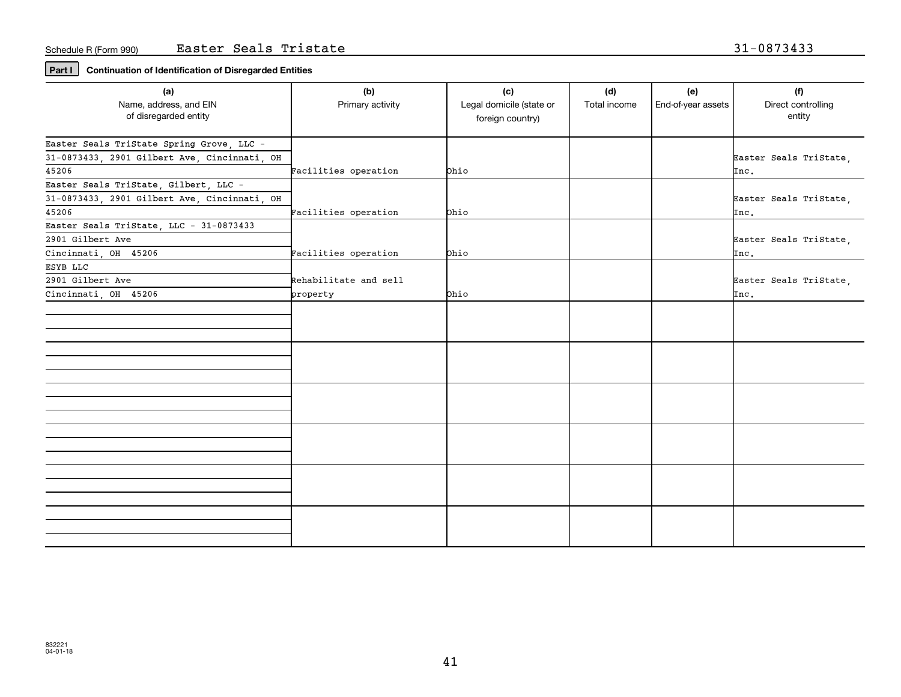Schedule R (Form 990) Easter Seals Tristate 31-0873433

**Part I** **Continuation of Identification of Disregarded Entities**

| (a) Name, address, and EIN of disregarded entity | (b) Primary activity | (c) Legal domicile (state or foreign country) | (d) Total income | (e) End-of-year assets | (f) Direct controlling entity |
|---|---|---|---|---|---|
| Easter Seals TriState Spring Grove, LLC - 31-0873433, 2901 Gilbert Ave, Cincinnati, OH 45206 | Facilities operation | Ohio | | | Easter Seals TriState, Inc. |
| Easter Seals TriState, Gilbert, LLC - 31-0873433, 2901 Gilbert Ave, Cincinnati, OH 45206 | Facilities operation | Ohio | | | Easter Seals TriState, Inc. |
| Easter Seals TriState, LLC - 31-0873433 2901 Gilbert Ave Cincinnati, OH 45206 | Facilities operation | Ohio | | | Easter Seals TriState, Inc. |
| ESYB LLC 2901 Gilbert Ave Cincinnati, OH 45206 | Rehabilitate and sell property | Ohio | | | Easter Seals TriState, Inc. |
| | | | | | |
| | | | | | |
| | | | | | |
| | | | | | |
| | | | | | |
| | | | | | |

832221 04-01-18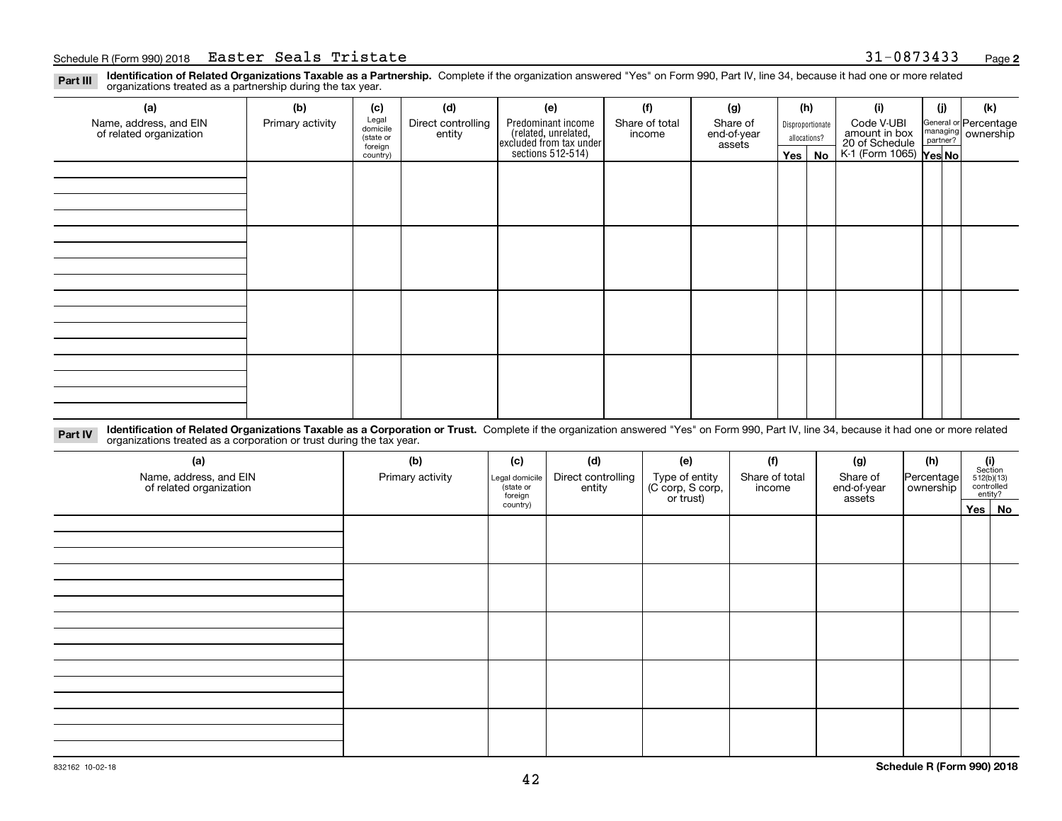Schedule R (Form 990) 2018 Easter Seals Tristate 31-0873433

**Part III** **Identification of Related Organizations Taxable as a Partnership.** Complete if the organization answered "Yes" on Form 990, Part IV, line 34, because it had one or more related organizations treated as a partnership during the tax year.

| (a) Name, address, and EIN of related organization | (b) Primary activity | (c) Legal domicile (state or foreign country) | (d) Direct controlling entity | (e) Predominant income (related, unrelated, excluded from tax under sections 512-514) | (f) Share of total income | (g) Share of end-of-year assets | (h) Disproportionate allocations? Yes | (h) No | (i) Code V-UBI amount in box 20 of Schedule K-1 (Form 1065) | (j) General or managing partner? Yes | (j) No | (k) Percentage ownership |
|---|---|---|---|---|---|---|---|---|---|---|---|---|
| | | | | | | | | | | | | |
| | | | | | | | | | | | | |
| | | | | | | | | | | | | |
| | | | | | | | | | | | | |

**Part IV** **Identification of Related Organizations Taxable as a Corporation or Trust.** Complete if the organization answered "Yes" on Form 990, Part IV, line 34, because it had one or more related organizations treated as a corporation or trust during the tax year.

| (a) Name, address, and EIN of related organization | (b) Primary activity | (c) Legal domicile (state or foreign country) | (d) Direct controlling entity | (e) Type of entity (C corp, S corp, or trust) | (f) Share of total income | (g) Share of end-of-year assets | (h) Percentage ownership | (i) Section 512(b)(13) controlled entity? Yes | (i) No |
|---|---|---|---|---|---|---|---|---|---|
| | | | | | | | | | |
| | | | | | | | | | |
| | | | | | | | | | |
| | | | | | | | | | |
| | | | | | | | | | |

832162 10-02-18

**Schedule R (Form 990) 2018**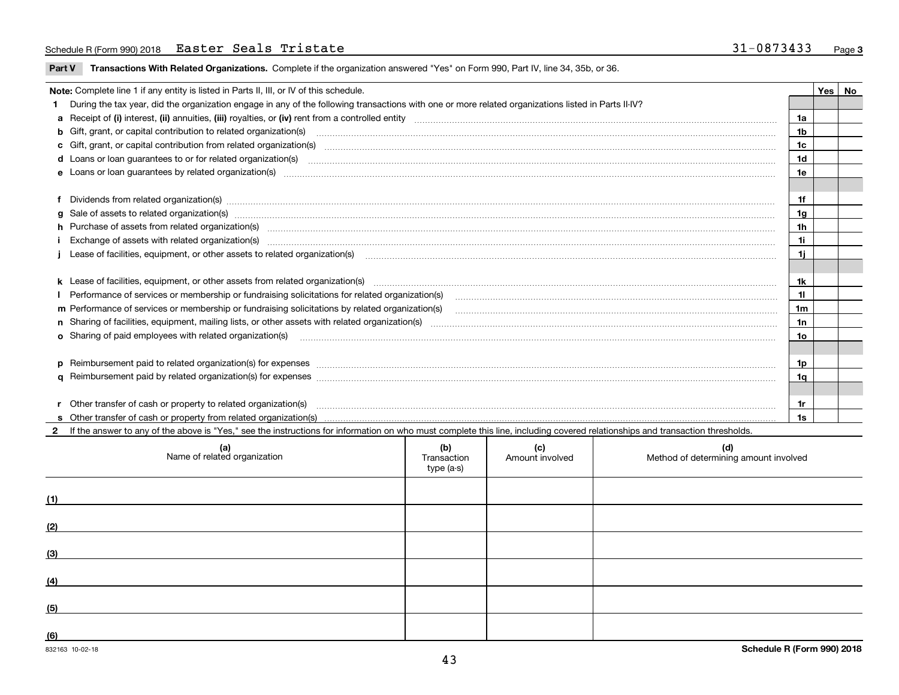Schedule R (Form 990) 2018 Easter Seals Tristate 31-0873433

**Part V** **Transactions With Related Organizations.** Complete if the organization answered "Yes" on Form 990, Part IV, line 34, 35b, or 36.

| **Note:** Complete line 1 if any entity is listed in Parts II, III, or IV of this schedule. | | Yes | No |
|---|---|---|---|
| **1** During the tax year, did the organization engage in any of the following transactions with one or more related organizations listed in Parts II-IV? | | | |
| **a** Receipt of **(i)** interest, **(ii)** annuities, **(iii)** royalties, or **(iv)** rent from a controlled entity | **1a** | | |
| **b** Gift, grant, or capital contribution to related organization(s) | **1b** | | |
| **c** Gift, grant, or capital contribution from related organization(s) | **1c** | | |
| **d** Loans or loan guarantees to or for related organization(s) | **1d** | | |
| **e** Loans or loan guarantees by related organization(s) | **1e** | | |
| **f** Dividends from related organization(s) | **1f** | | |
| **g** Sale of assets to related organization(s) | **1g** | | |
| **h** Purchase of assets from related organization(s) | **1h** | | |
| **i** Exchange of assets with related organization(s) | **1i** | | |
| **j** Lease of facilities, equipment, or other assets to related organization(s) | **1j** | | |
| **k** Lease of facilities, equipment, or other assets from related organization(s) | **1k** | | |
| **l** Performance of services or membership or fundraising solicitations for related organization(s) | **1l** | | |
| **m** Performance of services or membership or fundraising solicitations by related organization(s) | **1m** | | |
| **n** Sharing of facilities, equipment, mailing lists, or other assets with related organization(s) | **1n** | | |
| **o** Sharing of paid employees with related organization(s) | **1o** | | |
| **p** Reimbursement paid to related organization(s) for expenses | **1p** | | |
| **q** Reimbursement paid by related organization(s) for expenses | **1q** | | |
| **r** Other transfer of cash or property to related organization(s) | **1r** | | |
| **s** Other transfer of cash or property from related organization(s) | **1s** | | |

**2** If the answer to any of the above is "Yes," see the instructions for information on who must complete this line, including covered relationships and transaction thresholds.

| (a) Name of related organization | (b) Transaction type (a-s) | (c) Amount involved | (d) Method of determining amount involved |
|---|---|---|---|
| (1) | | | |
| (2) | | | |
| (3) | | | |
| (4) | | | |
| (5) | | | |
| (6) | | | |

832163 10-02-18

**Schedule R (Form 990) 2018**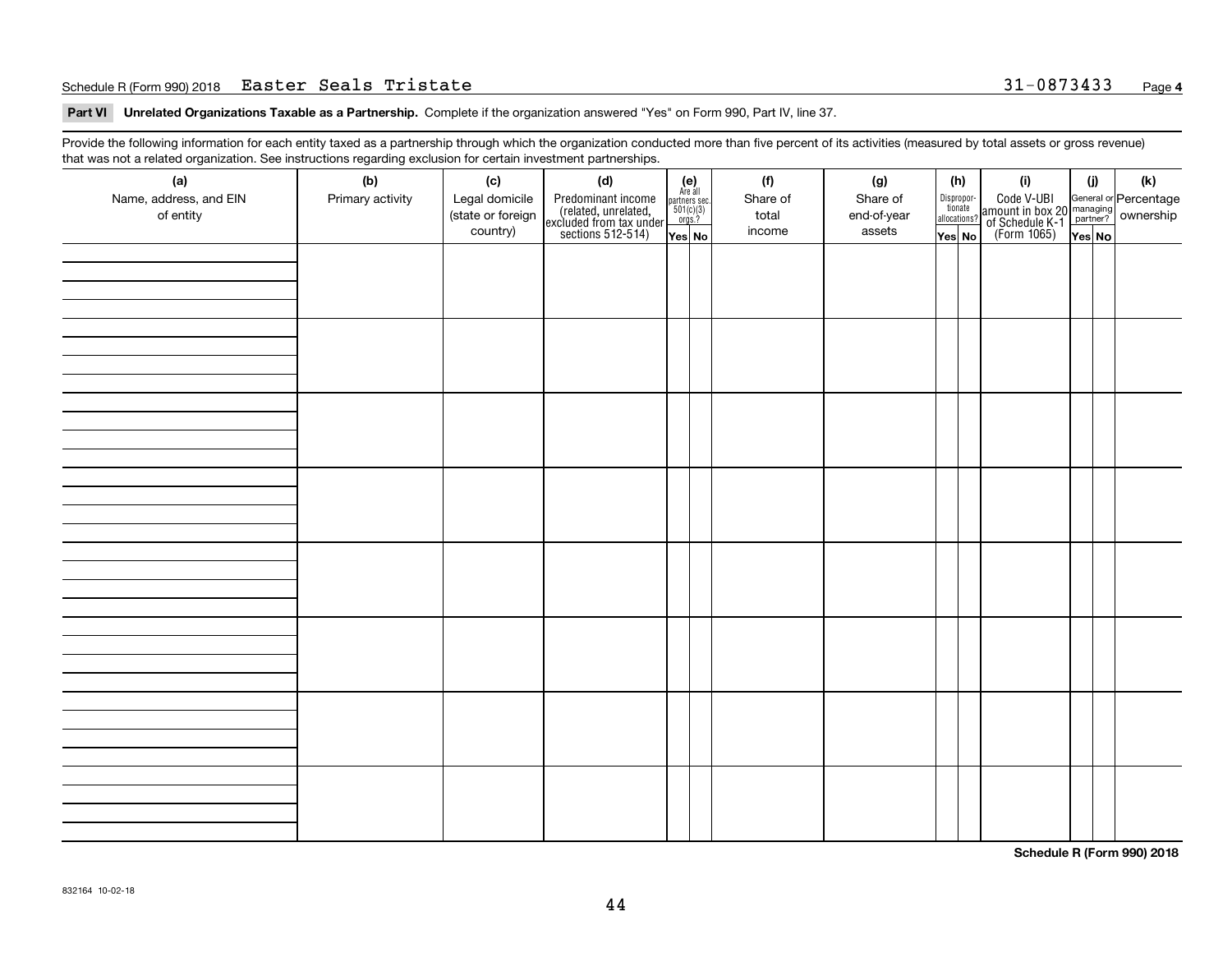Schedule R (Form 990) 2018 Easter Seals Tristate 31-0873433

**Part VI Unrelated Organizations Taxable as a Partnership.** Complete if the organization answered "Yes" on Form 990, Part IV, line 37.

Provide the following information for each entity taxed as a partnership through which the organization conducted more than five percent of its activities (measured by total assets or gross revenue) that was not a related organization. See instructions regarding exclusion for certain investment partnerships.

| (a) Name, address, and EIN of entity | (b) Primary activity | (c) Legal domicile (state or foreign country) | (d) Predominant income (related, unrelated, excluded from tax under sections 512-514) | (e) Are all partners sec. 501(c)(3) orgs.? | | (f) Share of total income | (g) Share of end-of-year assets | (h) Disproportionate allocations? | | (i) Code V-UBI amount in box 20 of Schedule K-1 (Form 1065) | (j) General or managing partner? | | (k) Percentage ownership |
|---|---|---|---|---|---|---|---|---|---|---|---|---|---|
| | | | | Yes | No | | | Yes | No | | Yes | No | |
| | | | | | | | | | | | | | |
| | | | | | | | | | | | | | |
| | | | | | | | | | | | | | |
| | | | | | | | | | | | | | |
| | | | | | | | | | | | | | |
| | | | | | | | | | | | | | |
| | | | | | | | | | | | | | |
| | | | | | | | | | | | | | |

**Schedule R (Form 990) 2018**

832164 10-02-18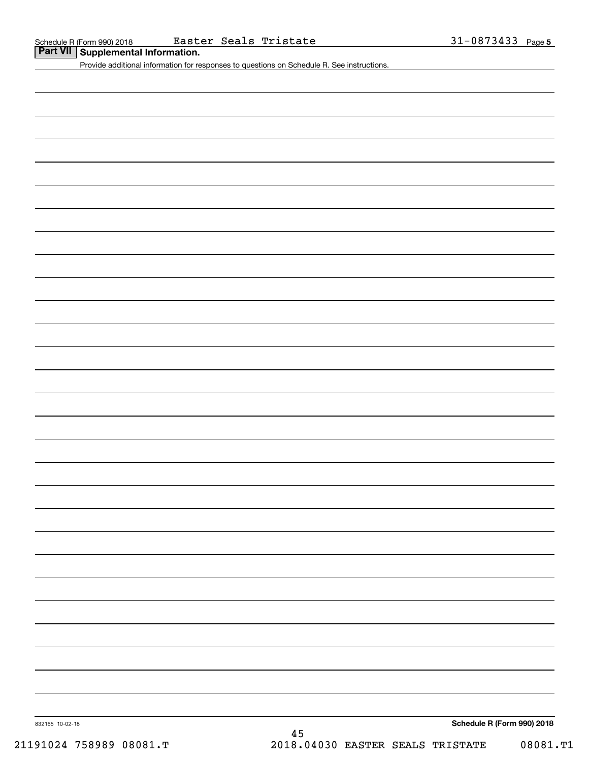## Part VII Supplemental Information.

Provide additional information for responses to questions on Schedule R. See instructions.

832165 10-02-18

**Schedule R (Form 990) 2018**